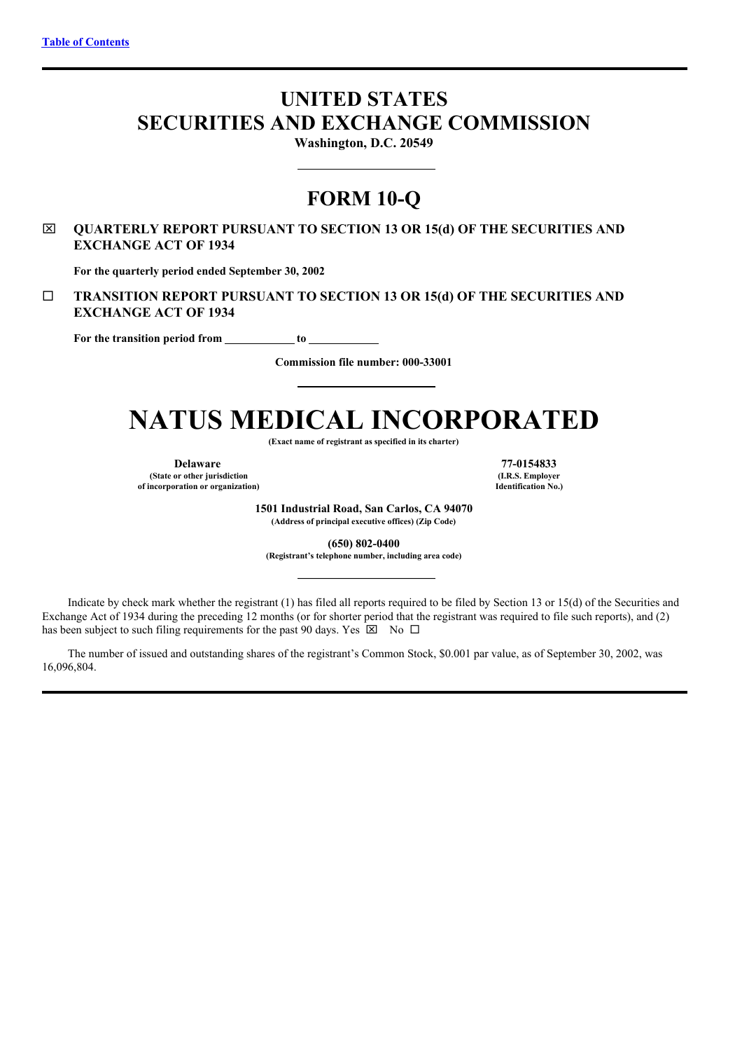# UNITED STATES SECURITIES AND EXCHANGE COMMISSION

**Washington, D.C. 20549**

## FORM 10-Q

☒ **QUARTERLY REPORT PURSUANT TO SECTION 13 OR 15(d) OF THE SECURITIES AND EXCHANGE ACT OF 1934**

**For the quarterly period ended September 30, 2002**

☐ **TRANSITION REPORT PURSUANT TO SECTION 13 OR 15(d) OF THE SECURITIES AND EXCHANGE ACT OF 1934**

**For the transition period from \_\_\_\_\_\_\_\_\_\_ to \_\_\_\_\_\_\_\_\_\_**

**Commission file number: 000-33001**

# NATUS MEDICAL INCORPORATED

**(Exact name of registrant as specified in its charter)**

| **Delaware** | **77-0154833** |
|---|---|
| **(State or other jurisdiction of incorporation or organization)** | **(I.R.S. Employer Identification No.)** |

**1501 Industrial Road, San Carlos, CA 94070**
**(Address of principal executive offices) (Zip Code)**

**(650) 802-0400**
**(Registrant's telephone number, including area code)**

Indicate by check mark whether the registrant (1) has filed all reports required to be filed by Section 13 or 15(d) of the Securities and Exchange Act of 1934 during the preceding 12 months (or for shorter period that the registrant was required to file such reports), and (2) has been subject to such filing requirements for the past 90 days. Yes ☒ No ☐

The number of issued and outstanding shares of the registrant's Common Stock, $0.001 par value, as of September 30, 2002, was 16,096,804.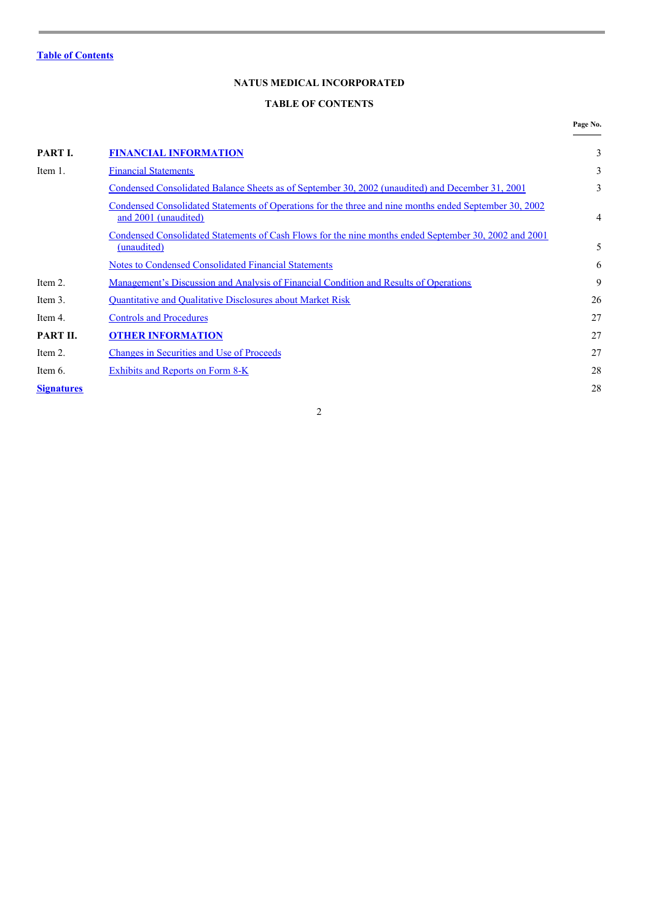Table of Contents

**NATUS MEDICAL INCORPORATED**

**TABLE OF CONTENTS**

| | | Page No. |
|---|---|---|
| **PART I.** | **FINANCIAL INFORMATION** | 3 |
| Item 1. | Financial Statements | 3 |
| | Condensed Consolidated Balance Sheets as of September 30, 2002 (unaudited) and December 31, 2001 | 3 |
| | Condensed Consolidated Statements of Operations for the three and nine months ended September 30, 2002 and 2001 (unaudited) | 4 |
| | Condensed Consolidated Statements of Cash Flows for the nine months ended September 30, 2002 and 2001 (unaudited) | 5 |
| | Notes to Condensed Consolidated Financial Statements | 6 |
| Item 2. | Management's Discussion and Analysis of Financial Condition and Results of Operations | 9 |
| Item 3. | Quantitative and Qualitative Disclosures about Market Risk | 26 |
| Item 4. | Controls and Procedures | 27 |
| **PART II.** | **OTHER INFORMATION** | 27 |
| Item 2. | Changes in Securities and Use of Proceeds | 27 |
| Item 6. | Exhibits and Reports on Form 8-K | 28 |
| **Signatures** | | 28 |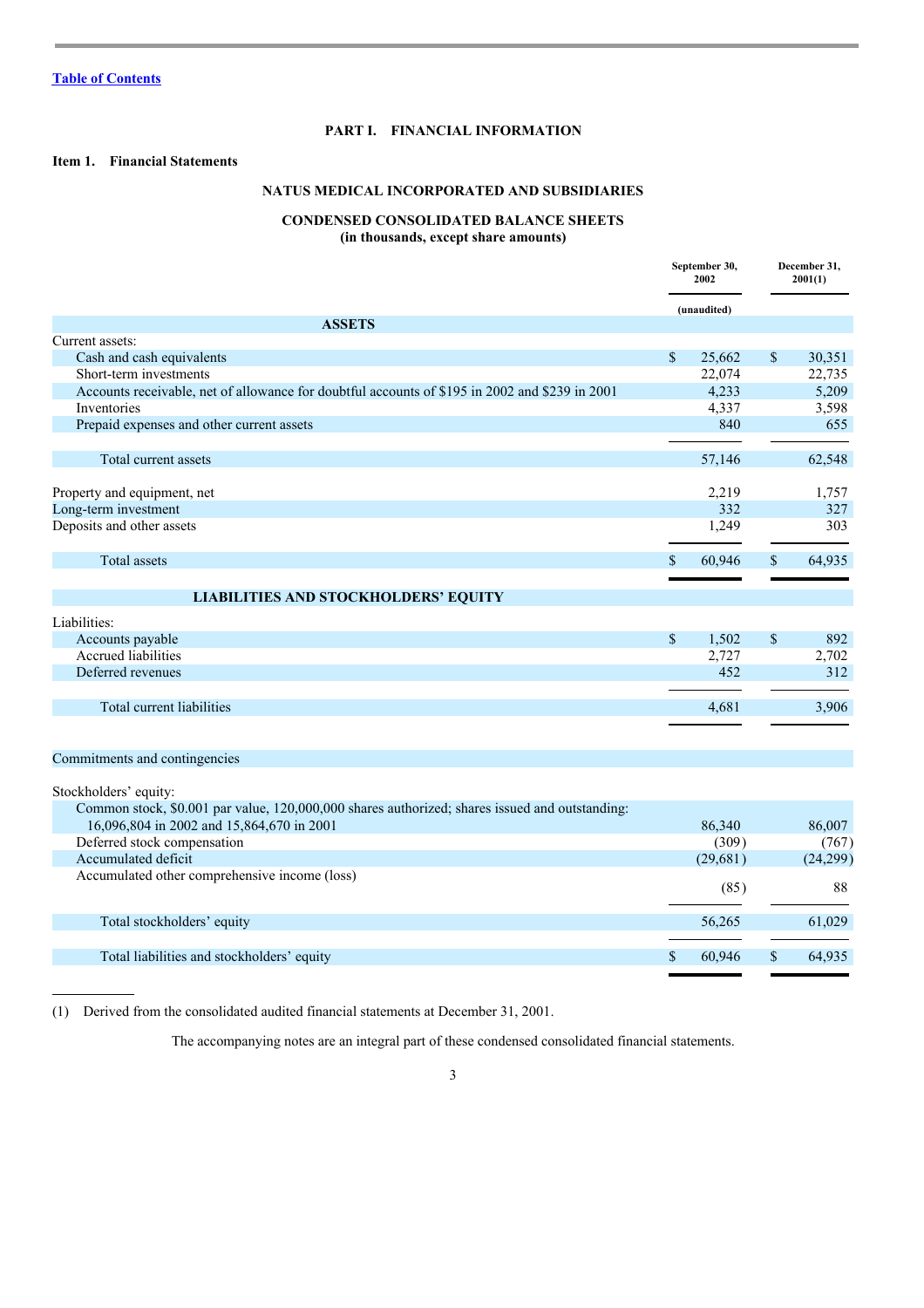[Table of Contents]

## PART I. FINANCIAL INFORMATION

### Item 1. Financial Statements

## NATUS MEDICAL INCORPORATED AND SUBSIDIARIES

### CONDENSED CONSOLIDATED BALANCE SHEETS
**(in thousands, except share amounts)**

| | September 30, 2002 | December 31, 2001(1) |
|---|---|---|
| | (unaudited) | |
| **ASSETS** | | |
| Current assets: | | |
| Cash and cash equivalents | $ 25,662 | $ 30,351 |
| Short-term investments | 22,074 | 22,735 |
| Accounts receivable, net of allowance for doubtful accounts of $195 in 2002 and $239 in 2001 | 4,233 | 5,209 |
| Inventories | 4,337 | 3,598 |
| Prepaid expenses and other current assets | 840 | 655 |
| Total current assets | 57,146 | 62,548 |
| Property and equipment, net | 2,219 | 1,757 |
| Long-term investment | 332 | 327 |
| Deposits and other assets | 1,249 | 303 |
| Total assets | $ 60,946 | $ 64,935 |
| **LIABILITIES AND STOCKHOLDERS' EQUITY** | | |
| Liabilities: | | |
| Accounts payable | $ 1,502 | $ 892 |
| Accrued liabilities | 2,727 | 2,702 |
| Deferred revenues | 452 | 312 |
| Total current liabilities | 4,681 | 3,906 |
| Commitments and contingencies | | |
| Stockholders' equity: | | |
| Common stock, $0.001 par value, 120,000,000 shares authorized; shares issued and outstanding: 16,096,804 in 2002 and 15,864,670 in 2001 | 86,340 | 86,007 |
| Deferred stock compensation | (309) | (767) |
| Accumulated deficit | (29,681) | (24,299) |
| Accumulated other comprehensive income (loss) | (85) | 88 |
| Total stockholders' equity | 56,265 | 61,029 |
| Total liabilities and stockholders' equity | $ 60,946 | $ 64,935 |

(1) Derived from the consolidated audited financial statements at December 31, 2001.

The accompanying notes are an integral part of these condensed consolidated financial statements.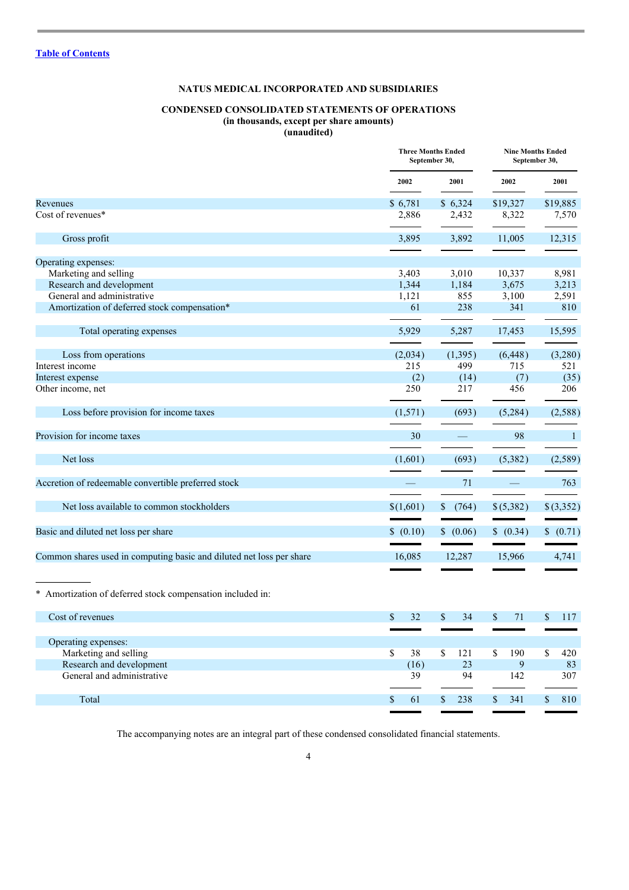[Table of Contents](#)

**NATUS MEDICAL INCORPORATED AND SUBSIDIARIES**

**CONDENSED CONSOLIDATED STATEMENTS OF OPERATIONS**
**(in thousands, except per share amounts)**
**(unaudited)**

| | Three Months Ended September 30, | | Nine Months Ended September 30, | |
|---|---|---|---|---|
| | 2002 | 2001 | 2002 | 2001 |
| Revenues | $ 6,781 | $ 6,324 | $19,327 | $19,885 |
| Cost of revenues* | 2,886 | 2,432 | 8,322 | 7,570 |
| Gross profit | 3,895 | 3,892 | 11,005 | 12,315 |
| Operating expenses: | | | | |
| Marketing and selling | 3,403 | 3,010 | 10,337 | 8,981 |
| Research and development | 1,344 | 1,184 | 3,675 | 3,213 |
| General and administrative | 1,121 | 855 | 3,100 | 2,591 |
| Amortization of deferred stock compensation* | 61 | 238 | 341 | 810 |
| Total operating expenses | 5,929 | 5,287 | 17,453 | 15,595 |
| Loss from operations | (2,034) | (1,395) | (6,448) | (3,280) |
| Interest income | 215 | 499 | 715 | 521 |
| Interest expense | (2) | (14) | (7) | (35) |
| Other income, net | 250 | 217 | 456 | 206 |
| Loss before provision for income taxes | (1,571) | (693) | (5,284) | (2,588) |
| Provision for income taxes | 30 | — | 98 | 1 |
| Net loss | (1,601) | (693) | (5,382) | (2,589) |
| Accretion of redeemable convertible preferred stock | — | 71 | — | 763 |
| Net loss available to common stockholders | $(1,601) | $ (764) | $(5,382) | $(3,352) |
| Basic and diluted net loss per share | $ (0.10) | $ (0.06) | $ (0.34) | $ (0.71) |
| Common shares used in computing basic and diluted net loss per share | 16,085 | 12,287 | 15,966 | 4,741 |

\* Amortization of deferred stock compensation included in:

| | | | | |
|---|---|---|---|---|
| Cost of revenues | $ 32 | $ 34 | $ 71 | $ 117 |
| Operating expenses: | | | | |
| Marketing and selling | $ 38 | $ 121 | $ 190 | $ 420 |
| Research and development | (16) | 23 | 9 | 83 |
| General and administrative | 39 | 94 | 142 | 307 |
| Total | $ 61 | $ 238 | $ 341 | $ 810 |

The accompanying notes are an integral part of these condensed consolidated financial statements.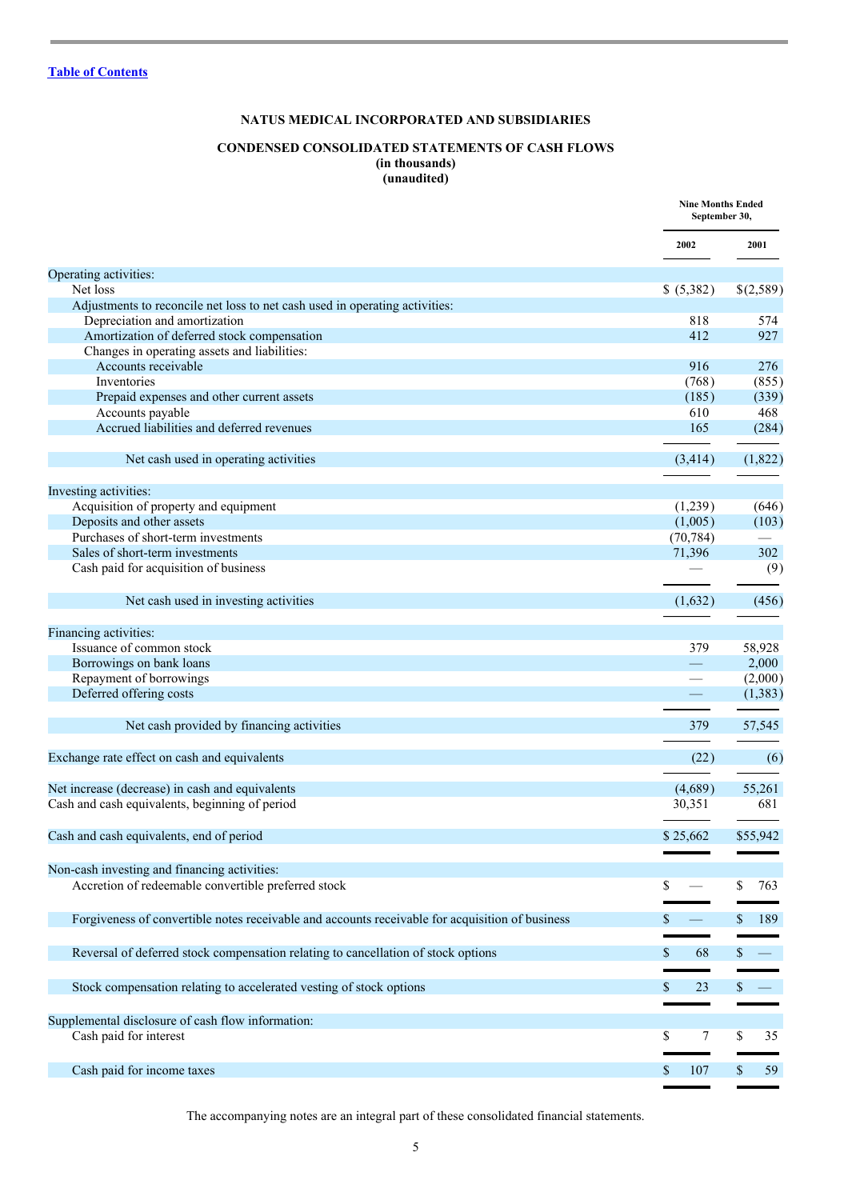[Table of Contents]

**NATUS MEDICAL INCORPORATED AND SUBSIDIARIES**

**CONDENSED CONSOLIDATED STATEMENTS OF CASH FLOWS**
**(in thousands)**
**(unaudited)**

| | Nine Months Ended September 30, | |
|---|---|---|
| | 2002 | 2001 |
| Operating activities: | | |
| Net loss | $ (5,382) | $(2,589) |
| Adjustments to reconcile net loss to net cash used in operating activities: | | |
| Depreciation and amortization | 818 | 574 |
| Amortization of deferred stock compensation | 412 | 927 |
| Changes in operating assets and liabilities: | | |
| Accounts receivable | 916 | 276 |
| Inventories | (768) | (855) |
| Prepaid expenses and other current assets | (185) | (339) |
| Accounts payable | 610 | 468 |
| Accrued liabilities and deferred revenues | 165 | (284) |
| Net cash used in operating activities | (3,414) | (1,822) |
| Investing activities: | | |
| Acquisition of property and equipment | (1,239) | (646) |
| Deposits and other assets | (1,005) | (103) |
| Purchases of short-term investments | (70,784) | — |
| Sales of short-term investments | 71,396 | 302 |
| Cash paid for acquisition of business | — | (9) |
| Net cash used in investing activities | (1,632) | (456) |
| Financing activities: | | |
| Issuance of common stock | 379 | 58,928 |
| Borrowings on bank loans | — | 2,000 |
| Repayment of borrowings | — | (2,000) |
| Deferred offering costs | — | (1,383) |
| Net cash provided by financing activities | 379 | 57,545 |
| Exchange rate effect on cash and equivalents | (22) | (6) |
| Net increase (decrease) in cash and equivalents | (4,689) | 55,261 |
| Cash and cash equivalents, beginning of period | 30,351 | 681 |
| Cash and cash equivalents, end of period | $ 25,662 | $55,942 |
| Non-cash investing and financing activities: | | |
| Accretion of redeemable convertible preferred stock | $ — | $ 763 |
| Forgiveness of convertible notes receivable and accounts receivable for acquisition of business | $ — | $ 189 |
| Reversal of deferred stock compensation relating to cancellation of stock options | $ 68 | $ — |
| Stock compensation relating to accelerated vesting of stock options | $ 23 | $ — |
| Supplemental disclosure of cash flow information: | | |
| Cash paid for interest | $ 7 | $ 35 |
| Cash paid for income taxes | $ 107 | $ 59 |

The accompanying notes are an integral part of these consolidated financial statements.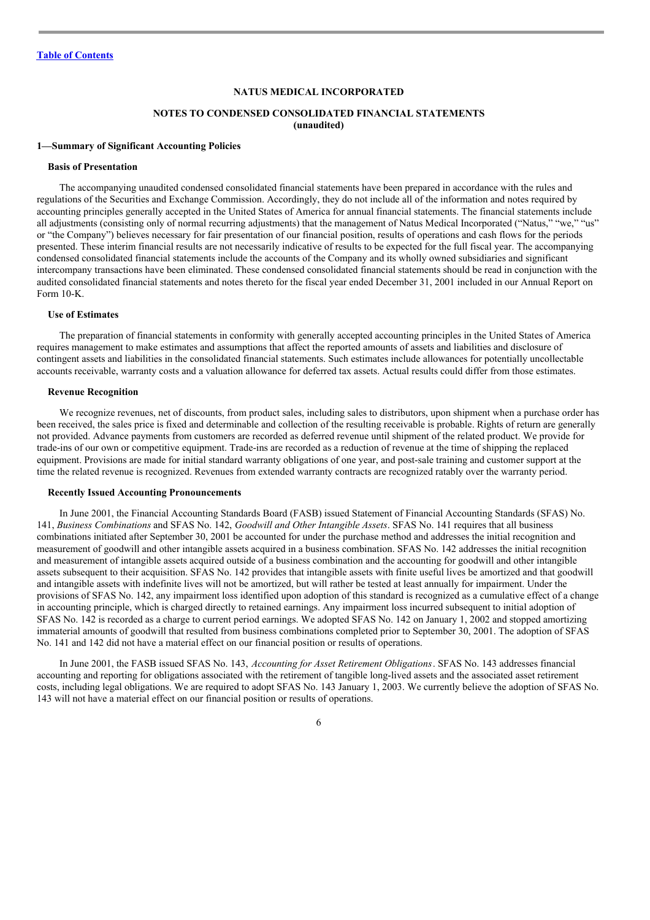**NATUS MEDICAL INCORPORATED**

**NOTES TO CONDENSED CONSOLIDATED FINANCIAL STATEMENTS**
**(unaudited)**

**1—Summary of Significant Accounting Policies**

**Basis of Presentation**

The accompanying unaudited condensed consolidated financial statements have been prepared in accordance with the rules and regulations of the Securities and Exchange Commission. Accordingly, they do not include all of the information and notes required by accounting principles generally accepted in the United States of America for annual financial statements. The financial statements include all adjustments (consisting only of normal recurring adjustments) that the management of Natus Medical Incorporated ("Natus," "we," "us" or "the Company") believes necessary for fair presentation of our financial position, results of operations and cash flows for the periods presented. These interim financial results are not necessarily indicative of results to be expected for the full fiscal year. The accompanying condensed consolidated financial statements include the accounts of the Company and its wholly owned subsidiaries and significant intercompany transactions have been eliminated. These condensed consolidated financial statements should be read in conjunction with the audited consolidated financial statements and notes thereto for the fiscal year ended December 31, 2001 included in our Annual Report on Form 10-K.

**Use of Estimates**

The preparation of financial statements in conformity with generally accepted accounting principles in the United States of America requires management to make estimates and assumptions that affect the reported amounts of assets and liabilities and disclosure of contingent assets and liabilities in the consolidated financial statements. Such estimates include allowances for potentially uncollectable accounts receivable, warranty costs and a valuation allowance for deferred tax assets. Actual results could differ from those estimates.

**Revenue Recognition**

We recognize revenues, net of discounts, from product sales, including sales to distributors, upon shipment when a purchase order has been received, the sales price is fixed and determinable and collection of the resulting receivable is probable. Rights of return are generally not provided. Advance payments from customers are recorded as deferred revenue until shipment of the related product. We provide for trade-ins of our own or competitive equipment. Trade-ins are recorded as a reduction of revenue at the time of shipping the replaced equipment. Provisions are made for initial standard warranty obligations of one year, and post-sale training and customer support at the time the related revenue is recognized. Revenues from extended warranty contracts are recognized ratably over the warranty period.

**Recently Issued Accounting Pronouncements**

In June 2001, the Financial Accounting Standards Board (FASB) issued Statement of Financial Accounting Standards (SFAS) No. 141, *Business Combinations* and SFAS No. 142, *Goodwill and Other Intangible Assets*. SFAS No. 141 requires that all business combinations initiated after September 30, 2001 be accounted for under the purchase method and addresses the initial recognition and measurement of goodwill and other intangible assets acquired in a business combination. SFAS No. 142 addresses the initial recognition and measurement of intangible assets acquired outside of a business combination and the accounting for goodwill and other intangible assets subsequent to their acquisition. SFAS No. 142 provides that intangible assets with finite useful lives be amortized and that goodwill and intangible assets with indefinite lives will not be amortized, but will rather be tested at least annually for impairment. Under the provisions of SFAS No. 142, any impairment loss identified upon adoption of this standard is recognized as a cumulative effect of a change in accounting principle, which is charged directly to retained earnings. Any impairment loss incurred subsequent to initial adoption of SFAS No. 142 is recorded as a charge to current period earnings. We adopted SFAS No. 142 on January 1, 2002 and stopped amortizing immaterial amounts of goodwill that resulted from business combinations completed prior to September 30, 2001. The adoption of SFAS No. 141 and 142 did not have a material effect on our financial position or results of operations.

In June 2001, the FASB issued SFAS No. 143, *Accounting for Asset Retirement Obligations*. SFAS No. 143 addresses financial accounting and reporting for obligations associated with the retirement of tangible long-lived assets and the associated asset retirement costs, including legal obligations. We are required to adopt SFAS No. 143 January 1, 2003. We currently believe the adoption of SFAS No. 143 will not have a material effect on our financial position or results of operations.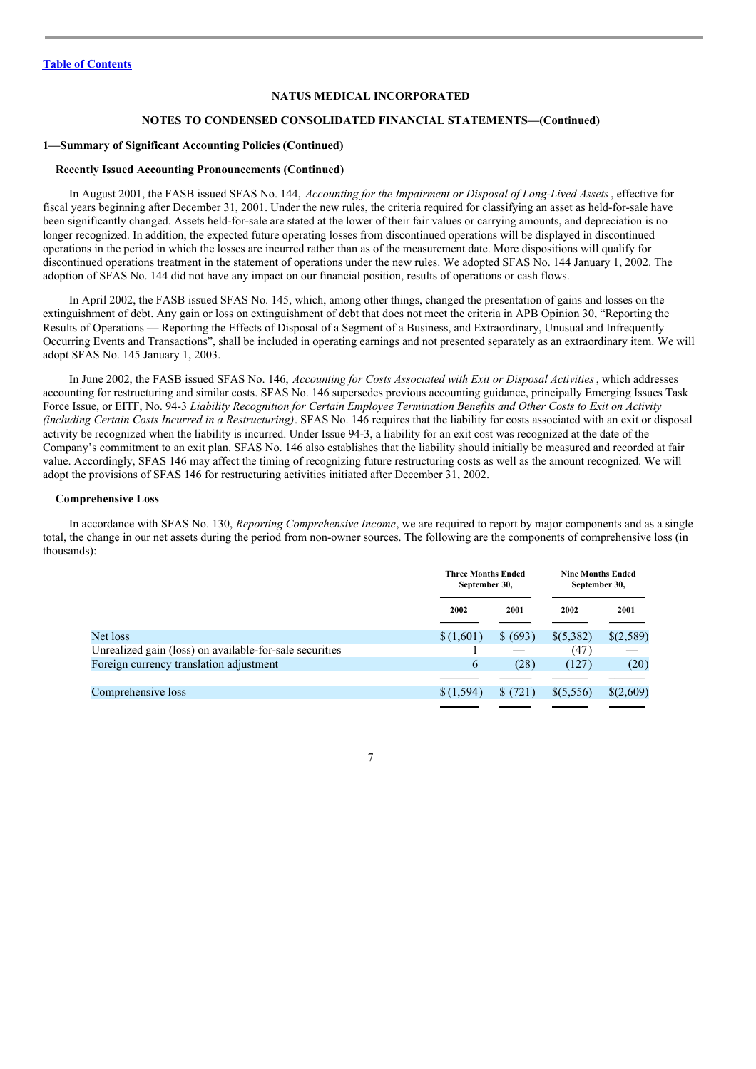[Table of Contents](#)

**NATUS MEDICAL INCORPORATED**

**NOTES TO CONDENSED CONSOLIDATED FINANCIAL STATEMENTS—(Continued)**

**1—Summary of Significant Accounting Policies (Continued)**

**Recently Issued Accounting Pronouncements (Continued)**

In August 2001, the FASB issued SFAS No. 144, *Accounting for the Impairment or Disposal of Long-Lived Assets* , effective for fiscal years beginning after December 31, 2001. Under the new rules, the criteria required for classifying an asset as held-for-sale have been significantly changed. Assets held-for-sale are stated at the lower of their fair values or carrying amounts, and depreciation is no longer recognized. In addition, the expected future operating losses from discontinued operations will be displayed in discontinued operations in the period in which the losses are incurred rather than as of the measurement date. More dispositions will qualify for discontinued operations treatment in the statement of operations under the new rules. We adopted SFAS No. 144 January 1, 2002. The adoption of SFAS No. 144 did not have any impact on our financial position, results of operations or cash flows.

In April 2002, the FASB issued SFAS No. 145, which, among other things, changed the presentation of gains and losses on the extinguishment of debt. Any gain or loss on extinguishment of debt that does not meet the criteria in APB Opinion 30, "Reporting the Results of Operations — Reporting the Effects of Disposal of a Segment of a Business, and Extraordinary, Unusual and Infrequently Occurring Events and Transactions", shall be included in operating earnings and not presented separately as an extraordinary item. We will adopt SFAS No. 145 January 1, 2003.

In June 2002, the FASB issued SFAS No. 146, *Accounting for Costs Associated with Exit or Disposal Activities* , which addresses accounting for restructuring and similar costs. SFAS No. 146 supersedes previous accounting guidance, principally Emerging Issues Task Force Issue, or EITF, No. 94-3 *Liability Recognition for Certain Employee Termination Benefits and Other Costs to Exit on Activity (including Certain Costs Incurred in a Restructuring)*. SFAS No. 146 requires that the liability for costs associated with an exit or disposal activity be recognized when the liability is incurred. Under Issue 94-3, a liability for an exit cost was recognized at the date of the Company's commitment to an exit plan. SFAS No. 146 also establishes that the liability should initially be measured and recorded at fair value. Accordingly, SFAS 146 may affect the timing of recognizing future restructuring costs as well as the amount recognized. We will adopt the provisions of SFAS 146 for restructuring activities initiated after December 31, 2002.

**Comprehensive Loss**

In accordance with SFAS No. 130, *Reporting Comprehensive Income*, we are required to report by major components and as a single total, the change in our net assets during the period from non-owner sources. The following are the components of comprehensive loss (in thousands):

| | Three Months Ended September 30, | | Nine Months Ended September 30, | |
|---|---|---|---|---|
| | 2002 | 2001 | 2002 | 2001 |
| Net loss | $ (1,601) | $ (693) | $(5,382) | $(2,589) |
| Unrealized gain (loss) on available-for-sale securities | 1 | — | (47) | — |
| Foreign currency translation adjustment | 6 | (28) | (127) | (20) |
| Comprehensive loss | $ (1,594) | $ (721) | $(5,556) | $(2,609) |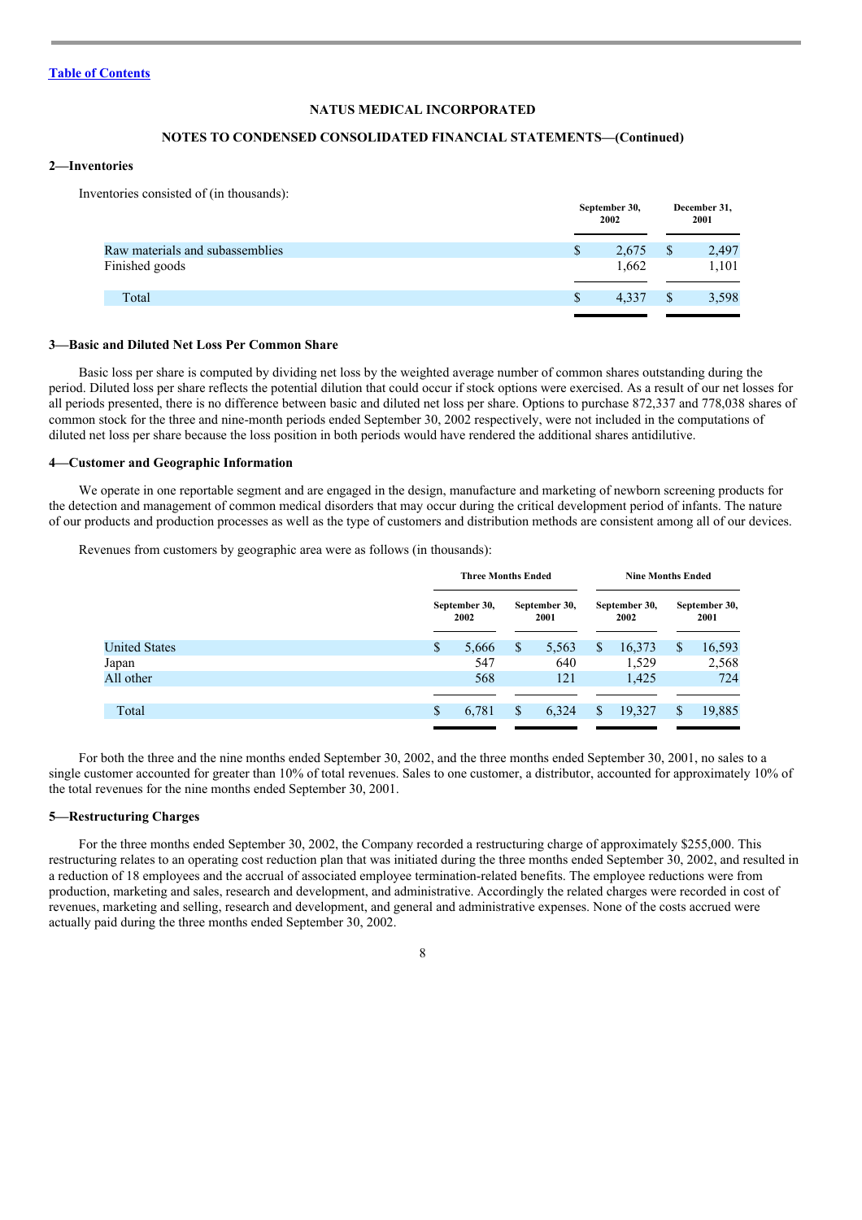[Table of Contents](#)

**NATUS MEDICAL INCORPORATED**

**NOTES TO CONDENSED CONSOLIDATED FINANCIAL STATEMENTS—(Continued)**

### 2—Inventories

Inventories consisted of (in thousands):

| | September 30, 2002 | December 31, 2001 |
|---|---|---|
| Raw materials and subassemblies | $ 2,675 | $ 2,497 |
| Finished goods | 1,662 | 1,101 |
| Total | $ 4,337 | $ 3,598 |

### 3—Basic and Diluted Net Loss Per Common Share

Basic loss per share is computed by dividing net loss by the weighted average number of common shares outstanding during the period. Diluted loss per share reflects the potential dilution that could occur if stock options were exercised. As a result of our net losses for all periods presented, there is no difference between basic and diluted net loss per share. Options to purchase 872,337 and 778,038 shares of common stock for the three and nine-month periods ended September 30, 2002 respectively, were not included in the computations of diluted net loss per share because the loss position in both periods would have rendered the additional shares antidilutive.

### 4—Customer and Geographic Information

We operate in one reportable segment and are engaged in the design, manufacture and marketing of newborn screening products for the detection and management of common medical disorders that may occur during the critical development period of infants. The nature of our products and production processes as well as the type of customers and distribution methods are consistent among all of our devices.

Revenues from customers by geographic area were as follows (in thousands):

| | Three Months Ended | | Nine Months Ended | |
|---|---|---|---|---|
| | September 30, 2002 | September 30, 2001 | September 30, 2002 | September 30, 2001 |
| United States | $ 5,666 | $ 5,563 | $ 16,373 | $ 16,593 |
| Japan | 547 | 640 | 1,529 | 2,568 |
| All other | 568 | 121 | 1,425 | 724 |
| Total | $ 6,781 | $ 6,324 | $ 19,327 | $ 19,885 |

For both the three and the nine months ended September 30, 2002, and the three months ended September 30, 2001, no sales to a single customer accounted for greater than 10% of total revenues. Sales to one customer, a distributor, accounted for approximately 10% of the total revenues for the nine months ended September 30, 2001.

### 5—Restructuring Charges

For the three months ended September 30, 2002, the Company recorded a restructuring charge of approximately $255,000. This restructuring relates to an operating cost reduction plan that was initiated during the three months ended September 30, 2002, and resulted in a reduction of 18 employees and the accrual of associated employee termination-related benefits. The employee reductions were from production, marketing and sales, research and development, and administrative. Accordingly the related charges were recorded in cost of revenues, marketing and selling, research and development, and general and administrative expenses. None of the costs accrued were actually paid during the three months ended September 30, 2002.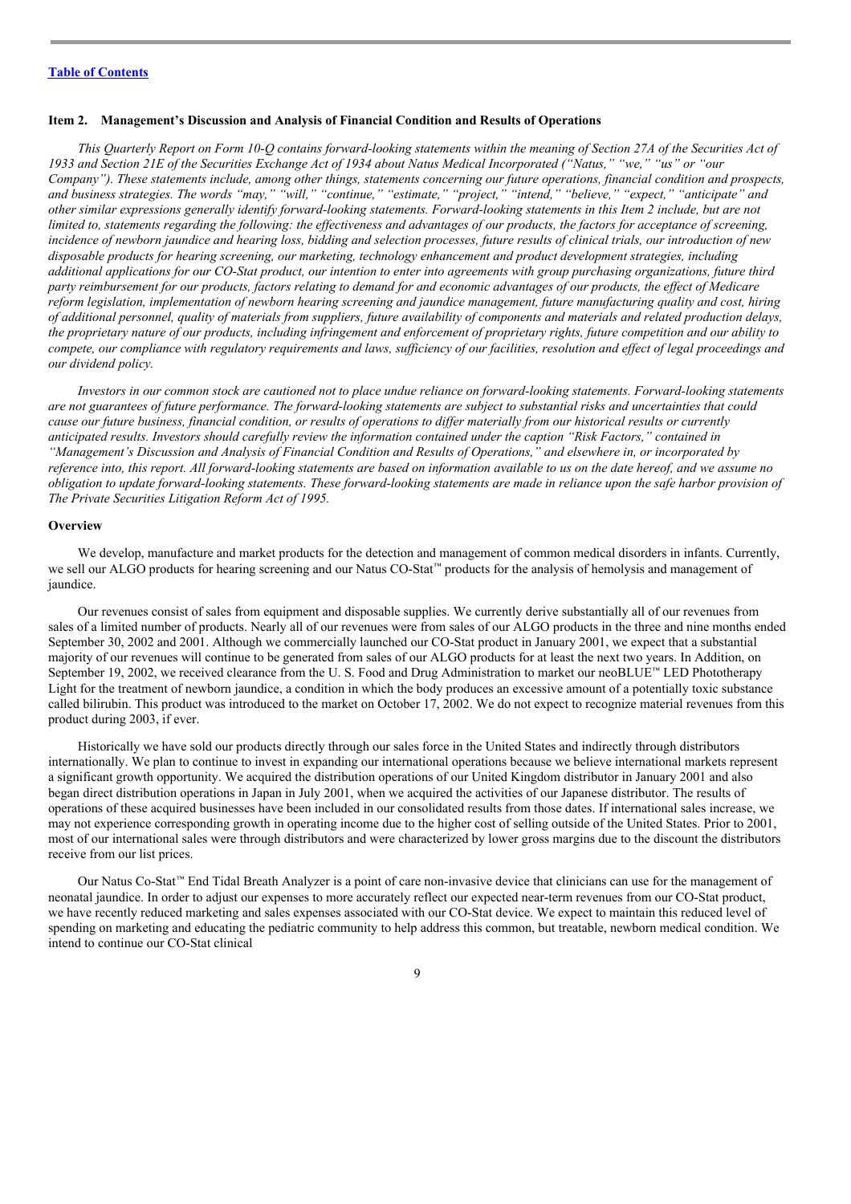[Table of Contents](#)

## Item 2. Management's Discussion and Analysis of Financial Condition and Results of Operations

*This Quarterly Report on Form 10-Q contains forward-looking statements within the meaning of Section 27A of the Securities Act of 1933 and Section 21E of the Securities Exchange Act of 1934 about Natus Medical Incorporated ("Natus," "we," "us" or "our Company"). These statements include, among other things, statements concerning our future operations, financial condition and prospects, and business strategies. The words "may," "will," "continue," "estimate," "project," "intend," "believe," "expect," "anticipate" and other similar expressions generally identify forward-looking statements. Forward-looking statements in this Item 2 include, but are not limited to, statements regarding the following: the effectiveness and advantages of our products, the factors for acceptance of screening, incidence of newborn jaundice and hearing loss, bidding and selection processes, future results of clinical trials, our introduction of new disposable products for hearing screening, our marketing, technology enhancement and product development strategies, including additional applications for our CO-Stat product, our intention to enter into agreements with group purchasing organizations, future third party reimbursement for our products, factors relating to demand for and economic advantages of our products, the effect of Medicare reform legislation, implementation of newborn hearing screening and jaundice management, future manufacturing quality and cost, hiring of additional personnel, quality of materials from suppliers, future availability of components and materials and related production delays, the proprietary nature of our products, including infringement and enforcement of proprietary rights, future competition and our ability to compete, our compliance with regulatory requirements and laws, sufficiency of our facilities, resolution and effect of legal proceedings and our dividend policy.*

*Investors in our common stock are cautioned not to place undue reliance on forward-looking statements. Forward-looking statements are not guarantees of future performance. The forward-looking statements are subject to substantial risks and uncertainties that could cause our future business, financial condition, or results of operations to differ materially from our historical results or currently anticipated results. Investors should carefully review the information contained under the caption "Risk Factors," contained in "Management's Discussion and Analysis of Financial Condition and Results of Operations," and elsewhere in, or incorporated by reference into, this report. All forward-looking statements are based on information available to us on the date hereof, and we assume no obligation to update forward-looking statements. These forward-looking statements are made in reliance upon the safe harbor provision of The Private Securities Litigation Reform Act of 1995.*

### Overview

We develop, manufacture and market products for the detection and management of common medical disorders in infants. Currently, we sell our ALGO products for hearing screening and our Natus CO-Stat™ products for the analysis of hemolysis and management of jaundice.

Our revenues consist of sales from equipment and disposable supplies. We currently derive substantially all of our revenues from sales of a limited number of products. Nearly all of our revenues were from sales of our ALGO products in the three and nine months ended September 30, 2002 and 2001. Although we commercially launched our CO-Stat product in January 2001, we expect that a substantial majority of our revenues will continue to be generated from sales of our ALGO products for at least the next two years. In Addition, on September 19, 2002, we received clearance from the U. S. Food and Drug Administration to market our neoBLUE™ LED Phototherapy Light for the treatment of newborn jaundice, a condition in which the body produces an excessive amount of a potentially toxic substance called bilirubin. This product was introduced to the market on October 17, 2002. We do not expect to recognize material revenues from this product during 2003, if ever.

Historically we have sold our products directly through our sales force in the United States and indirectly through distributors internationally. We plan to continue to invest in expanding our international operations because we believe international markets represent a significant growth opportunity. We acquired the distribution operations of our United Kingdom distributor in January 2001 and also began direct distribution operations in Japan in July 2001, when we acquired the activities of our Japanese distributor. The results of operations of these acquired businesses have been included in our consolidated results from those dates. If international sales increase, we may not experience corresponding growth in operating income due to the higher cost of selling outside of the United States. Prior to 2001, most of our international sales were through distributors and were characterized by lower gross margins due to the discount the distributors receive from our list prices.

Our Natus Co-Stat™ End Tidal Breath Analyzer is a point of care non-invasive device that clinicians can use for the management of neonatal jaundice. In order to adjust our expenses to more accurately reflect our expected near-term revenues from our CO-Stat product, we have recently reduced marketing and sales expenses associated with our CO-Stat device. We expect to maintain this reduced level of spending on marketing and educating the pediatric community to help address this common, but treatable, newborn medical condition. We intend to continue our CO-Stat clinical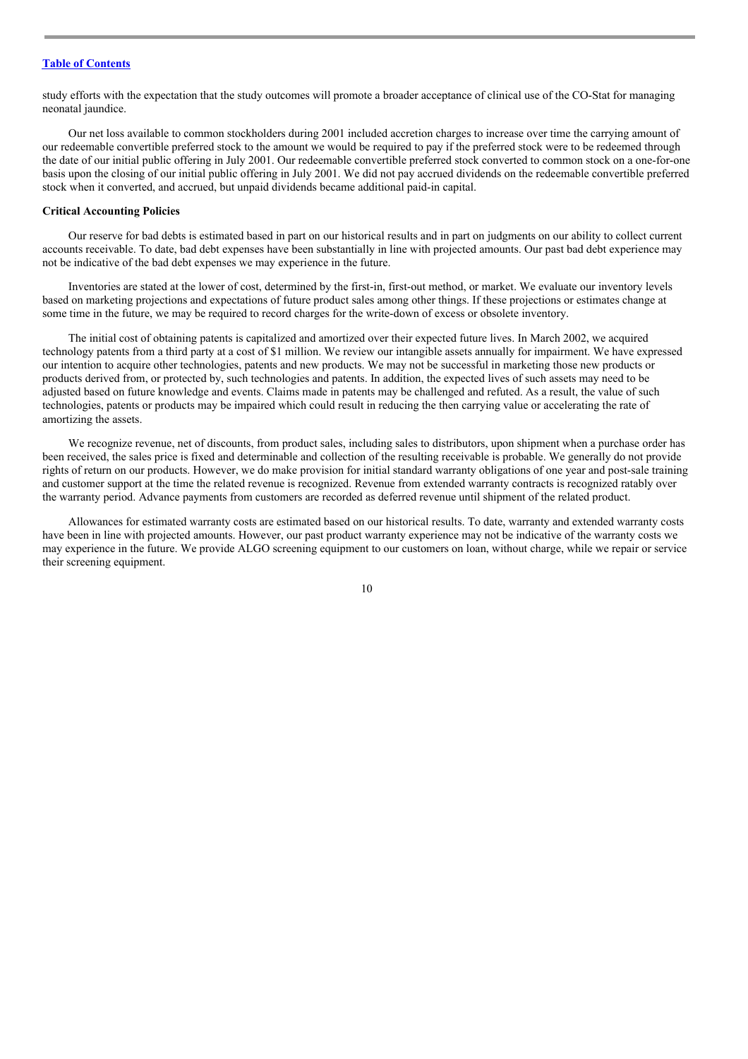study efforts with the expectation that the study outcomes will promote a broader acceptance of clinical use of the CO-Stat for managing neonatal jaundice.

Our net loss available to common stockholders during 2001 included accretion charges to increase over time the carrying amount of our redeemable convertible preferred stock to the amount we would be required to pay if the preferred stock were to be redeemed through the date of our initial public offering in July 2001. Our redeemable convertible preferred stock converted to common stock on a one-for-one basis upon the closing of our initial public offering in July 2001. We did not pay accrued dividends on the redeemable convertible preferred stock when it converted, and accrued, but unpaid dividends became additional paid-in capital.

**Critical Accounting Policies**

Our reserve for bad debts is estimated based in part on our historical results and in part on judgments on our ability to collect current accounts receivable. To date, bad debt expenses have been substantially in line with projected amounts. Our past bad debt experience may not be indicative of the bad debt expenses we may experience in the future.

Inventories are stated at the lower of cost, determined by the first-in, first-out method, or market. We evaluate our inventory levels based on marketing projections and expectations of future product sales among other things. If these projections or estimates change at some time in the future, we may be required to record charges for the write-down of excess or obsolete inventory.

The initial cost of obtaining patents is capitalized and amortized over their expected future lives. In March 2002, we acquired technology patents from a third party at a cost of $1 million. We review our intangible assets annually for impairment. We have expressed our intention to acquire other technologies, patents and new products. We may not be successful in marketing those new products or products derived from, or protected by, such technologies and patents. In addition, the expected lives of such assets may need to be adjusted based on future knowledge and events. Claims made in patents may be challenged and refuted. As a result, the value of such technologies, patents or products may be impaired which could result in reducing the then carrying value or accelerating the rate of amortizing the assets.

We recognize revenue, net of discounts, from product sales, including sales to distributors, upon shipment when a purchase order has been received, the sales price is fixed and determinable and collection of the resulting receivable is probable. We generally do not provide rights of return on our products. However, we do make provision for initial standard warranty obligations of one year and post-sale training and customer support at the time the related revenue is recognized. Revenue from extended warranty contracts is recognized ratably over the warranty period. Advance payments from customers are recorded as deferred revenue until shipment of the related product.

Allowances for estimated warranty costs are estimated based on our historical results. To date, warranty and extended warranty costs have been in line with projected amounts. However, our past product warranty experience may not be indicative of the warranty costs we may experience in the future. We provide ALGO screening equipment to our customers on loan, without charge, while we repair or service their screening equipment.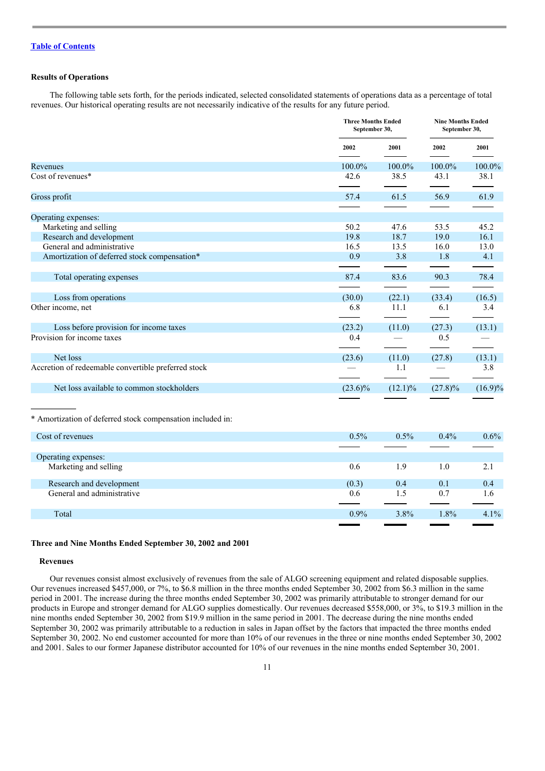[Table of Contents](#)

### Results of Operations

The following table sets forth, for the periods indicated, selected consolidated statements of operations data as a percentage of total revenues. Our historical operating results are not necessarily indicative of the results for any future period.

| | Three Months Ended September 30, | | Nine Months Ended September 30, | |
|---|---|---|---|---|
| | 2002 | 2001 | 2002 | 2001 |
| Revenues | 100.0% | 100.0% | 100.0% | 100.0% |
| Cost of revenues* | 42.6 | 38.5 | 43.1 | 38.1 |
| Gross profit | 57.4 | 61.5 | 56.9 | 61.9 |
| Operating expenses: | | | | |
| Marketing and selling | 50.2 | 47.6 | 53.5 | 45.2 |
| Research and development | 19.8 | 18.7 | 19.0 | 16.1 |
| General and administrative | 16.5 | 13.5 | 16.0 | 13.0 |
| Amortization of deferred stock compensation* | 0.9 | 3.8 | 1.8 | 4.1 |
| Total operating expenses | 87.4 | 83.6 | 90.3 | 78.4 |
| Loss from operations | (30.0) | (22.1) | (33.4) | (16.5) |
| Other income, net | 6.8 | 11.1 | 6.1 | 3.4 |
| Loss before provision for income taxes | (23.2) | (11.0) | (27.3) | (13.1) |
| Provision for income taxes | 0.4 | — | 0.5 | — |
| Net loss | (23.6) | (11.0) | (27.8) | (13.1) |
| Accretion of redeemable convertible preferred stock | — | 1.1 | — | 3.8 |
| Net loss available to common stockholders | (23.6)% | (12.1)% | (27.8)% | (16.9)% |

\* Amortization of deferred stock compensation included in:

| | Three Months Ended September 30, | | Nine Months Ended September 30, | |
|---|---|---|---|---|
| | 2002 | 2001 | 2002 | 2001 |
| Cost of revenues | 0.5% | 0.5% | 0.4% | 0.6% |
| Operating expenses: | | | | |
| Marketing and selling | 0.6 | 1.9 | 1.0 | 2.1 |
| Research and development | (0.3) | 0.4 | 0.1 | 0.4 |
| General and administrative | 0.6 | 1.5 | 0.7 | 1.6 |
| Total | 0.9% | 3.8% | 1.8% | 4.1% |

### Three and Nine Months Ended September 30, 2002 and 2001

#### Revenues

Our revenues consist almost exclusively of revenues from the sale of ALGO screening equipment and related disposable supplies. Our revenues increased $457,000, or 7%, to $6.8 million in the three months ended September 30, 2002 from $6.3 million in the same period in 2001. The increase during the three months ended September 30, 2002 was primarily attributable to stronger demand for our products in Europe and stronger demand for ALGO supplies domestically. Our revenues decreased $558,000, or 3%, to $19.3 million in the nine months ended September 30, 2002 from $19.9 million in the same period in 2001. The decrease during the nine months ended September 30, 2002 was primarily attributable to a reduction in sales in Japan offset by the factors that impacted the three months ended September 30, 2002. No end customer accounted for more than 10% of our revenues in the three or nine months ended September 30, 2002 and 2001. Sales to our former Japanese distributor accounted for 10% of our revenues in the nine months ended September 30, 2001.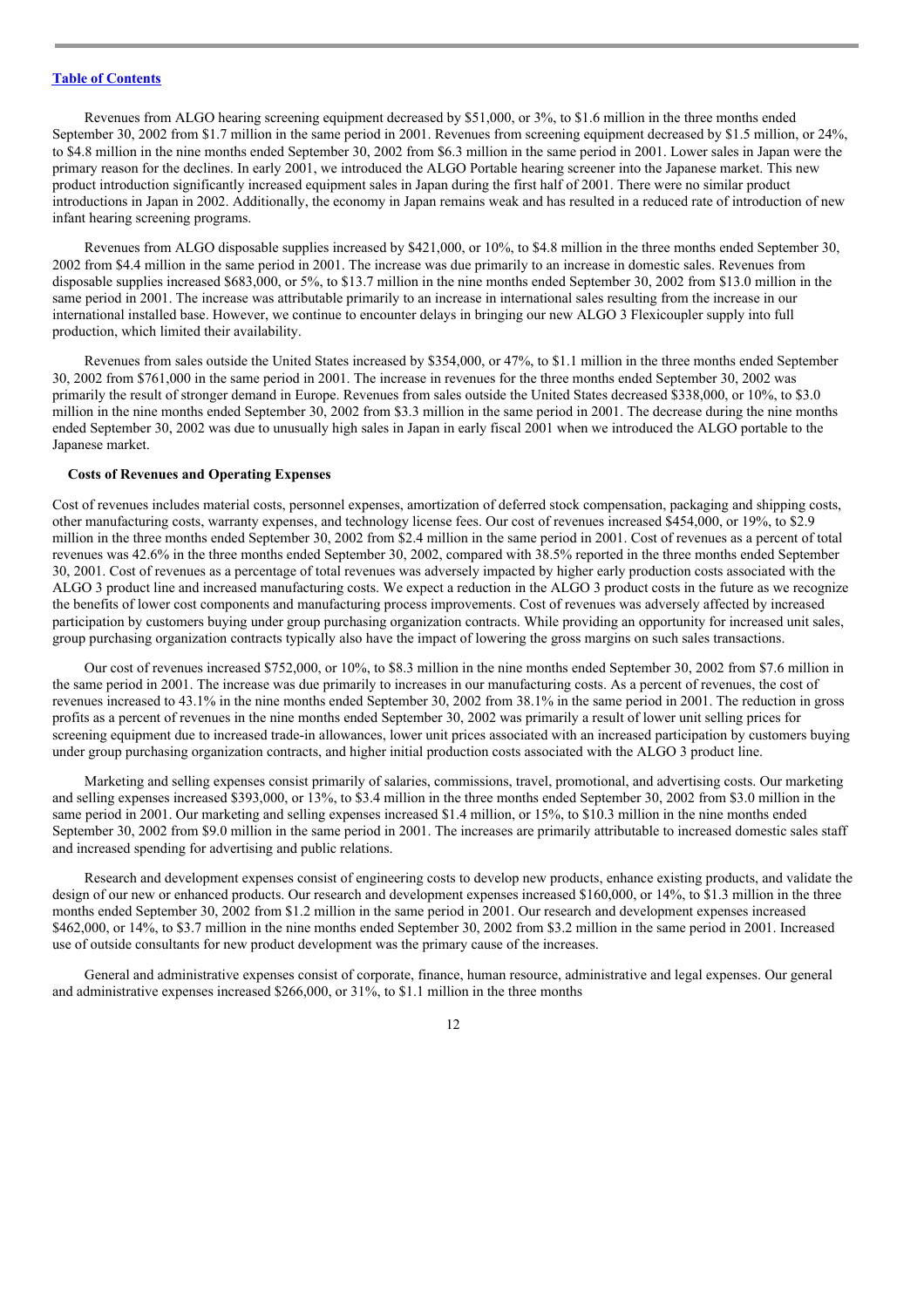Revenues from ALGO hearing screening equipment decreased by $51,000, or 3%, to $1.6 million in the three months ended September 30, 2002 from $1.7 million in the same period in 2001. Revenues from screening equipment decreased by $1.5 million, or 24%, to $4.8 million in the nine months ended September 30, 2002 from $6.3 million in the same period in 2001. Lower sales in Japan were the primary reason for the declines. In early 2001, we introduced the ALGO Portable hearing screener into the Japanese market. This new product introduction significantly increased equipment sales in Japan during the first half of 2001. There were no similar product introductions in Japan in 2002. Additionally, the economy in Japan remains weak and has resulted in a reduced rate of introduction of new infant hearing screening programs.

Revenues from ALGO disposable supplies increased by $421,000, or 10%, to $4.8 million in the three months ended September 30, 2002 from $4.4 million in the same period in 2001. The increase was due primarily to an increase in domestic sales. Revenues from disposable supplies increased $683,000, or 5%, to $13.7 million in the nine months ended September 30, 2002 from $13.0 million in the same period in 2001. The increase was attributable primarily to an increase in international sales resulting from the increase in our international installed base. However, we continue to encounter delays in bringing our new ALGO 3 Flexicoupler supply into full production, which limited their availability.

Revenues from sales outside the United States increased by $354,000, or 47%, to $1.1 million in the three months ended September 30, 2002 from $761,000 in the same period in 2001. The increase in revenues for the three months ended September 30, 2002 was primarily the result of stronger demand in Europe. Revenues from sales outside the United States decreased $338,000, or 10%, to $3.0 million in the nine months ended September 30, 2002 from $3.3 million in the same period in 2001. The decrease during the nine months ended September 30, 2002 was due to unusually high sales in Japan in early fiscal 2001 when we introduced the ALGO portable to the Japanese market.

**Costs of Revenues and Operating Expenses**

Cost of revenues includes material costs, personnel expenses, amortization of deferred stock compensation, packaging and shipping costs, other manufacturing costs, warranty expenses, and technology license fees. Our cost of revenues increased $454,000, or 19%, to $2.9 million in the three months ended September 30, 2002 from $2.4 million in the same period in 2001. Cost of revenues as a percent of total revenues was 42.6% in the three months ended September 30, 2002, compared with 38.5% reported in the three months ended September 30, 2001. Cost of revenues as a percentage of total revenues was adversely impacted by higher early production costs associated with the ALGO 3 product line and increased manufacturing costs. We expect a reduction in the ALGO 3 product costs in the future as we recognize the benefits of lower cost components and manufacturing process improvements. Cost of revenues was adversely affected by increased participation by customers buying under group purchasing organization contracts. While providing an opportunity for increased unit sales, group purchasing organization contracts typically also have the impact of lowering the gross margins on such sales transactions.

Our cost of revenues increased $752,000, or 10%, to $8.3 million in the nine months ended September 30, 2002 from $7.6 million in the same period in 2001. The increase was due primarily to increases in our manufacturing costs. As a percent of revenues, the cost of revenues increased to 43.1% in the nine months ended September 30, 2002 from 38.1% in the same period in 2001. The reduction in gross profits as a percent of revenues in the nine months ended September 30, 2002 was primarily a result of lower unit selling prices for screening equipment due to increased trade-in allowances, lower unit prices associated with an increased participation by customers buying under group purchasing organization contracts, and higher initial production costs associated with the ALGO 3 product line.

Marketing and selling expenses consist primarily of salaries, commissions, travel, promotional, and advertising costs. Our marketing and selling expenses increased $393,000, or 13%, to $3.4 million in the three months ended September 30, 2002 from $3.0 million in the same period in 2001. Our marketing and selling expenses increased $1.4 million, or 15%, to $10.3 million in the nine months ended September 30, 2002 from $9.0 million in the same period in 2001. The increases are primarily attributable to increased domestic sales staff and increased spending for advertising and public relations.

Research and development expenses consist of engineering costs to develop new products, enhance existing products, and validate the design of our new or enhanced products. Our research and development expenses increased $160,000, or 14%, to $1.3 million in the three months ended September 30, 2002 from $1.2 million in the same period in 2001. Our research and development expenses increased $462,000, or 14%, to $3.7 million in the nine months ended September 30, 2002 from $3.2 million in the same period in 2001. Increased use of outside consultants for new product development was the primary cause of the increases.

General and administrative expenses consist of corporate, finance, human resource, administrative and legal expenses. Our general and administrative expenses increased $266,000, or 31%, to $1.1 million in the three months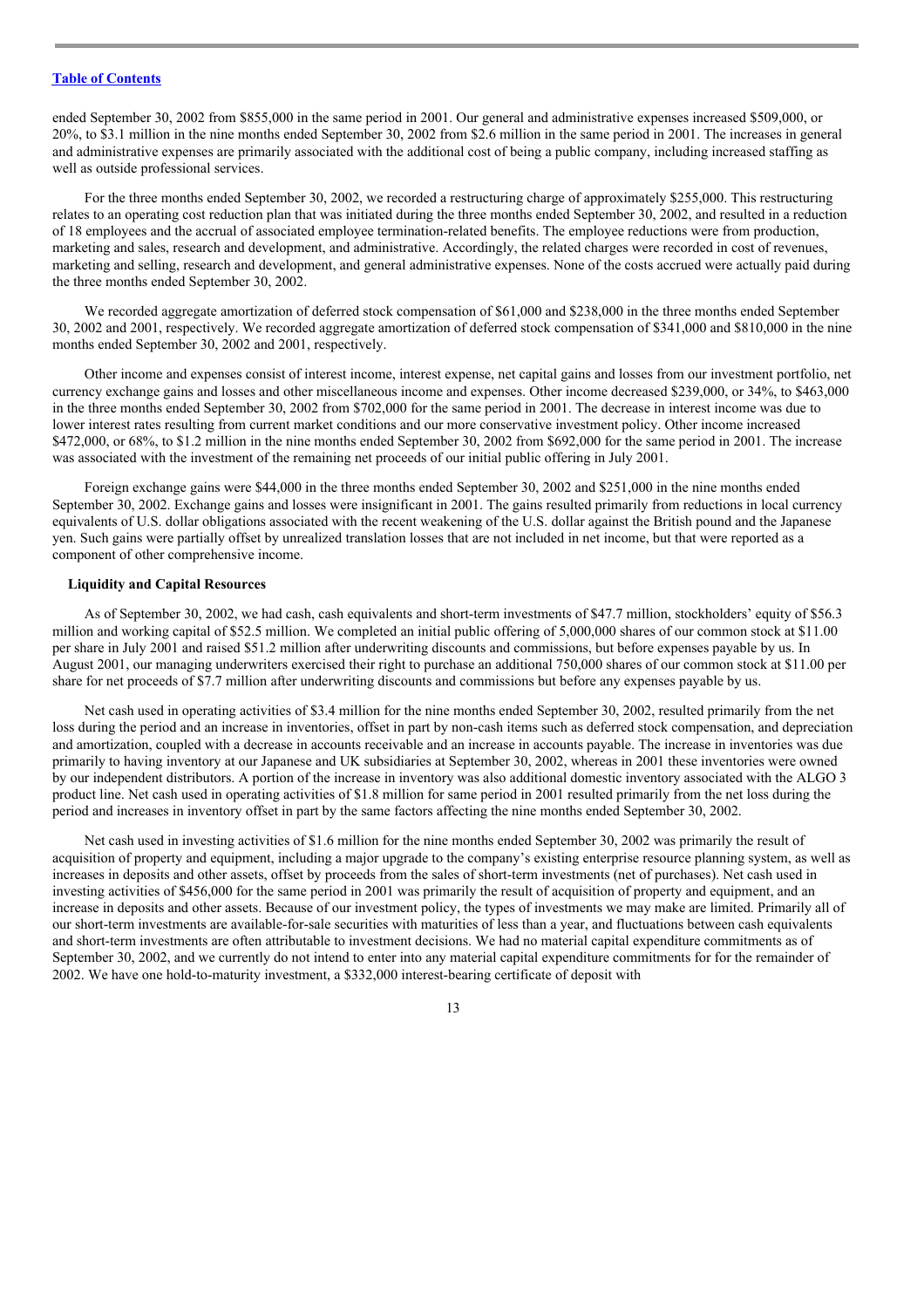ended September 30, 2002 from $855,000 in the same period in 2001. Our general and administrative expenses increased $509,000, or 20%, to $3.1 million in the nine months ended September 30, 2002 from $2.6 million in the same period in 2001. The increases in general and administrative expenses are primarily associated with the additional cost of being a public company, including increased staffing as well as outside professional services.

For the three months ended September 30, 2002, we recorded a restructuring charge of approximately $255,000. This restructuring relates to an operating cost reduction plan that was initiated during the three months ended September 30, 2002, and resulted in a reduction of 18 employees and the accrual of associated employee termination-related benefits. The employee reductions were from production, marketing and sales, research and development, and administrative. Accordingly, the related charges were recorded in cost of revenues, marketing and selling, research and development, and general administrative expenses. None of the costs accrued were actually paid during the three months ended September 30, 2002.

We recorded aggregate amortization of deferred stock compensation of $61,000 and $238,000 in the three months ended September 30, 2002 and 2001, respectively. We recorded aggregate amortization of deferred stock compensation of $341,000 and $810,000 in the nine months ended September 30, 2002 and 2001, respectively.

Other income and expenses consist of interest income, interest expense, net capital gains and losses from our investment portfolio, net currency exchange gains and losses and other miscellaneous income and expenses. Other income decreased $239,000, or 34%, to $463,000 in the three months ended September 30, 2002 from $702,000 for the same period in 2001. The decrease in interest income was due to lower interest rates resulting from current market conditions and our more conservative investment policy. Other income increased $472,000, or 68%, to $1.2 million in the nine months ended September 30, 2002 from $692,000 for the same period in 2001. The increase was associated with the investment of the remaining net proceeds of our initial public offering in July 2001.

Foreign exchange gains were $44,000 in the three months ended September 30, 2002 and $251,000 in the nine months ended September 30, 2002. Exchange gains and losses were insignificant in 2001. The gains resulted primarily from reductions in local currency equivalents of U.S. dollar obligations associated with the recent weakening of the U.S. dollar against the British pound and the Japanese yen. Such gains were partially offset by unrealized translation losses that are not included in net income, but that were reported as a component of other comprehensive income.

### Liquidity and Capital Resources

As of September 30, 2002, we had cash, cash equivalents and short-term investments of $47.7 million, stockholders' equity of $56.3 million and working capital of $52.5 million. We completed an initial public offering of 5,000,000 shares of our common stock at $11.00 per share in July 2001 and raised $51.2 million after underwriting discounts and commissions, but before expenses payable by us. In August 2001, our managing underwriters exercised their right to purchase an additional 750,000 shares of our common stock at $11.00 per share for net proceeds of $7.7 million after underwriting discounts and commissions but before any expenses payable by us.

Net cash used in operating activities of $3.4 million for the nine months ended September 30, 2002, resulted primarily from the net loss during the period and an increase in inventories, offset in part by non-cash items such as deferred stock compensation, and depreciation and amortization, coupled with a decrease in accounts receivable and an increase in accounts payable. The increase in inventories was due primarily to having inventory at our Japanese and UK subsidiaries at September 30, 2002, whereas in 2001 these inventories were owned by our independent distributors. A portion of the increase in inventory was also additional domestic inventory associated with the ALGO 3 product line. Net cash used in operating activities of $1.8 million for same period in 2001 resulted primarily from the net loss during the period and increases in inventory offset in part by the same factors affecting the nine months ended September 30, 2002.

Net cash used in investing activities of $1.6 million for the nine months ended September 30, 2002 was primarily the result of acquisition of property and equipment, including a major upgrade to the company's existing enterprise resource planning system, as well as increases in deposits and other assets, offset by proceeds from the sales of short-term investments (net of purchases). Net cash used in investing activities of $456,000 for the same period in 2001 was primarily the result of acquisition of property and equipment, and an increase in deposits and other assets. Because of our investment policy, the types of investments we may make are limited. Primarily all of our short-term investments are available-for-sale securities with maturities of less than a year, and fluctuations between cash equivalents and short-term investments are often attributable to investment decisions. We had no material capital expenditure commitments as of September 30, 2002, and we currently do not intend to enter into any material capital expenditure commitments for for the remainder of 2002. We have one hold-to-maturity investment, a $332,000 interest-bearing certificate of deposit with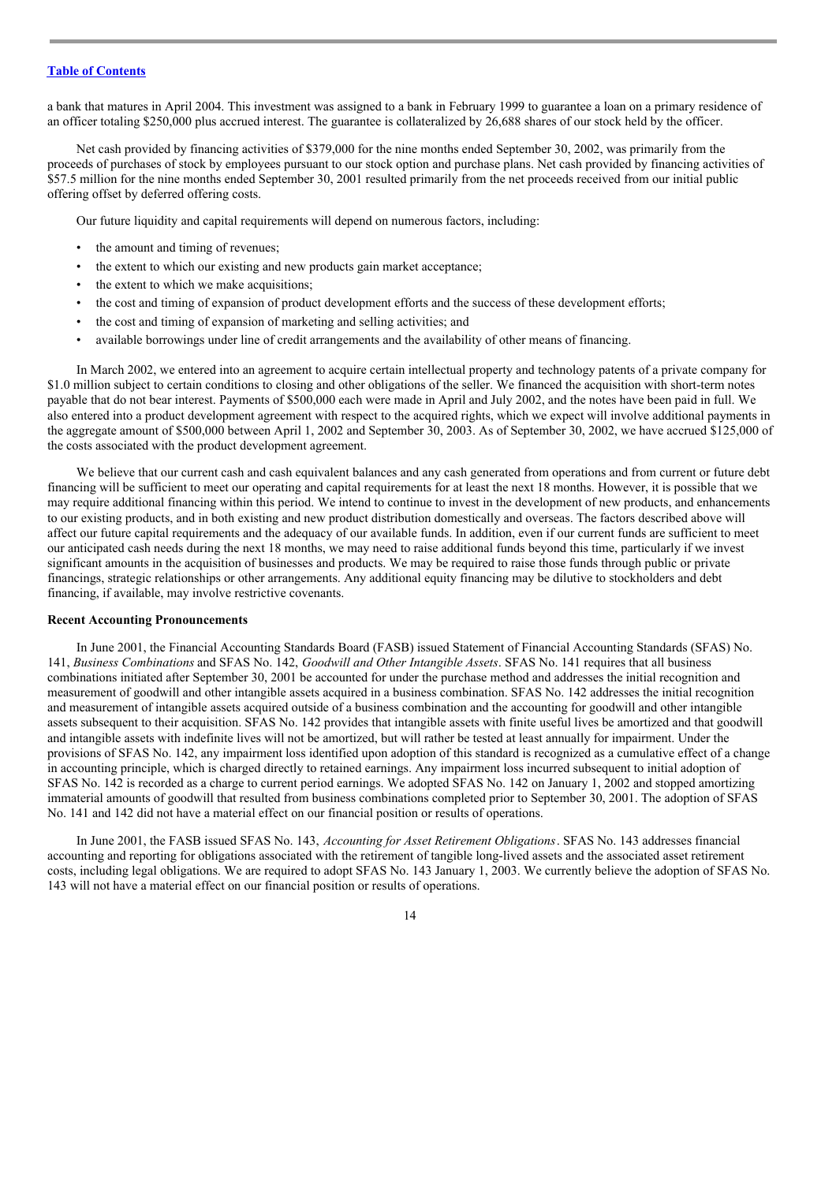a bank that matures in April 2004. This investment was assigned to a bank in February 1999 to guarantee a loan on a primary residence of an officer totaling $250,000 plus accrued interest. The guarantee is collateralized by 26,688 shares of our stock held by the officer.

Net cash provided by financing activities of $379,000 for the nine months ended September 30, 2002, was primarily from the proceeds of purchases of stock by employees pursuant to our stock option and purchase plans. Net cash provided by financing activities of $57.5 million for the nine months ended September 30, 2001 resulted primarily from the net proceeds received from our initial public offering offset by deferred offering costs.

Our future liquidity and capital requirements will depend on numerous factors, including:

- the amount and timing of revenues;
- the extent to which our existing and new products gain market acceptance;
- the extent to which we make acquisitions;
- the cost and timing of expansion of product development efforts and the success of these development efforts;
- the cost and timing of expansion of marketing and selling activities; and
- available borrowings under line of credit arrangements and the availability of other means of financing.

In March 2002, we entered into an agreement to acquire certain intellectual property and technology patents of a private company for $1.0 million subject to certain conditions to closing and other obligations of the seller. We financed the acquisition with short-term notes payable that do not bear interest. Payments of $500,000 each were made in April and July 2002, and the notes have been paid in full. We also entered into a product development agreement with respect to the acquired rights, which we expect will involve additional payments in the aggregate amount of $500,000 between April 1, 2002 and September 30, 2003. As of September 30, 2002, we have accrued $125,000 of the costs associated with the product development agreement.

We believe that our current cash and cash equivalent balances and any cash generated from operations and from current or future debt financing will be sufficient to meet our operating and capital requirements for at least the next 18 months. However, it is possible that we may require additional financing within this period. We intend to continue to invest in the development of new products, and enhancements to our existing products, and in both existing and new product distribution domestically and overseas. The factors described above will affect our future capital requirements and the adequacy of our available funds. In addition, even if our current funds are sufficient to meet our anticipated cash needs during the next 18 months, we may need to raise additional funds beyond this time, particularly if we invest significant amounts in the acquisition of businesses and products. We may be required to raise those funds through public or private financings, strategic relationships or other arrangements. Any additional equity financing may be dilutive to stockholders and debt financing, if available, may involve restrictive covenants.

**Recent Accounting Pronouncements**

In June 2001, the Financial Accounting Standards Board (FASB) issued Statement of Financial Accounting Standards (SFAS) No. 141, *Business Combinations* and SFAS No. 142, *Goodwill and Other Intangible Assets*. SFAS No. 141 requires that all business combinations initiated after September 30, 2001 be accounted for under the purchase method and addresses the initial recognition and measurement of goodwill and other intangible assets acquired in a business combination. SFAS No. 142 addresses the initial recognition and measurement of intangible assets acquired outside of a business combination and the accounting for goodwill and other intangible assets subsequent to their acquisition. SFAS No. 142 provides that intangible assets with finite useful lives be amortized and that goodwill and intangible assets with indefinite lives will not be amortized, but will rather be tested at least annually for impairment. Under the provisions of SFAS No. 142, any impairment loss identified upon adoption of this standard is recognized as a cumulative effect of a change in accounting principle, which is charged directly to retained earnings. Any impairment loss incurred subsequent to initial adoption of SFAS No. 142 is recorded as a charge to current period earnings. We adopted SFAS No. 142 on January 1, 2002 and stopped amortizing immaterial amounts of goodwill that resulted from business combinations completed prior to September 30, 2001. The adoption of SFAS No. 141 and 142 did not have a material effect on our financial position or results of operations.

In June 2001, the FASB issued SFAS No. 143, *Accounting for Asset Retirement Obligations*. SFAS No. 143 addresses financial accounting and reporting for obligations associated with the retirement of tangible long-lived assets and the associated asset retirement costs, including legal obligations. We are required to adopt SFAS No. 143 January 1, 2003. We currently believe the adoption of SFAS No. 143 will not have a material effect on our financial position or results of operations.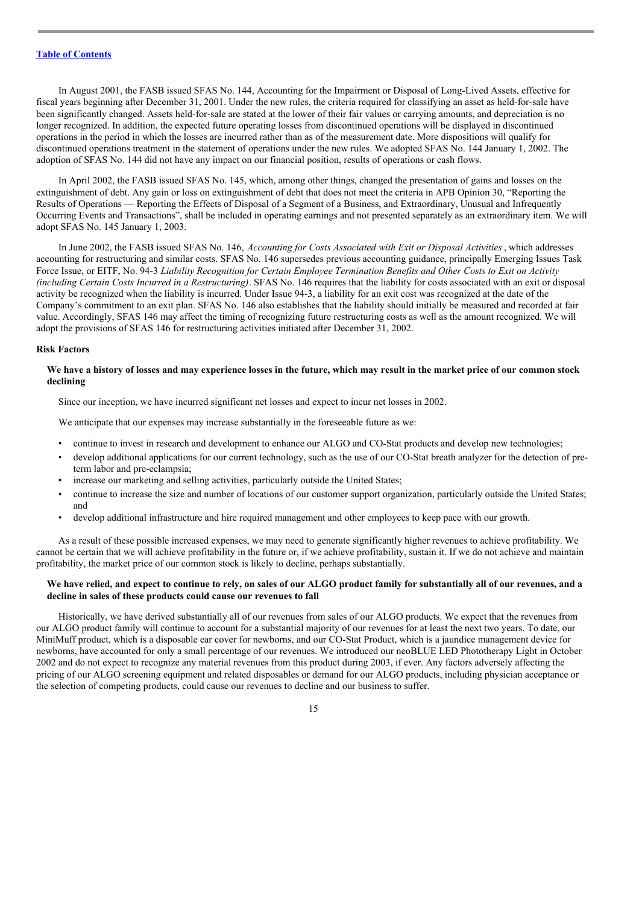In August 2001, the FASB issued SFAS No. 144, Accounting for the Impairment or Disposal of Long-Lived Assets, effective for fiscal years beginning after December 31, 2001. Under the new rules, the criteria required for classifying an asset as held-for-sale have been significantly changed. Assets held-for-sale are stated at the lower of their fair values or carrying amounts, and depreciation is no longer recognized. In addition, the expected future operating losses from discontinued operations will be displayed in discontinued operations in the period in which the losses are incurred rather than as of the measurement date. More dispositions will qualify for discontinued operations treatment in the statement of operations under the new rules. We adopted SFAS No. 144 January 1, 2002. The adoption of SFAS No. 144 did not have any impact on our financial position, results of operations or cash flows.

In April 2002, the FASB issued SFAS No. 145, which, among other things, changed the presentation of gains and losses on the extinguishment of debt. Any gain or loss on extinguishment of debt that does not meet the criteria in APB Opinion 30, "Reporting the Results of Operations — Reporting the Effects of Disposal of a Segment of a Business, and Extraordinary, Unusual and Infrequently Occurring Events and Transactions", shall be included in operating earnings and not presented separately as an extraordinary item. We will adopt SFAS No. 145 January 1, 2003.

In June 2002, the FASB issued SFAS No. 146, *Accounting for Costs Associated with Exit or Disposal Activities*, which addresses accounting for restructuring and similar costs. SFAS No. 146 supersedes previous accounting guidance, principally Emerging Issues Task Force Issue, or EITF, No. 94-3 *Liability Recognition for Certain Employee Termination Benefits and Other Costs to Exit on Activity (including Certain Costs Incurred in a Restructuring)*. SFAS No. 146 requires that the liability for costs associated with an exit or disposal activity be recognized when the liability is incurred. Under Issue 94-3, a liability for an exit cost was recognized at the date of the Company's commitment to an exit plan. SFAS No. 146 also establishes that the liability should initially be measured and recorded at fair value. Accordingly, SFAS 146 may affect the timing of recognizing future restructuring costs as well as the amount recognized. We will adopt the provisions of SFAS 146 for restructuring activities initiated after December 31, 2002.

## Risk Factors

### We have a history of losses and may experience losses in the future, which may result in the market price of our common stock declining

Since our inception, we have incurred significant net losses and expect to incur net losses in 2002.

We anticipate that our expenses may increase substantially in the foreseeable future as we:

- continue to invest in research and development to enhance our ALGO and CO-Stat products and develop new technologies;
- develop additional applications for our current technology, such as the use of our CO-Stat breath analyzer for the detection of pre-term labor and pre-eclampsia;
- increase our marketing and selling activities, particularly outside the United States;
- continue to increase the size and number of locations of our customer support organization, particularly outside the United States; and
- develop additional infrastructure and hire required management and other employees to keep pace with our growth.

As a result of these possible increased expenses, we may need to generate significantly higher revenues to achieve profitability. We cannot be certain that we will achieve profitability in the future or, if we achieve profitability, sustain it. If we do not achieve and maintain profitability, the market price of our common stock is likely to decline, perhaps substantially.

### We have relied, and expect to continue to rely, on sales of our ALGO product family for substantially all of our revenues, and a decline in sales of these products could cause our revenues to fall

Historically, we have derived substantially all of our revenues from sales of our ALGO products. We expect that the revenues from our ALGO product family will continue to account for a substantial majority of our revenues for at least the next two years. To date, our MiniMuff product, which is a disposable ear cover for newborns, and our CO-Stat Product, which is a jaundice management device for newborns, have accounted for only a small percentage of our revenues. We introduced our neoBLUE LED Phototherapy Light in October 2002 and do not expect to recognize any material revenues from this product during 2003, if ever. Any factors adversely affecting the pricing of our ALGO screening equipment and related disposables or demand for our ALGO products, including physician acceptance or the selection of competing products, could cause our revenues to decline and our business to suffer.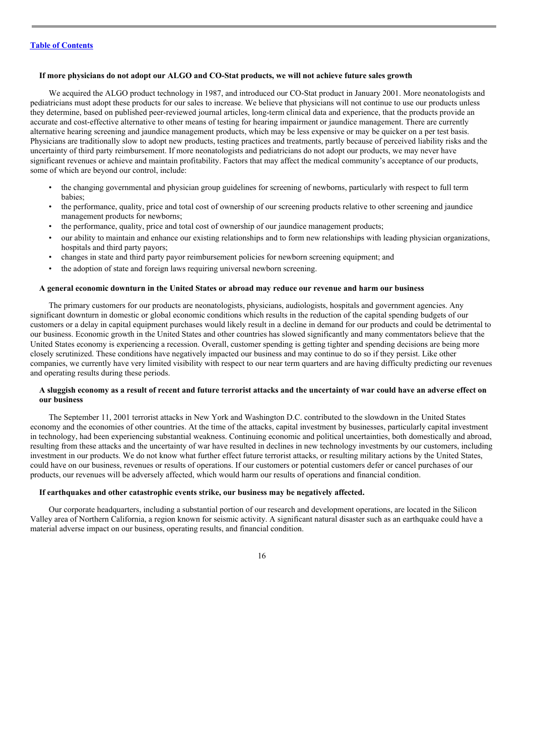**If more physicians do not adopt our ALGO and CO-Stat products, we will not achieve future sales growth**

We acquired the ALGO product technology in 1987, and introduced our CO-Stat product in January 2001. More neonatologists and pediatricians must adopt these products for our sales to increase. We believe that physicians will not continue to use our products unless they determine, based on published peer-reviewed journal articles, long-term clinical data and experience, that the products provide an accurate and cost-effective alternative to other means of testing for hearing impairment or jaundice management. There are currently alternative hearing screening and jaundice management products, which may be less expensive or may be quicker on a per test basis. Physicians are traditionally slow to adopt new products, testing practices and treatments, partly because of perceived liability risks and the uncertainty of third party reimbursement. If more neonatologists and pediatricians do not adopt our products, we may never have significant revenues or achieve and maintain profitability. Factors that may affect the medical community's acceptance of our products, some of which are beyond our control, include:

- the changing governmental and physician group guidelines for screening of newborns, particularly with respect to full term babies;
- the performance, quality, price and total cost of ownership of our screening products relative to other screening and jaundice management products for newborns;
- the performance, quality, price and total cost of ownership of our jaundice management products;
- our ability to maintain and enhance our existing relationships and to form new relationships with leading physician organizations, hospitals and third party payors;
- changes in state and third party payor reimbursement policies for newborn screening equipment; and
- the adoption of state and foreign laws requiring universal newborn screening.

**A general economic downturn in the United States or abroad may reduce our revenue and harm our business**

The primary customers for our products are neonatologists, physicians, audiologists, hospitals and government agencies. Any significant downturn in domestic or global economic conditions which results in the reduction of the capital spending budgets of our customers or a delay in capital equipment purchases would likely result in a decline in demand for our products and could be detrimental to our business. Economic growth in the United States and other countries has slowed significantly and many commentators believe that the United States economy is experiencing a recession. Overall, customer spending is getting tighter and spending decisions are being more closely scrutinized. These conditions have negatively impacted our business and may continue to do so if they persist. Like other companies, we currently have very limited visibility with respect to our near term quarters and are having difficulty predicting our revenues and operating results during these periods.

**A sluggish economy as a result of recent and future terrorist attacks and the uncertainty of war could have an adverse effect on our business**

The September 11, 2001 terrorist attacks in New York and Washington D.C. contributed to the slowdown in the United States economy and the economies of other countries. At the time of the attacks, capital investment by businesses, particularly capital investment in technology, had been experiencing substantial weakness. Continuing economic and political uncertainties, both domestically and abroad, resulting from these attacks and the uncertainty of war have resulted in declines in new technology investments by our customers, including investment in our products. We do not know what further effect future terrorist attacks, or resulting military actions by the United States, could have on our business, revenues or results of operations. If our customers or potential customers defer or cancel purchases of our products, our revenues will be adversely affected, which would harm our results of operations and financial condition.

**If earthquakes and other catastrophic events strike, our business may be negatively affected.**

Our corporate headquarters, including a substantial portion of our research and development operations, are located in the Silicon Valley area of Northern California, a region known for seismic activity. A significant natural disaster such as an earthquake could have a material adverse impact on our business, operating results, and financial condition.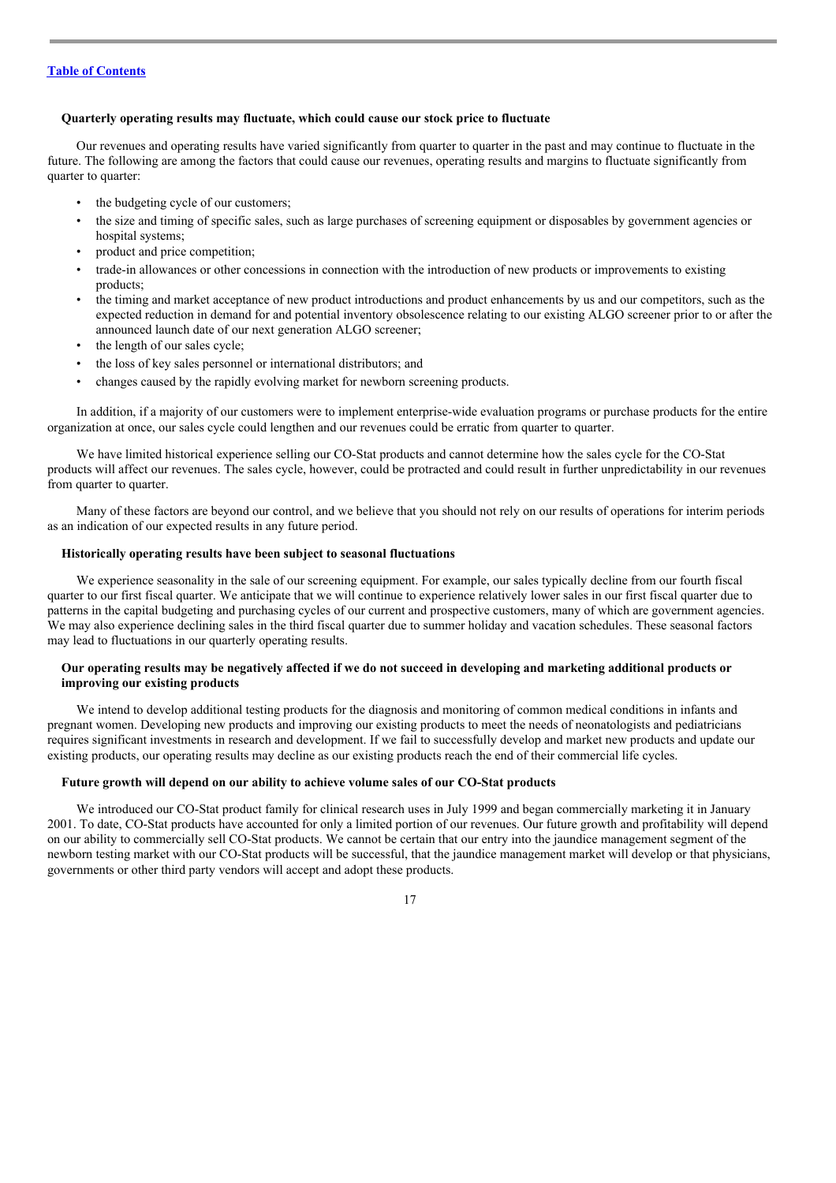**Quarterly operating results may fluctuate, which could cause our stock price to fluctuate**

Our revenues and operating results have varied significantly from quarter to quarter in the past and may continue to fluctuate in the future. The following are among the factors that could cause our revenues, operating results and margins to fluctuate significantly from quarter to quarter:

- the budgeting cycle of our customers;
- the size and timing of specific sales, such as large purchases of screening equipment or disposables by government agencies or hospital systems;
- product and price competition;
- trade-in allowances or other concessions in connection with the introduction of new products or improvements to existing products;
- the timing and market acceptance of new product introductions and product enhancements by us and our competitors, such as the expected reduction in demand for and potential inventory obsolescence relating to our existing ALGO screener prior to or after the announced launch date of our next generation ALGO screener;
- the length of our sales cycle;
- the loss of key sales personnel or international distributors; and
- changes caused by the rapidly evolving market for newborn screening products.

In addition, if a majority of our customers were to implement enterprise-wide evaluation programs or purchase products for the entire organization at once, our sales cycle could lengthen and our revenues could be erratic from quarter to quarter.

We have limited historical experience selling our CO-Stat products and cannot determine how the sales cycle for the CO-Stat products will affect our revenues. The sales cycle, however, could be protracted and could result in further unpredictability in our revenues from quarter to quarter.

Many of these factors are beyond our control, and we believe that you should not rely on our results of operations for interim periods as an indication of our expected results in any future period.

**Historically operating results have been subject to seasonal fluctuations**

We experience seasonality in the sale of our screening equipment. For example, our sales typically decline from our fourth fiscal quarter to our first fiscal quarter. We anticipate that we will continue to experience relatively lower sales in our first fiscal quarter due to patterns in the capital budgeting and purchasing cycles of our current and prospective customers, many of which are government agencies. We may also experience declining sales in the third fiscal quarter due to summer holiday and vacation schedules. These seasonal factors may lead to fluctuations in our quarterly operating results.

**Our operating results may be negatively affected if we do not succeed in developing and marketing additional products or improving our existing products**

We intend to develop additional testing products for the diagnosis and monitoring of common medical conditions in infants and pregnant women. Developing new products and improving our existing products to meet the needs of neonatologists and pediatricians requires significant investments in research and development. If we fail to successfully develop and market new products and update our existing products, our operating results may decline as our existing products reach the end of their commercial life cycles.

**Future growth will depend on our ability to achieve volume sales of our CO-Stat products**

We introduced our CO-Stat product family for clinical research uses in July 1999 and began commercially marketing it in January 2001. To date, CO-Stat products have accounted for only a limited portion of our revenues. Our future growth and profitability will depend on our ability to commercially sell CO-Stat products. We cannot be certain that our entry into the jaundice management segment of the newborn testing market with our CO-Stat products will be successful, that the jaundice management market will develop or that physicians, governments or other third party vendors will accept and adopt these products.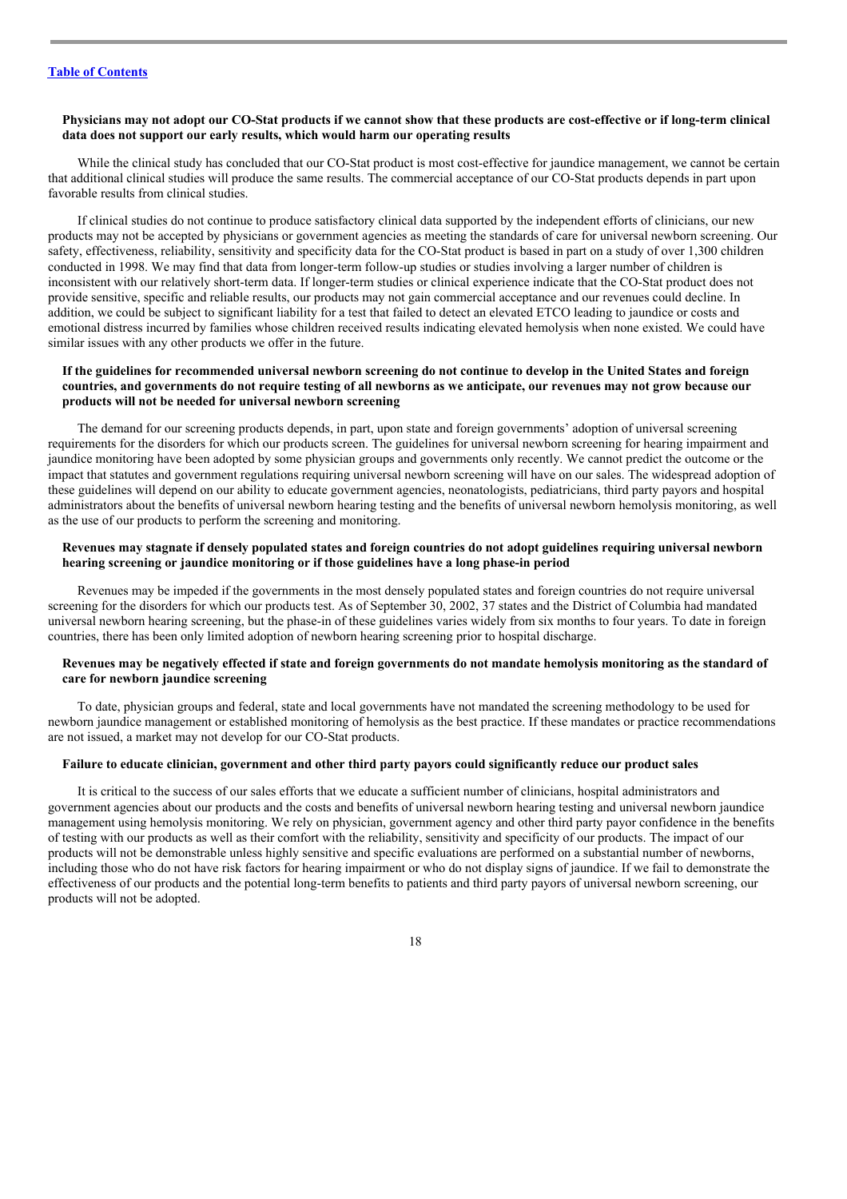**Physicians may not adopt our CO-Stat products if we cannot show that these products are cost-effective or if long-term clinical data does not support our early results, which would harm our operating results**

While the clinical study has concluded that our CO-Stat product is most cost-effective for jaundice management, we cannot be certain that additional clinical studies will produce the same results. The commercial acceptance of our CO-Stat products depends in part upon favorable results from clinical studies.

If clinical studies do not continue to produce satisfactory clinical data supported by the independent efforts of clinicians, our new products may not be accepted by physicians or government agencies as meeting the standards of care for universal newborn screening. Our safety, effectiveness, reliability, sensitivity and specificity data for the CO-Stat product is based in part on a study of over 1,300 children conducted in 1998. We may find that data from longer-term follow-up studies or studies involving a larger number of children is inconsistent with our relatively short-term data. If longer-term studies or clinical experience indicate that the CO-Stat product does not provide sensitive, specific and reliable results, our products may not gain commercial acceptance and our revenues could decline. In addition, we could be subject to significant liability for a test that failed to detect an elevated ETCO leading to jaundice or costs and emotional distress incurred by families whose children received results indicating elevated hemolysis when none existed. We could have similar issues with any other products we offer in the future.

**If the guidelines for recommended universal newborn screening do not continue to develop in the United States and foreign countries, and governments do not require testing of all newborns as we anticipate, our revenues may not grow because our products will not be needed for universal newborn screening**

The demand for our screening products depends, in part, upon state and foreign governments' adoption of universal screening requirements for the disorders for which our products screen. The guidelines for universal newborn screening for hearing impairment and jaundice monitoring have been adopted by some physician groups and governments only recently. We cannot predict the outcome or the impact that statutes and government regulations requiring universal newborn screening will have on our sales. The widespread adoption of these guidelines will depend on our ability to educate government agencies, neonatologists, pediatricians, third party payors and hospital administrators about the benefits of universal newborn hearing testing and the benefits of universal newborn hemolysis monitoring, as well as the use of our products to perform the screening and monitoring.

**Revenues may stagnate if densely populated states and foreign countries do not adopt guidelines requiring universal newborn hearing screening or jaundice monitoring or if those guidelines have a long phase-in period**

Revenues may be impeded if the governments in the most densely populated states and foreign countries do not require universal screening for the disorders for which our products test. As of September 30, 2002, 37 states and the District of Columbia had mandated universal newborn hearing screening, but the phase-in of these guidelines varies widely from six months to four years. To date in foreign countries, there has been only limited adoption of newborn hearing screening prior to hospital discharge.

**Revenues may be negatively effected if state and foreign governments do not mandate hemolysis monitoring as the standard of care for newborn jaundice screening**

To date, physician groups and federal, state and local governments have not mandated the screening methodology to be used for newborn jaundice management or established monitoring of hemolysis as the best practice. If these mandates or practice recommendations are not issued, a market may not develop for our CO-Stat products.

**Failure to educate clinician, government and other third party payors could significantly reduce our product sales**

It is critical to the success of our sales efforts that we educate a sufficient number of clinicians, hospital administrators and government agencies about our products and the costs and benefits of universal newborn hearing testing and universal newborn jaundice management using hemolysis monitoring. We rely on physician, government agency and other third party payor confidence in the benefits of testing with our products as well as their comfort with the reliability, sensitivity and specificity of our products. The impact of our products will not be demonstrable unless highly sensitive and specific evaluations are performed on a substantial number of newborns, including those who do not have risk factors for hearing impairment or who do not display signs of jaundice. If we fail to demonstrate the effectiveness of our products and the potential long-term benefits to patients and third party payors of universal newborn screening, our products will not be adopted.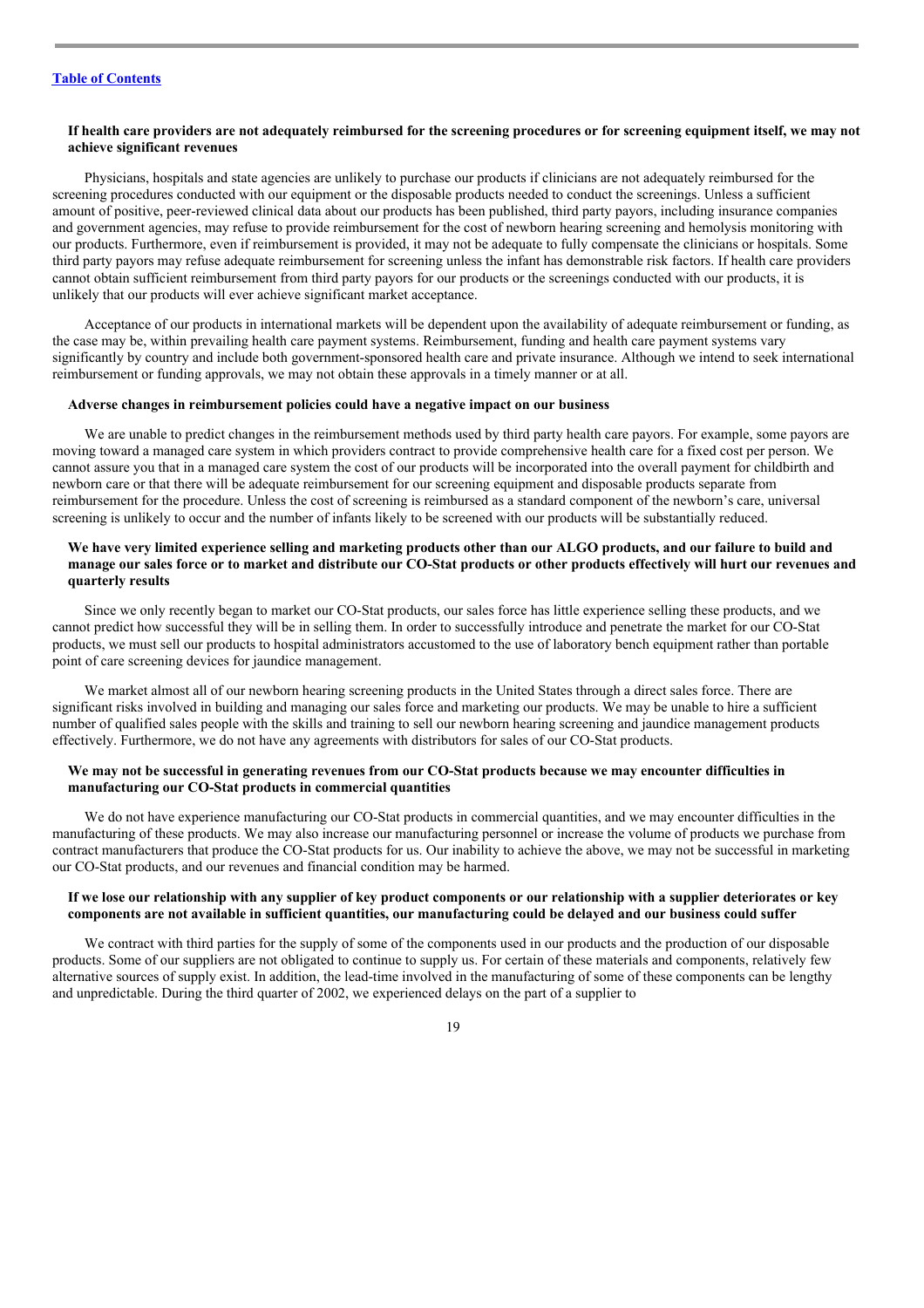**If health care providers are not adequately reimbursed for the screening procedures or for screening equipment itself, we may not achieve significant revenues**

Physicians, hospitals and state agencies are unlikely to purchase our products if clinicians are not adequately reimbursed for the screening procedures conducted with our equipment or the disposable products needed to conduct the screenings. Unless a sufficient amount of positive, peer-reviewed clinical data about our products has been published, third party payors, including insurance companies and government agencies, may refuse to provide reimbursement for the cost of newborn hearing screening and hemolysis monitoring with our products. Furthermore, even if reimbursement is provided, it may not be adequate to fully compensate the clinicians or hospitals. Some third party payors may refuse adequate reimbursement for screening unless the infant has demonstrable risk factors. If health care providers cannot obtain sufficient reimbursement from third party payors for our products or the screenings conducted with our products, it is unlikely that our products will ever achieve significant market acceptance.

Acceptance of our products in international markets will be dependent upon the availability of adequate reimbursement or funding, as the case may be, within prevailing health care payment systems. Reimbursement, funding and health care payment systems vary significantly by country and include both government-sponsored health care and private insurance. Although we intend to seek international reimbursement or funding approvals, we may not obtain these approvals in a timely manner or at all.

**Adverse changes in reimbursement policies could have a negative impact on our business**

We are unable to predict changes in the reimbursement methods used by third party health care payors. For example, some payors are moving toward a managed care system in which providers contract to provide comprehensive health care for a fixed cost per person. We cannot assure you that in a managed care system the cost of our products will be incorporated into the overall payment for childbirth and newborn care or that there will be adequate reimbursement for our screening equipment and disposable products separate from reimbursement for the procedure. Unless the cost of screening is reimbursed as a standard component of the newborn's care, universal screening is unlikely to occur and the number of infants likely to be screened with our products will be substantially reduced.

**We have very limited experience selling and marketing products other than our ALGO products, and our failure to build and manage our sales force or to market and distribute our CO-Stat products or other products effectively will hurt our revenues and quarterly results**

Since we only recently began to market our CO-Stat products, our sales force has little experience selling these products, and we cannot predict how successful they will be in selling them. In order to successfully introduce and penetrate the market for our CO-Stat products, we must sell our products to hospital administrators accustomed to the use of laboratory bench equipment rather than portable point of care screening devices for jaundice management.

We market almost all of our newborn hearing screening products in the United States through a direct sales force. There are significant risks involved in building and managing our sales force and marketing our products. We may be unable to hire a sufficient number of qualified sales people with the skills and training to sell our newborn hearing screening and jaundice management products effectively. Furthermore, we do not have any agreements with distributors for sales of our CO-Stat products.

**We may not be successful in generating revenues from our CO-Stat products because we may encounter difficulties in manufacturing our CO-Stat products in commercial quantities**

We do not have experience manufacturing our CO-Stat products in commercial quantities, and we may encounter difficulties in the manufacturing of these products. We may also increase our manufacturing personnel or increase the volume of products we purchase from contract manufacturers that produce the CO-Stat products for us. Our inability to achieve the above, we may not be successful in marketing our CO-Stat products, and our revenues and financial condition may be harmed.

**If we lose our relationship with any supplier of key product components or our relationship with a supplier deteriorates or key components are not available in sufficient quantities, our manufacturing could be delayed and our business could suffer**

We contract with third parties for the supply of some of the components used in our products and the production of our disposable products. Some of our suppliers are not obligated to continue to supply us. For certain of these materials and components, relatively few alternative sources of supply exist. In addition, the lead-time involved in the manufacturing of some of these components can be lengthy and unpredictable. During the third quarter of 2002, we experienced delays on the part of a supplier to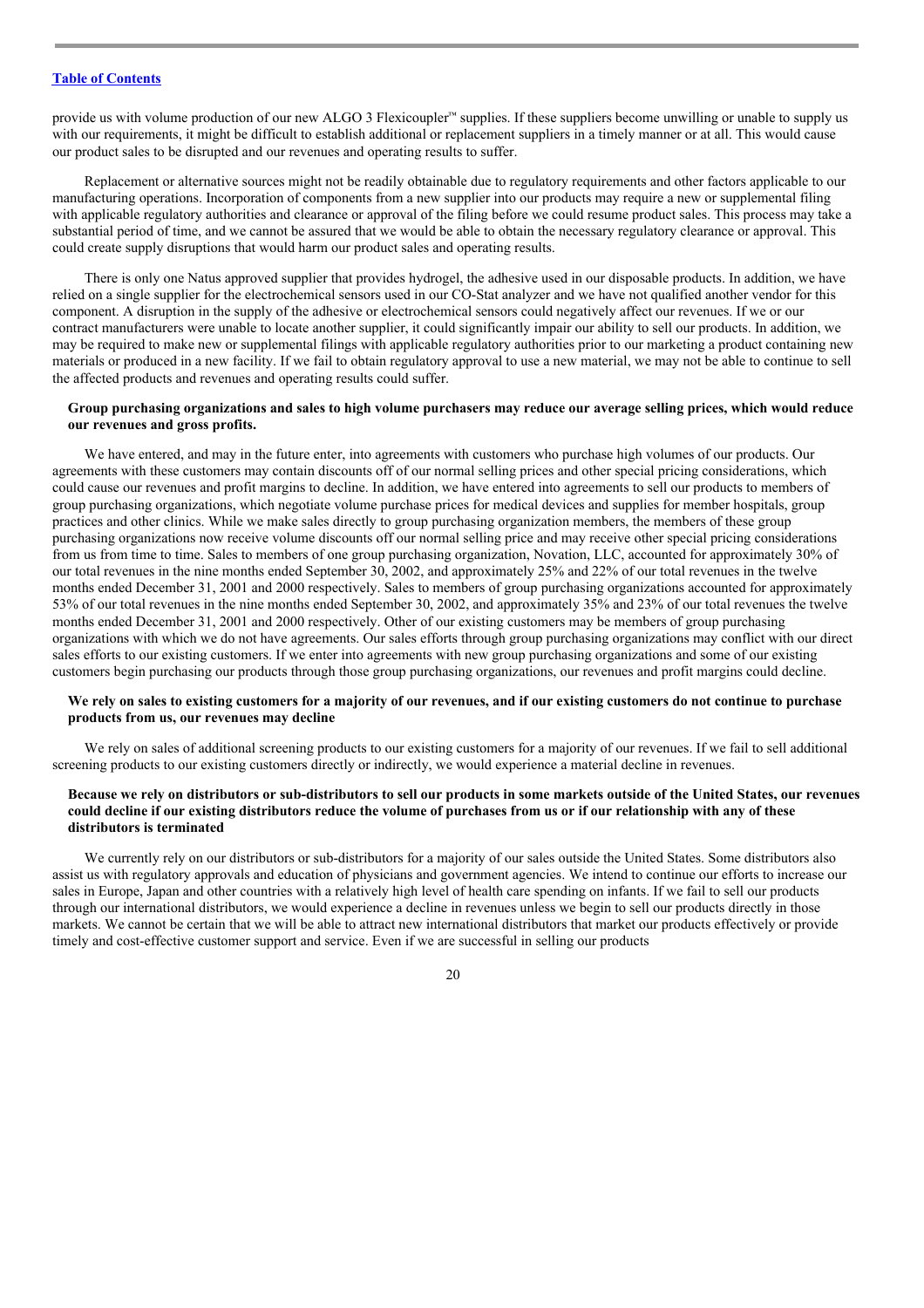provide us with volume production of our new ALGO 3 Flexicoupler™ supplies. If these suppliers become unwilling or unable to supply us with our requirements, it might be difficult to establish additional or replacement suppliers in a timely manner or at all. This would cause our product sales to be disrupted and our revenues and operating results to suffer.

Replacement or alternative sources might not be readily obtainable due to regulatory requirements and other factors applicable to our manufacturing operations. Incorporation of components from a new supplier into our products may require a new or supplemental filing with applicable regulatory authorities and clearance or approval of the filing before we could resume product sales. This process may take a substantial period of time, and we cannot be assured that we would be able to obtain the necessary regulatory clearance or approval. This could create supply disruptions that would harm our product sales and operating results.

There is only one Natus approved supplier that provides hydrogel, the adhesive used in our disposable products. In addition, we have relied on a single supplier for the electrochemical sensors used in our CO-Stat analyzer and we have not qualified another vendor for this component. A disruption in the supply of the adhesive or electrochemical sensors could negatively affect our revenues. If we or our contract manufacturers were unable to locate another supplier, it could significantly impair our ability to sell our products. In addition, we may be required to make new or supplemental filings with applicable regulatory authorities prior to our marketing a product containing new materials or produced in a new facility. If we fail to obtain regulatory approval to use a new material, we may not be able to continue to sell the affected products and revenues and operating results could suffer.

**Group purchasing organizations and sales to high volume purchasers may reduce our average selling prices, which would reduce our revenues and gross profits.**

We have entered, and may in the future enter, into agreements with customers who purchase high volumes of our products. Our agreements with these customers may contain discounts off of our normal selling prices and other special pricing considerations, which could cause our revenues and profit margins to decline. In addition, we have entered into agreements to sell our products to members of group purchasing organizations, which negotiate volume purchase prices for medical devices and supplies for member hospitals, group practices and other clinics. While we make sales directly to group purchasing organization members, the members of these group purchasing organizations now receive volume discounts off our normal selling price and may receive other special pricing considerations from us from time to time. Sales to members of one group purchasing organization, Novation, LLC, accounted for approximately 30% of our total revenues in the nine months ended September 30, 2002, and approximately 25% and 22% of our total revenues in the twelve months ended December 31, 2001 and 2000 respectively. Sales to members of group purchasing organizations accounted for approximately 53% of our total revenues in the nine months ended September 30, 2002, and approximately 35% and 23% of our total revenues the twelve months ended December 31, 2001 and 2000 respectively. Other of our existing customers may be members of group purchasing organizations with which we do not have agreements. Our sales efforts through group purchasing organizations may conflict with our direct sales efforts to our existing customers. If we enter into agreements with new group purchasing organizations and some of our existing customers begin purchasing our products through those group purchasing organizations, our revenues and profit margins could decline.

**We rely on sales to existing customers for a majority of our revenues, and if our existing customers do not continue to purchase products from us, our revenues may decline**

We rely on sales of additional screening products to our existing customers for a majority of our revenues. If we fail to sell additional screening products to our existing customers directly or indirectly, we would experience a material decline in revenues.

**Because we rely on distributors or sub-distributors to sell our products in some markets outside of the United States, our revenues could decline if our existing distributors reduce the volume of purchases from us or if our relationship with any of these distributors is terminated**

We currently rely on our distributors or sub-distributors for a majority of our sales outside the United States. Some distributors also assist us with regulatory approvals and education of physicians and government agencies. We intend to continue our efforts to increase our sales in Europe, Japan and other countries with a relatively high level of health care spending on infants. If we fail to sell our products through our international distributors, we would experience a decline in revenues unless we begin to sell our products directly in those markets. We cannot be certain that we will be able to attract new international distributors that market our products effectively or provide timely and cost-effective customer support and service. Even if we are successful in selling our products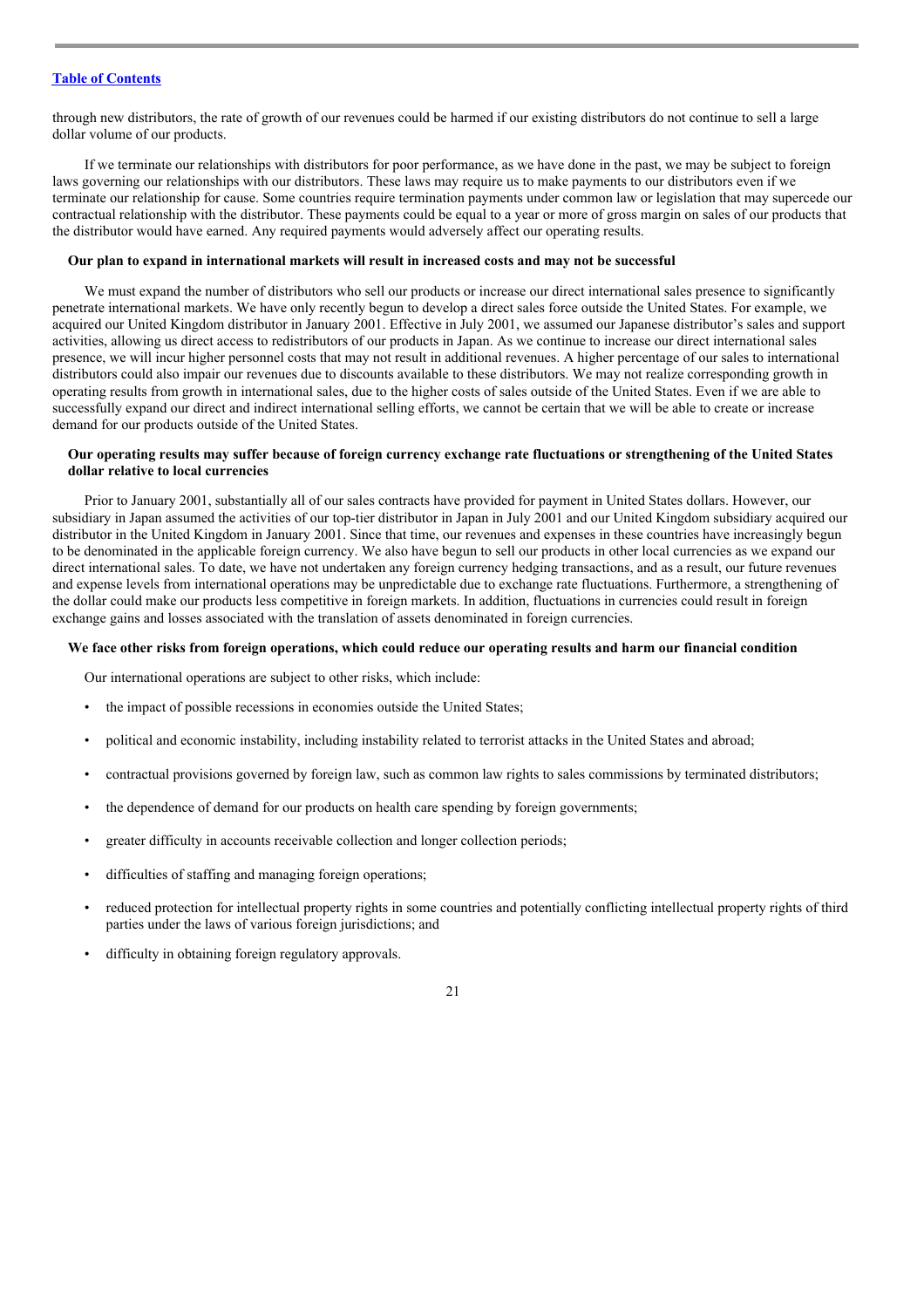through new distributors, the rate of growth of our revenues could be harmed if our existing distributors do not continue to sell a large dollar volume of our products.

If we terminate our relationships with distributors for poor performance, as we have done in the past, we may be subject to foreign laws governing our relationships with our distributors. These laws may require us to make payments to our distributors even if we terminate our relationship for cause. Some countries require termination payments under common law or legislation that may supercede our contractual relationship with the distributor. These payments could be equal to a year or more of gross margin on sales of our products that the distributor would have earned. Any required payments would adversely affect our operating results.

**Our plan to expand in international markets will result in increased costs and may not be successful**

We must expand the number of distributors who sell our products or increase our direct international sales presence to significantly penetrate international markets. We have only recently begun to develop a direct sales force outside the United States. For example, we acquired our United Kingdom distributor in January 2001. Effective in July 2001, we assumed our Japanese distributor's sales and support activities, allowing us direct access to redistributors of our products in Japan. As we continue to increase our direct international sales presence, we will incur higher personnel costs that may not result in additional revenues. A higher percentage of our sales to international distributors could also impair our revenues due to discounts available to these distributors. We may not realize corresponding growth in operating results from growth in international sales, due to the higher costs of sales outside of the United States. Even if we are able to successfully expand our direct and indirect international selling efforts, we cannot be certain that we will be able to create or increase demand for our products outside of the United States.

**Our operating results may suffer because of foreign currency exchange rate fluctuations or strengthening of the United States dollar relative to local currencies**

Prior to January 2001, substantially all of our sales contracts have provided for payment in United States dollars. However, our subsidiary in Japan assumed the activities of our top-tier distributor in Japan in July 2001 and our United Kingdom subsidiary acquired our distributor in the United Kingdom in January 2001. Since that time, our revenues and expenses in these countries have increasingly begun to be denominated in the applicable foreign currency. We also have begun to sell our products in other local currencies as we expand our direct international sales. To date, we have not undertaken any foreign currency hedging transactions, and as a result, our future revenues and expense levels from international operations may be unpredictable due to exchange rate fluctuations. Furthermore, a strengthening of the dollar could make our products less competitive in foreign markets. In addition, fluctuations in currencies could result in foreign exchange gains and losses associated with the translation of assets denominated in foreign currencies.

**We face other risks from foreign operations, which could reduce our operating results and harm our financial condition**

Our international operations are subject to other risks, which include:

- the impact of possible recessions in economies outside the United States;
- political and economic instability, including instability related to terrorist attacks in the United States and abroad;
- contractual provisions governed by foreign law, such as common law rights to sales commissions by terminated distributors;
- the dependence of demand for our products on health care spending by foreign governments;
- greater difficulty in accounts receivable collection and longer collection periods;
- difficulties of staffing and managing foreign operations;
- reduced protection for intellectual property rights in some countries and potentially conflicting intellectual property rights of third parties under the laws of various foreign jurisdictions; and
- difficulty in obtaining foreign regulatory approvals.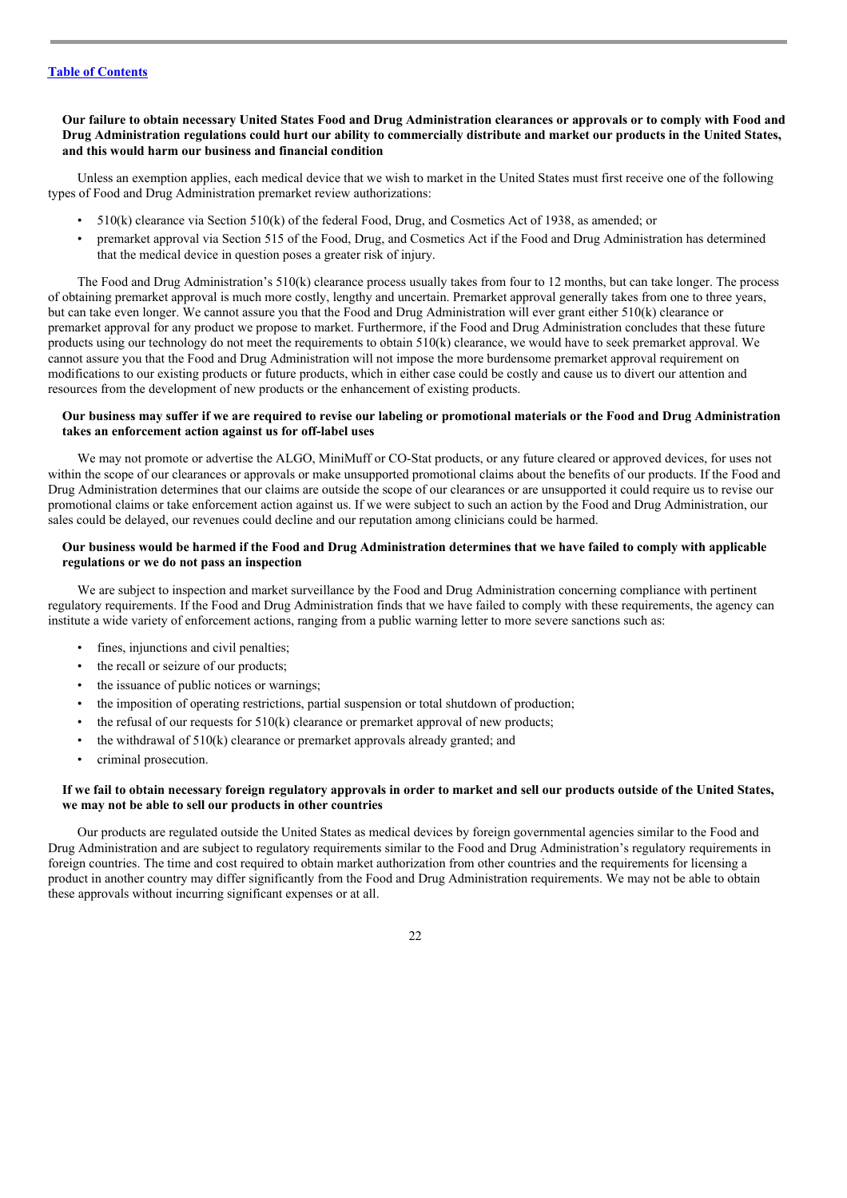[Table of Contents](#)

**Our failure to obtain necessary United States Food and Drug Administration clearances or approvals or to comply with Food and Drug Administration regulations could hurt our ability to commercially distribute and market our products in the United States, and this would harm our business and financial condition**

Unless an exemption applies, each medical device that we wish to market in the United States must first receive one of the following types of Food and Drug Administration premarket review authorizations:

- 510(k) clearance via Section 510(k) of the federal Food, Drug, and Cosmetics Act of 1938, as amended; or
- premarket approval via Section 515 of the Food, Drug, and Cosmetics Act if the Food and Drug Administration has determined that the medical device in question poses a greater risk of injury.

The Food and Drug Administration's 510(k) clearance process usually takes from four to 12 months, but can take longer. The process of obtaining premarket approval is much more costly, lengthy and uncertain. Premarket approval generally takes from one to three years, but can take even longer. We cannot assure you that the Food and Drug Administration will ever grant either 510(k) clearance or premarket approval for any product we propose to market. Furthermore, if the Food and Drug Administration concludes that these future products using our technology do not meet the requirements to obtain 510(k) clearance, we would have to seek premarket approval. We cannot assure you that the Food and Drug Administration will not impose the more burdensome premarket approval requirement on modifications to our existing products or future products, which in either case could be costly and cause us to divert our attention and resources from the development of new products or the enhancement of existing products.

**Our business may suffer if we are required to revise our labeling or promotional materials or the Food and Drug Administration takes an enforcement action against us for off-label uses**

We may not promote or advertise the ALGO, MiniMuff or CO-Stat products, or any future cleared or approved devices, for uses not within the scope of our clearances or approvals or make unsupported promotional claims about the benefits of our products. If the Food and Drug Administration determines that our claims are outside the scope of our clearances or are unsupported it could require us to revise our promotional claims or take enforcement action against us. If we were subject to such an action by the Food and Drug Administration, our sales could be delayed, our revenues could decline and our reputation among clinicians could be harmed.

**Our business would be harmed if the Food and Drug Administration determines that we have failed to comply with applicable regulations or we do not pass an inspection**

We are subject to inspection and market surveillance by the Food and Drug Administration concerning compliance with pertinent regulatory requirements. If the Food and Drug Administration finds that we have failed to comply with these requirements, the agency can institute a wide variety of enforcement actions, ranging from a public warning letter to more severe sanctions such as:

- fines, injunctions and civil penalties;
- the recall or seizure of our products;
- the issuance of public notices or warnings;
- the imposition of operating restrictions, partial suspension or total shutdown of production;
- the refusal of our requests for 510(k) clearance or premarket approval of new products;
- the withdrawal of 510(k) clearance or premarket approvals already granted; and
- criminal prosecution.

**If we fail to obtain necessary foreign regulatory approvals in order to market and sell our products outside of the United States, we may not be able to sell our products in other countries**

Our products are regulated outside the United States as medical devices by foreign governmental agencies similar to the Food and Drug Administration and are subject to regulatory requirements similar to the Food and Drug Administration's regulatory requirements in foreign countries. The time and cost required to obtain market authorization from other countries and the requirements for licensing a product in another country may differ significantly from the Food and Drug Administration requirements. We may not be able to obtain these approvals without incurring significant expenses or at all.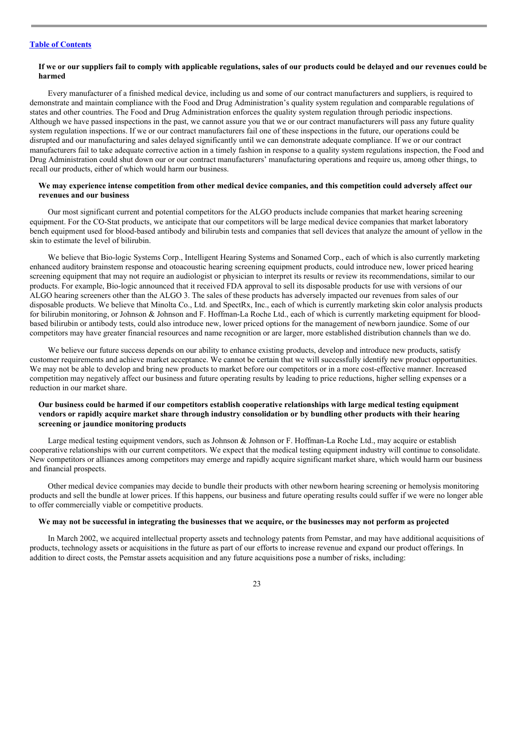**If we or our suppliers fail to comply with applicable regulations, sales of our products could be delayed and our revenues could be harmed**

Every manufacturer of a finished medical device, including us and some of our contract manufacturers and suppliers, is required to demonstrate and maintain compliance with the Food and Drug Administration's quality system regulation and comparable regulations of states and other countries. The Food and Drug Administration enforces the quality system regulation through periodic inspections. Although we have passed inspections in the past, we cannot assure you that we or our contract manufacturers will pass any future quality system regulation inspections. If we or our contract manufacturers fail one of these inspections in the future, our operations could be disrupted and our manufacturing and sales delayed significantly until we can demonstrate adequate compliance. If we or our contract manufacturers fail to take adequate corrective action in a timely fashion in response to a quality system regulations inspection, the Food and Drug Administration could shut down our or our contract manufacturers' manufacturing operations and require us, among other things, to recall our products, either of which would harm our business.

**We may experience intense competition from other medical device companies, and this competition could adversely affect our revenues and our business**

Our most significant current and potential competitors for the ALGO products include companies that market hearing screening equipment. For the CO-Stat products, we anticipate that our competitors will be large medical device companies that market laboratory bench equipment used for blood-based antibody and bilirubin tests and companies that sell devices that analyze the amount of yellow in the skin to estimate the level of bilirubin.

We believe that Bio-logic Systems Corp., Intelligent Hearing Systems and Sonamed Corp., each of which is also currently marketing enhanced auditory brainstem response and otoacoustic hearing screening equipment products, could introduce new, lower priced hearing screening equipment that may not require an audiologist or physician to interpret its results or review its recommendations, similar to our products. For example, Bio-logic announced that it received FDA approval to sell its disposable products for use with versions of our ALGO hearing screeners other than the ALGO 3. The sales of these products has adversely impacted our revenues from sales of our disposable products. We believe that Minolta Co., Ltd. and SpectRx, Inc., each of which is currently marketing skin color analysis products for bilirubin monitoring, or Johnson & Johnson and F. Hoffman-La Roche Ltd., each of which is currently marketing equipment for blood-based bilirubin or antibody tests, could also introduce new, lower priced options for the management of newborn jaundice. Some of our competitors may have greater financial resources and name recognition or are larger, more established distribution channels than we do.

We believe our future success depends on our ability to enhance existing products, develop and introduce new products, satisfy customer requirements and achieve market acceptance. We cannot be certain that we will successfully identify new product opportunities. We may not be able to develop and bring new products to market before our competitors or in a more cost-effective manner. Increased competition may negatively affect our business and future operating results by leading to price reductions, higher selling expenses or a reduction in our market share.

**Our business could be harmed if our competitors establish cooperative relationships with large medical testing equipment vendors or rapidly acquire market share through industry consolidation or by bundling other products with their hearing screening or jaundice monitoring products**

Large medical testing equipment vendors, such as Johnson & Johnson or F. Hoffman-La Roche Ltd., may acquire or establish cooperative relationships with our current competitors. We expect that the medical testing equipment industry will continue to consolidate. New competitors or alliances among competitors may emerge and rapidly acquire significant market share, which would harm our business and financial prospects.

Other medical device companies may decide to bundle their products with other newborn hearing screening or hemolysis monitoring products and sell the bundle at lower prices. If this happens, our business and future operating results could suffer if we were no longer able to offer commercially viable or competitive products.

**We may not be successful in integrating the businesses that we acquire, or the businesses may not perform as projected**

In March 2002, we acquired intellectual property assets and technology patents from Pemstar, and may have additional acquisitions of products, technology assets or acquisitions in the future as part of our efforts to increase revenue and expand our product offerings. In addition to direct costs, the Pemstar assets acquisition and any future acquisitions pose a number of risks, including: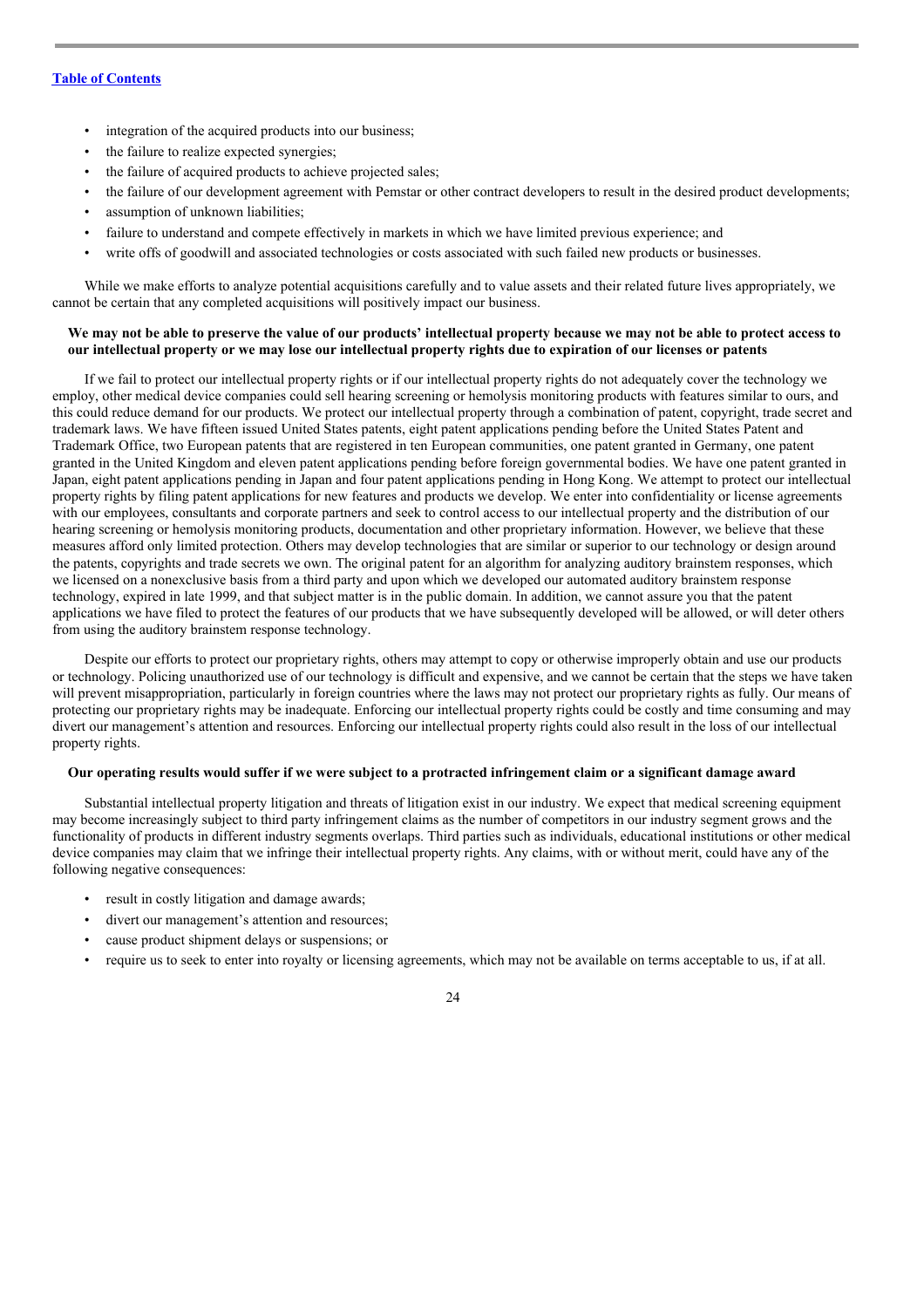- integration of the acquired products into our business;
- the failure to realize expected synergies;
- the failure of acquired products to achieve projected sales;
- the failure of our development agreement with Pemstar or other contract developers to result in the desired product developments;
- assumption of unknown liabilities;
- failure to understand and compete effectively in markets in which we have limited previous experience; and
- write offs of goodwill and associated technologies or costs associated with such failed new products or businesses.

While we make efforts to analyze potential acquisitions carefully and to value assets and their related future lives appropriately, we cannot be certain that any completed acquisitions will positively impact our business.

**We may not be able to preserve the value of our products' intellectual property because we may not be able to protect access to our intellectual property or we may lose our intellectual property rights due to expiration of our licenses or patents**

If we fail to protect our intellectual property rights or if our intellectual property rights do not adequately cover the technology we employ, other medical device companies could sell hearing screening or hemolysis monitoring products with features similar to ours, and this could reduce demand for our products. We protect our intellectual property through a combination of patent, copyright, trade secret and trademark laws. We have fifteen issued United States patents, eight patent applications pending before the United States Patent and Trademark Office, two European patents that are registered in ten European communities, one patent granted in Germany, one patent granted in the United Kingdom and eleven patent applications pending before foreign governmental bodies. We have one patent granted in Japan, eight patent applications pending in Japan and four patent applications pending in Hong Kong. We attempt to protect our intellectual property rights by filing patent applications for new features and products we develop. We enter into confidentiality or license agreements with our employees, consultants and corporate partners and seek to control access to our intellectual property and the distribution of our hearing screening or hemolysis monitoring products, documentation and other proprietary information. However, we believe that these measures afford only limited protection. Others may develop technologies that are similar or superior to our technology or design around the patents, copyrights and trade secrets we own. The original patent for an algorithm for analyzing auditory brainstem responses, which we licensed on a nonexclusive basis from a third party and upon which we developed our automated auditory brainstem response technology, expired in late 1999, and that subject matter is in the public domain. In addition, we cannot assure you that the patent applications we have filed to protect the features of our products that we have subsequently developed will be allowed, or will deter others from using the auditory brainstem response technology.

Despite our efforts to protect our proprietary rights, others may attempt to copy or otherwise improperly obtain and use our products or technology. Policing unauthorized use of our technology is difficult and expensive, and we cannot be certain that the steps we have taken will prevent misappropriation, particularly in foreign countries where the laws may not protect our proprietary rights as fully. Our means of protecting our proprietary rights may be inadequate. Enforcing our intellectual property rights could be costly and time consuming and may divert our management's attention and resources. Enforcing our intellectual property rights could also result in the loss of our intellectual property rights.

**Our operating results would suffer if we were subject to a protracted infringement claim or a significant damage award**

Substantial intellectual property litigation and threats of litigation exist in our industry. We expect that medical screening equipment may become increasingly subject to third party infringement claims as the number of competitors in our industry segment grows and the functionality of products in different industry segments overlaps. Third parties such as individuals, educational institutions or other medical device companies may claim that we infringe their intellectual property rights. Any claims, with or without merit, could have any of the following negative consequences:

- result in costly litigation and damage awards;
- divert our management's attention and resources;
- cause product shipment delays or suspensions; or
- require us to seek to enter into royalty or licensing agreements, which may not be available on terms acceptable to us, if at all.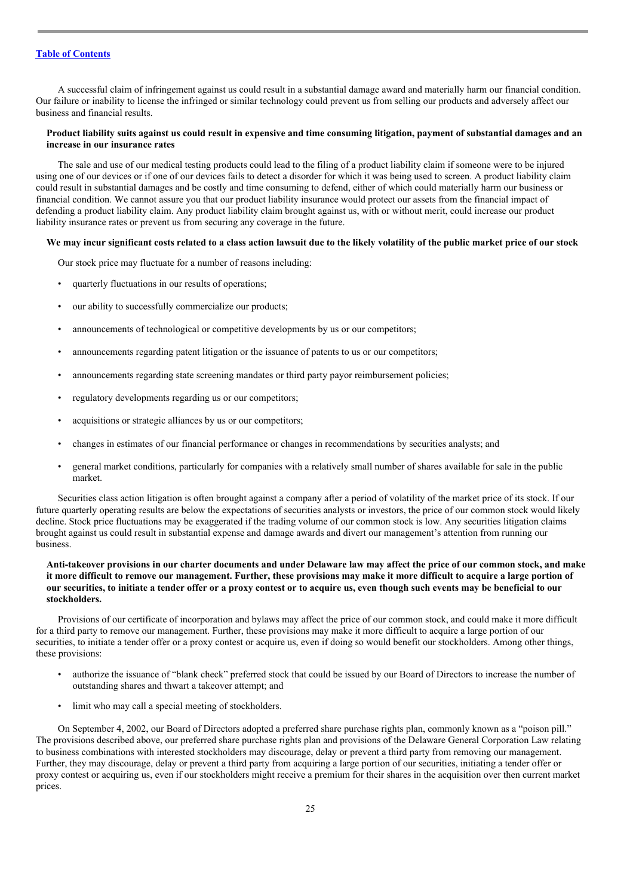A successful claim of infringement against us could result in a substantial damage award and materially harm our financial condition. Our failure or inability to license the infringed or similar technology could prevent us from selling our products and adversely affect our business and financial results.

**Product liability suits against us could result in expensive and time consuming litigation, payment of substantial damages and an increase in our insurance rates**

The sale and use of our medical testing products could lead to the filing of a product liability claim if someone were to be injured using one of our devices or if one of our devices fails to detect a disorder for which it was being used to screen. A product liability claim could result in substantial damages and be costly and time consuming to defend, either of which could materially harm our business or financial condition. We cannot assure you that our product liability insurance would protect our assets from the financial impact of defending a product liability claim. Any product liability claim brought against us, with or without merit, could increase our product liability insurance rates or prevent us from securing any coverage in the future.

**We may incur significant costs related to a class action lawsuit due to the likely volatility of the public market price of our stock**

Our stock price may fluctuate for a number of reasons including:

- quarterly fluctuations in our results of operations;
- our ability to successfully commercialize our products;
- announcements of technological or competitive developments by us or our competitors;
- announcements regarding patent litigation or the issuance of patents to us or our competitors;
- announcements regarding state screening mandates or third party payor reimbursement policies;
- regulatory developments regarding us or our competitors;
- acquisitions or strategic alliances by us or our competitors;
- changes in estimates of our financial performance or changes in recommendations by securities analysts; and
- general market conditions, particularly for companies with a relatively small number of shares available for sale in the public market.

Securities class action litigation is often brought against a company after a period of volatility of the market price of its stock. If our future quarterly operating results are below the expectations of securities analysts or investors, the price of our common stock would likely decline. Stock price fluctuations may be exaggerated if the trading volume of our common stock is low. Any securities litigation claims brought against us could result in substantial expense and damage awards and divert our management's attention from running our business.

**Anti-takeover provisions in our charter documents and under Delaware law may affect the price of our common stock, and make it more difficult to remove our management. Further, these provisions may make it more difficult to acquire a large portion of our securities, to initiate a tender offer or a proxy contest or to acquire us, even though such events may be beneficial to our stockholders.**

Provisions of our certificate of incorporation and bylaws may affect the price of our common stock, and could make it more difficult for a third party to remove our management. Further, these provisions may make it more difficult to acquire a large portion of our securities, to initiate a tender offer or a proxy contest or acquire us, even if doing so would benefit our stockholders. Among other things, these provisions:

- authorize the issuance of "blank check" preferred stock that could be issued by our Board of Directors to increase the number of outstanding shares and thwart a takeover attempt; and
- limit who may call a special meeting of stockholders.

On September 4, 2002, our Board of Directors adopted a preferred share purchase rights plan, commonly known as a "poison pill." The provisions described above, our preferred share purchase rights plan and provisions of the Delaware General Corporation Law relating to business combinations with interested stockholders may discourage, delay or prevent a third party from removing our management. Further, they may discourage, delay or prevent a third party from acquiring a large portion of our securities, initiating a tender offer or proxy contest or acquiring us, even if our stockholders might receive a premium for their shares in the acquisition over then current market prices.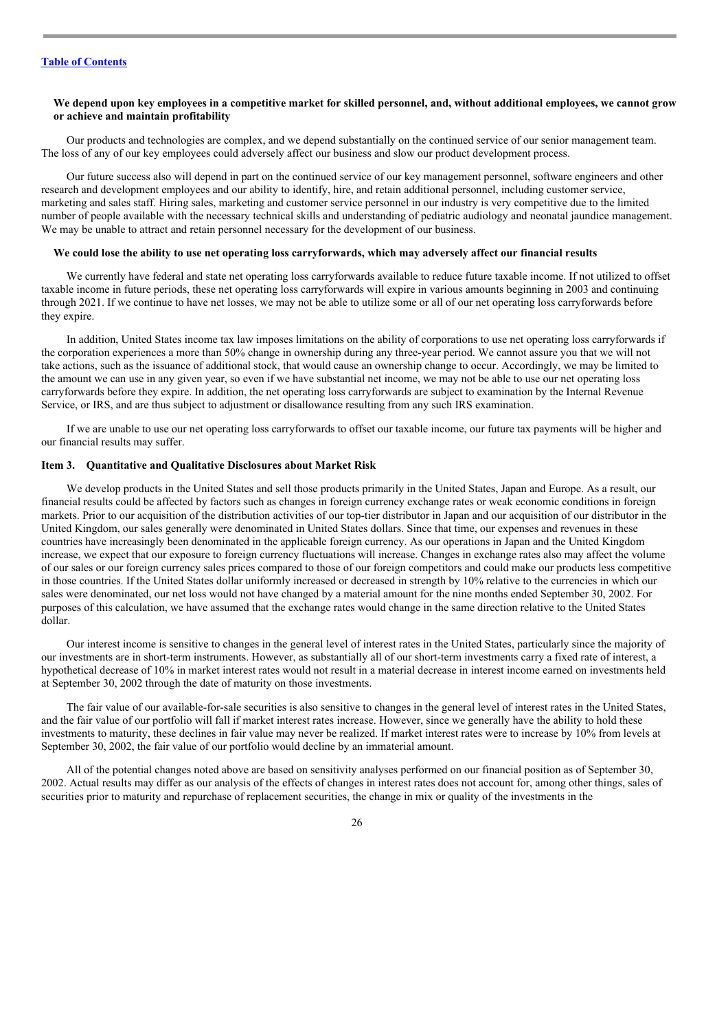**We depend upon key employees in a competitive market for skilled personnel, and, without additional employees, we cannot grow or achieve and maintain profitability**

Our products and technologies are complex, and we depend substantially on the continued service of our senior management team. The loss of any of our key employees could adversely affect our business and slow our product development process.

Our future success also will depend in part on the continued service of our key management personnel, software engineers and other research and development employees and our ability to identify, hire, and retain additional personnel, including customer service, marketing and sales staff. Hiring sales, marketing and customer service personnel in our industry is very competitive due to the limited number of people available with the necessary technical skills and understanding of pediatric audiology and neonatal jaundice management. We may be unable to attract and retain personnel necessary for the development of our business.

**We could lose the ability to use net operating loss carryforwards, which may adversely affect our financial results**

We currently have federal and state net operating loss carryforwards available to reduce future taxable income. If not utilized to offset taxable income in future periods, these net operating loss carryforwards will expire in various amounts beginning in 2003 and continuing through 2021. If we continue to have net losses, we may not be able to utilize some or all of our net operating loss carryforwards before they expire.

In addition, United States income tax law imposes limitations on the ability of corporations to use net operating loss carryforwards if the corporation experiences a more than 50% change in ownership during any three-year period. We cannot assure you that we will not take actions, such as the issuance of additional stock, that would cause an ownership change to occur. Accordingly, we may be limited to the amount we can use in any given year, so even if we have substantial net income, we may not be able to use our net operating loss carryforwards before they expire. In addition, the net operating loss carryforwards are subject to examination by the Internal Revenue Service, or IRS, and are thus subject to adjustment or disallowance resulting from any such IRS examination.

If we are unable to use our net operating loss carryforwards to offset our taxable income, our future tax payments will be higher and our financial results may suffer.

## Item 3. Quantitative and Qualitative Disclosures about Market Risk

We develop products in the United States and sell those products primarily in the United States, Japan and Europe. As a result, our financial results could be affected by factors such as changes in foreign currency exchange rates or weak economic conditions in foreign markets. Prior to our acquisition of the distribution activities of our top-tier distributor in Japan and our acquisition of our distributor in the United Kingdom, our sales generally were denominated in United States dollars. Since that time, our expenses and revenues in these countries have increasingly been denominated in the applicable foreign currency. As our operations in Japan and the United Kingdom increase, we expect that our exposure to foreign currency fluctuations will increase. Changes in exchange rates also may affect the volume of our sales or our foreign currency sales prices compared to those of our foreign competitors and could make our products less competitive in those countries. If the United States dollar uniformly increased or decreased in strength by 10% relative to the currencies in which our sales were denominated, our net loss would not have changed by a material amount for the nine months ended September 30, 2002. For purposes of this calculation, we have assumed that the exchange rates would change in the same direction relative to the United States dollar.

Our interest income is sensitive to changes in the general level of interest rates in the United States, particularly since the majority of our investments are in short-term instruments. However, as substantially all of our short-term investments carry a fixed rate of interest, a hypothetical decrease of 10% in market interest rates would not result in a material decrease in interest income earned on investments held at September 30, 2002 through the date of maturity on those investments.

The fair value of our available-for-sale securities is also sensitive to changes in the general level of interest rates in the United States, and the fair value of our portfolio will fall if market interest rates increase. However, since we generally have the ability to hold these investments to maturity, these declines in fair value may never be realized. If market interest rates were to increase by 10% from levels at September 30, 2002, the fair value of our portfolio would decline by an immaterial amount.

All of the potential changes noted above are based on sensitivity analyses performed on our financial position as of September 30, 2002. Actual results may differ as our analysis of the effects of changes in interest rates does not account for, among other things, sales of securities prior to maturity and repurchase of replacement securities, the change in mix or quality of the investments in the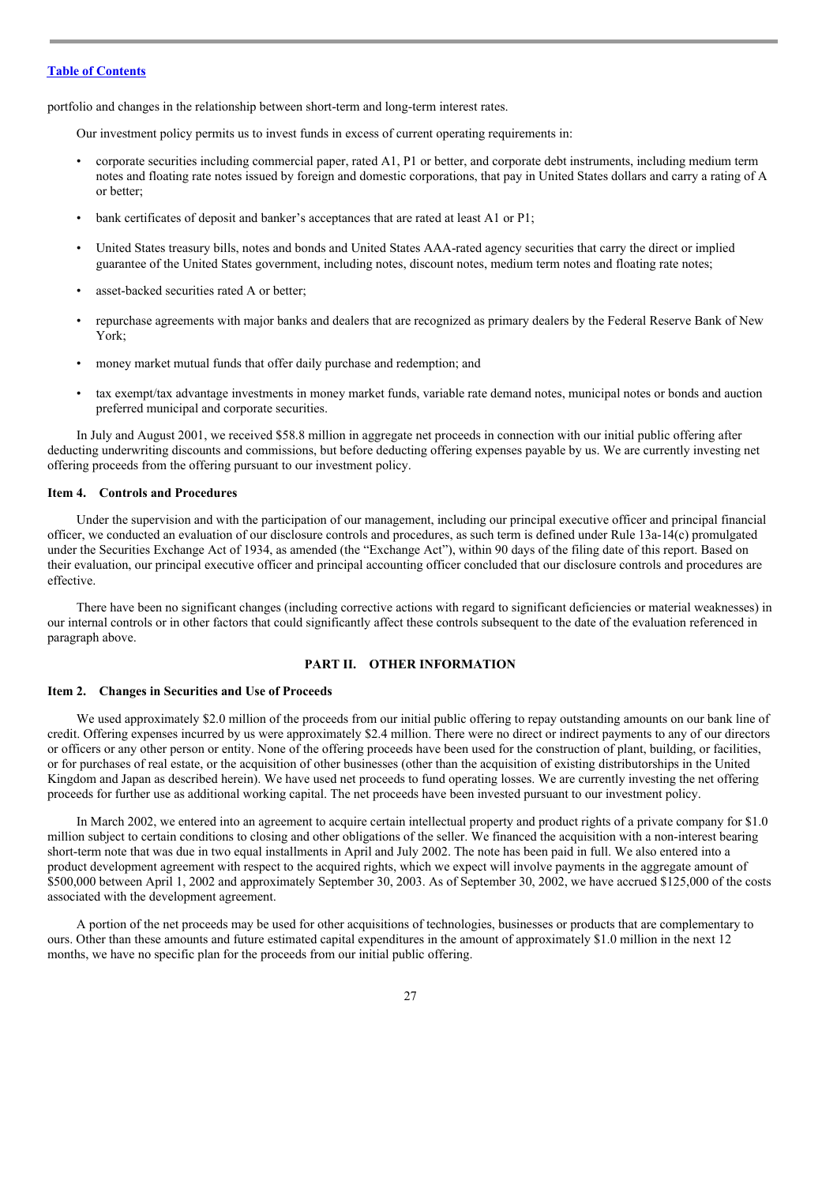portfolio and changes in the relationship between short-term and long-term interest rates.

Our investment policy permits us to invest funds in excess of current operating requirements in:

- corporate securities including commercial paper, rated A1, P1 or better, and corporate debt instruments, including medium term notes and floating rate notes issued by foreign and domestic corporations, that pay in United States dollars and carry a rating of A or better;
- bank certificates of deposit and banker's acceptances that are rated at least A1 or P1;
- United States treasury bills, notes and bonds and United States AAA-rated agency securities that carry the direct or implied guarantee of the United States government, including notes, discount notes, medium term notes and floating rate notes;
- asset-backed securities rated A or better;
- repurchase agreements with major banks and dealers that are recognized as primary dealers by the Federal Reserve Bank of New York;
- money market mutual funds that offer daily purchase and redemption; and
- tax exempt/tax advantage investments in money market funds, variable rate demand notes, municipal notes or bonds and auction preferred municipal and corporate securities.

In July and August 2001, we received $58.8 million in aggregate net proceeds in connection with our initial public offering after deducting underwriting discounts and commissions, but before deducting offering expenses payable by us. We are currently investing net offering proceeds from the offering pursuant to our investment policy.

### Item 4. Controls and Procedures

Under the supervision and with the participation of our management, including our principal executive officer and principal financial officer, we conducted an evaluation of our disclosure controls and procedures, as such term is defined under Rule 13a-14(c) promulgated under the Securities Exchange Act of 1934, as amended (the "Exchange Act"), within 90 days of the filing date of this report. Based on their evaluation, our principal executive officer and principal accounting officer concluded that our disclosure controls and procedures are effective.

There have been no significant changes (including corrective actions with regard to significant deficiencies or material weaknesses) in our internal controls or in other factors that could significantly affect these controls subsequent to the date of the evaluation referenced in paragraph above.

## PART II. OTHER INFORMATION

### Item 2. Changes in Securities and Use of Proceeds

We used approximately $2.0 million of the proceeds from our initial public offering to repay outstanding amounts on our bank line of credit. Offering expenses incurred by us were approximately $2.4 million. There were no direct or indirect payments to any of our directors or officers or any other person or entity. None of the offering proceeds have been used for the construction of plant, building, or facilities, or for purchases of real estate, or the acquisition of other businesses (other than the acquisition of existing distributorships in the United Kingdom and Japan as described herein). We have used net proceeds to fund operating losses. We are currently investing the net offering proceeds for further use as additional working capital. The net proceeds have been invested pursuant to our investment policy.

In March 2002, we entered into an agreement to acquire certain intellectual property and product rights of a private company for $1.0 million subject to certain conditions to closing and other obligations of the seller. We financed the acquisition with a non-interest bearing short-term note that was due in two equal installments in April and July 2002. The note has been paid in full. We also entered into a product development agreement with respect to the acquired rights, which we expect will involve payments in the aggregate amount of $500,000 between April 1, 2002 and approximately September 30, 2003. As of September 30, 2002, we have accrued $125,000 of the costs associated with the development agreement.

A portion of the net proceeds may be used for other acquisitions of technologies, businesses or products that are complementary to ours. Other than these amounts and future estimated capital expenditures in the amount of approximately $1.0 million in the next 12 months, we have no specific plan for the proceeds from our initial public offering.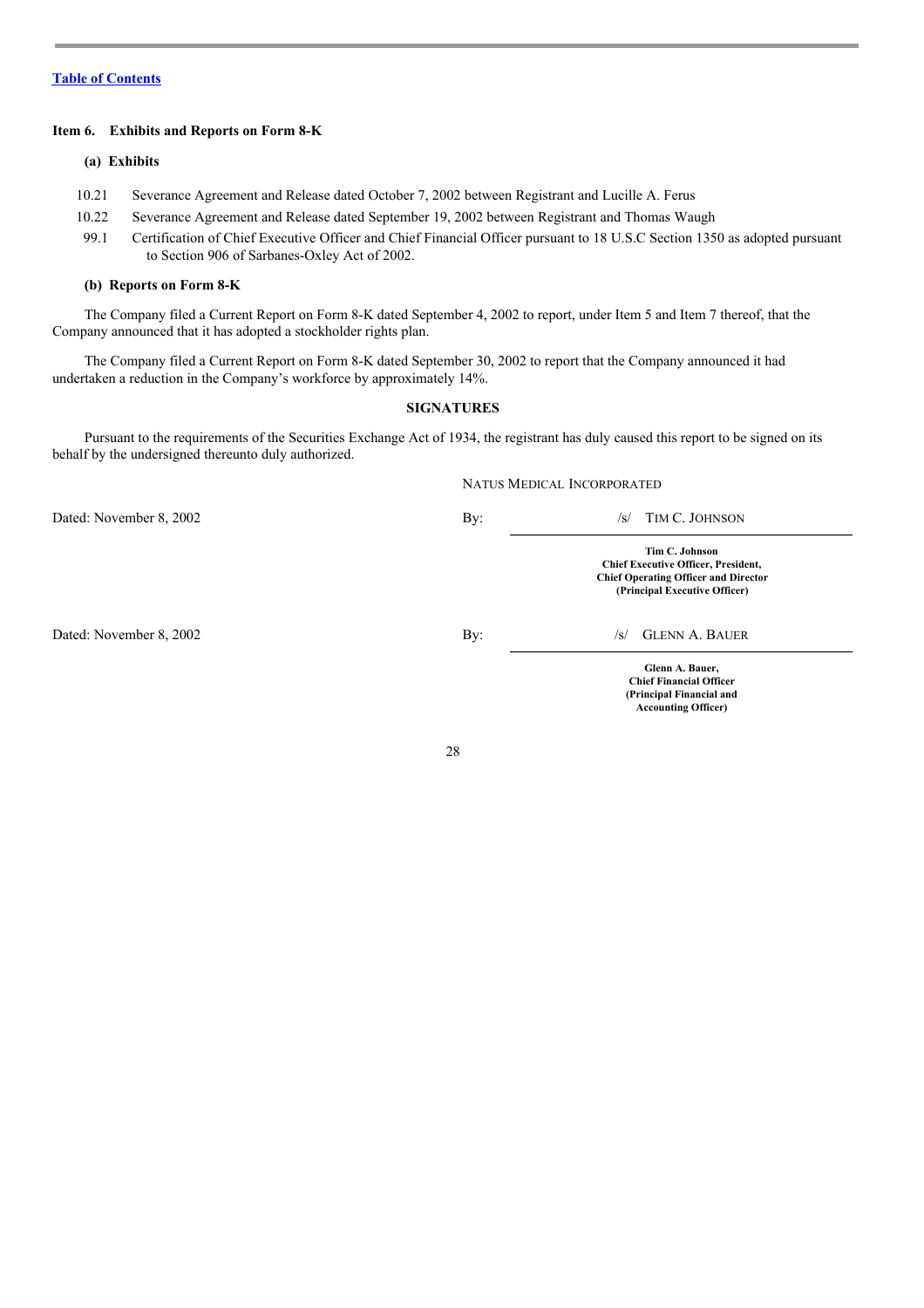[Table of Contents](#)

### Item 6. Exhibits and Reports on Form 8-K

**(a) Exhibits**

| | |
|---|---|
| 10.21 | Severance Agreement and Release dated October 7, 2002 between Registrant and Lucille A. Ferus |
| 10.22 | Severance Agreement and Release dated September 19, 2002 between Registrant and Thomas Waugh |
| 99.1 | Certification of Chief Executive Officer and Chief Financial Officer pursuant to 18 U.S.C Section 1350 as adopted pursuant to Section 906 of Sarbanes-Oxley Act of 2002. |

**(b) Reports on Form 8-K**

The Company filed a Current Report on Form 8-K dated September 4, 2002 to report, under Item 5 and Item 7 thereof, that the Company announced that it has adopted a stockholder rights plan.

The Company filed a Current Report on Form 8-K dated September 30, 2002 to report that the Company announced it had undertaken a reduction in the Company's workforce by approximately 14%.

**SIGNATURES**

Pursuant to the requirements of the Securities Exchange Act of 1934, the registrant has duly caused this report to be signed on its behalf by the undersigned thereunto duly authorized.

NATUS MEDICAL INCORPORATED

Dated: November 8, 2002

By: /s/ TIM C. JOHNSON

**Tim C. Johnson**
**Chief Executive Officer, President,**
**Chief Operating Officer and Director**
**(Principal Executive Officer)**

Dated: November 8, 2002

By: /s/ GLENN A. BAUER

**Glenn A. Bauer,**
**Chief Financial Officer**
**(Principal Financial and**
**Accounting Officer)**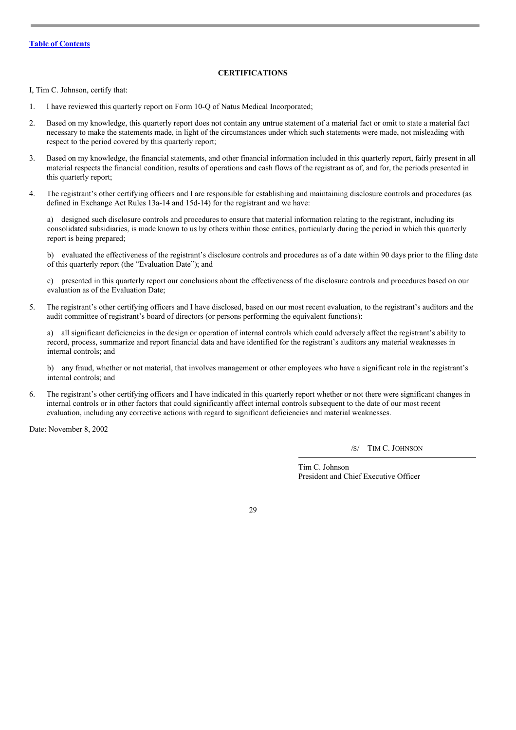[Table of Contents](#)

## CERTIFICATIONS

I, Tim C. Johnson, certify that:

1. I have reviewed this quarterly report on Form 10-Q of Natus Medical Incorporated;

2. Based on my knowledge, this quarterly report does not contain any untrue statement of a material fact or omit to state a material fact necessary to make the statements made, in light of the circumstances under which such statements were made, not misleading with respect to the period covered by this quarterly report;

3. Based on my knowledge, the financial statements, and other financial information included in this quarterly report, fairly present in all material respects the financial condition, results of operations and cash flows of the registrant as of, and for, the periods presented in this quarterly report;

4. The registrant's other certifying officers and I are responsible for establishing and maintaining disclosure controls and procedures (as defined in Exchange Act Rules 13a-14 and 15d-14) for the registrant and we have:

   a) designed such disclosure controls and procedures to ensure that material information relating to the registrant, including its consolidated subsidiaries, is made known to us by others within those entities, particularly during the period in which this quarterly report is being prepared;

   b) evaluated the effectiveness of the registrant's disclosure controls and procedures as of a date within 90 days prior to the filing date of this quarterly report (the "Evaluation Date"); and

   c) presented in this quarterly report our conclusions about the effectiveness of the disclosure controls and procedures based on our evaluation as of the Evaluation Date;

5. The registrant's other certifying officers and I have disclosed, based on our most recent evaluation, to the registrant's auditors and the audit committee of registrant's board of directors (or persons performing the equivalent functions):

   a) all significant deficiencies in the design or operation of internal controls which could adversely affect the registrant's ability to record, process, summarize and report financial data and have identified for the registrant's auditors any material weaknesses in internal controls; and

   b) any fraud, whether or not material, that involves management or other employees who have a significant role in the registrant's internal controls; and

6. The registrant's other certifying officers and I have indicated in this quarterly report whether or not there were significant changes in internal controls or in other factors that could significantly affect internal controls subsequent to the date of our most recent evaluation, including any corrective actions with regard to significant deficiencies and material weaknesses.

Date: November 8, 2002

/S/ TIM C. JOHNSON

Tim C. Johnson
President and Chief Executive Officer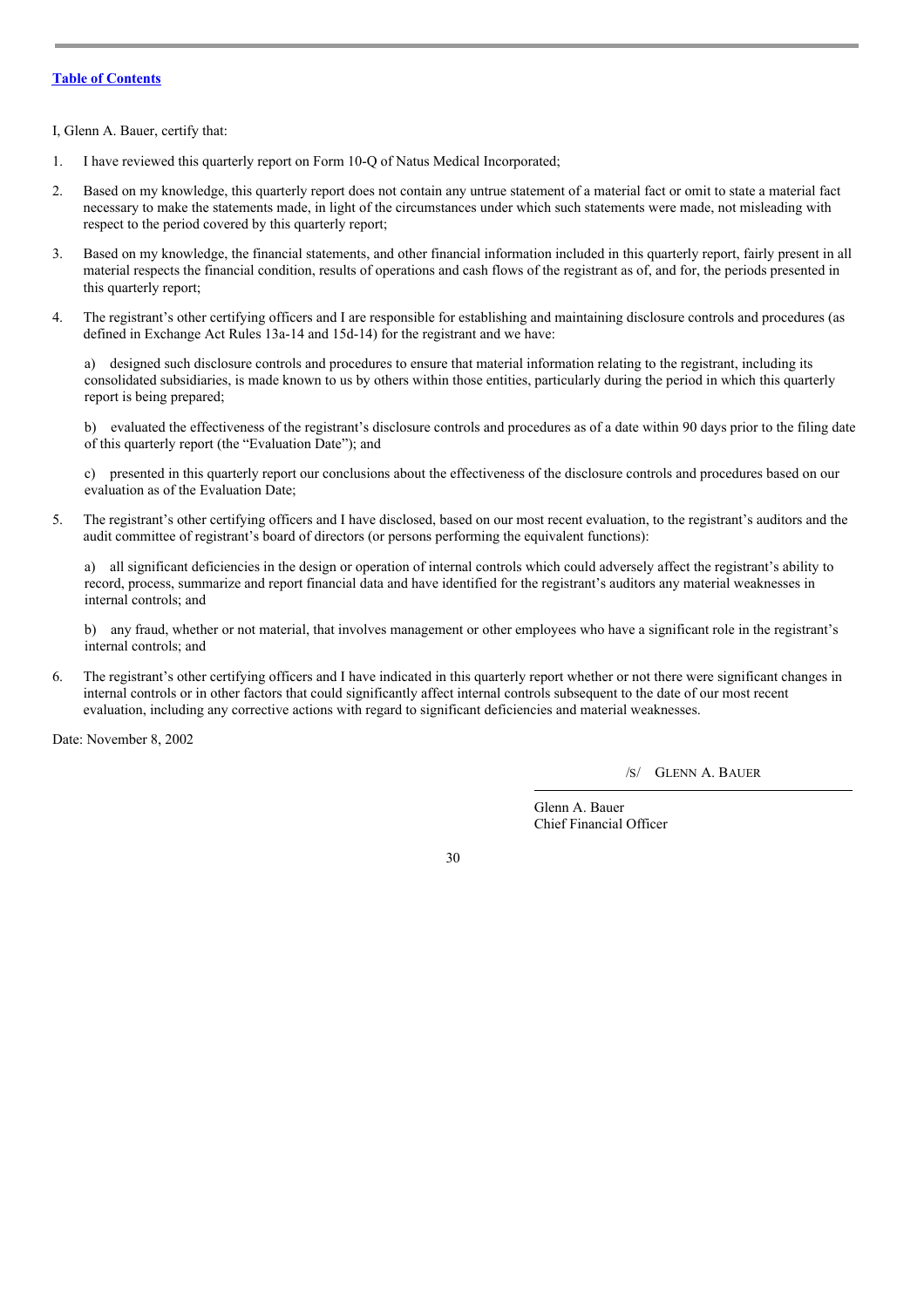[Table of Contents](#)

I, Glenn A. Bauer, certify that:

1. I have reviewed this quarterly report on Form 10-Q of Natus Medical Incorporated;

2. Based on my knowledge, this quarterly report does not contain any untrue statement of a material fact or omit to state a material fact necessary to make the statements made, in light of the circumstances under which such statements were made, not misleading with respect to the period covered by this quarterly report;

3. Based on my knowledge, the financial statements, and other financial information included in this quarterly report, fairly present in all material respects the financial condition, results of operations and cash flows of the registrant as of, and for, the periods presented in this quarterly report;

4. The registrant's other certifying officers and I are responsible for establishing and maintaining disclosure controls and procedures (as defined in Exchange Act Rules 13a-14 and 15d-14) for the registrant and we have:

   a) designed such disclosure controls and procedures to ensure that material information relating to the registrant, including its consolidated subsidiaries, is made known to us by others within those entities, particularly during the period in which this quarterly report is being prepared;

   b) evaluated the effectiveness of the registrant's disclosure controls and procedures as of a date within 90 days prior to the filing date of this quarterly report (the "Evaluation Date"); and

   c) presented in this quarterly report our conclusions about the effectiveness of the disclosure controls and procedures based on our evaluation as of the Evaluation Date;

5. The registrant's other certifying officers and I have disclosed, based on our most recent evaluation, to the registrant's auditors and the audit committee of registrant's board of directors (or persons performing the equivalent functions):

   a) all significant deficiencies in the design or operation of internal controls which could adversely affect the registrant's ability to record, process, summarize and report financial data and have identified for the registrant's auditors any material weaknesses in internal controls; and

   b) any fraud, whether or not material, that involves management or other employees who have a significant role in the registrant's internal controls; and

6. The registrant's other certifying officers and I have indicated in this quarterly report whether or not there were significant changes in internal controls or in other factors that could significantly affect internal controls subsequent to the date of our most recent evaluation, including any corrective actions with regard to significant deficiencies and material weaknesses.

Date: November 8, 2002

/S/ GLENN A. BAUER

Glenn A. Bauer
Chief Financial Officer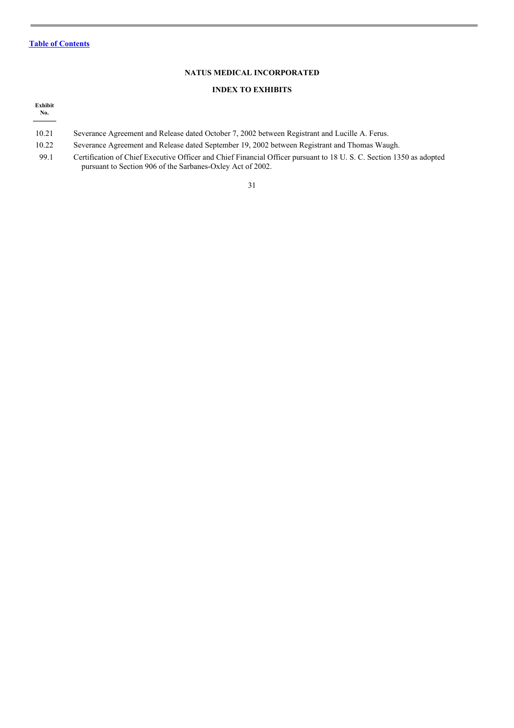[Table of Contents](#)

## NATUS MEDICAL INCORPORATED

## INDEX TO EXHIBITS

| Exhibit No. | |
|---|---|
| 10.21 | Severance Agreement and Release dated October 7, 2002 between Registrant and Lucille A. Ferus. |
| 10.22 | Severance Agreement and Release dated September 19, 2002 between Registrant and Thomas Waugh. |
| 99.1 | Certification of Chief Executive Officer and Chief Financial Officer pursuant to 18 U. S. C. Section 1350 as adopted pursuant to Section 906 of the Sarbanes-Oxley Act of 2002. |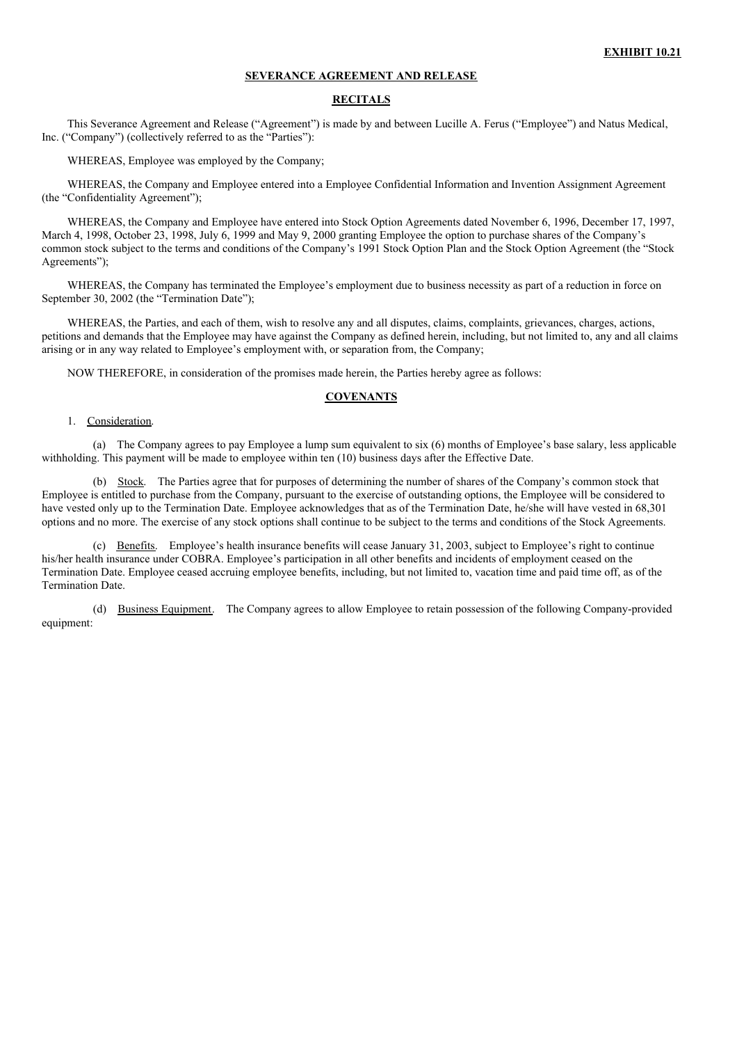**EXHIBIT 10.21**

**SEVERANCE AGREEMENT AND RELEASE**

**RECITALS**

This Severance Agreement and Release ("Agreement") is made by and between Lucille A. Ferus ("Employee") and Natus Medical, Inc. ("Company") (collectively referred to as the "Parties"):

WHEREAS, Employee was employed by the Company;

WHEREAS, the Company and Employee entered into a Employee Confidential Information and Invention Assignment Agreement (the "Confidentiality Agreement");

WHEREAS, the Company and Employee have entered into Stock Option Agreements dated November 6, 1996, December 17, 1997, March 4, 1998, October 23, 1998, July 6, 1999 and May 9, 2000 granting Employee the option to purchase shares of the Company's common stock subject to the terms and conditions of the Company's 1991 Stock Option Plan and the Stock Option Agreement (the "Stock Agreements");

WHEREAS, the Company has terminated the Employee's employment due to business necessity as part of a reduction in force on September 30, 2002 (the "Termination Date");

WHEREAS, the Parties, and each of them, wish to resolve any and all disputes, claims, complaints, grievances, charges, actions, petitions and demands that the Employee may have against the Company as defined herein, including, but not limited to, any and all claims arising or in any way related to Employee's employment with, or separation from, the Company;

NOW THEREFORE, in consideration of the promises made herein, the Parties hereby agree as follows:

**COVENANTS**

1. Consideration.

(a) The Company agrees to pay Employee a lump sum equivalent to six (6) months of Employee's base salary, less applicable withholding. This payment will be made to employee within ten (10) business days after the Effective Date.

(b) Stock. The Parties agree that for purposes of determining the number of shares of the Company's common stock that Employee is entitled to purchase from the Company, pursuant to the exercise of outstanding options, the Employee will be considered to have vested only up to the Termination Date. Employee acknowledges that as of the Termination Date, he/she will have vested in 68,301 options and no more. The exercise of any stock options shall continue to be subject to the terms and conditions of the Stock Agreements.

(c) Benefits. Employee's health insurance benefits will cease January 31, 2003, subject to Employee's right to continue his/her health insurance under COBRA. Employee's participation in all other benefits and incidents of employment ceased on the Termination Date. Employee ceased accruing employee benefits, including, but not limited to, vacation time and paid time off, as of the Termination Date.

(d) Business Equipment. The Company agrees to allow Employee to retain possession of the following Company-provided equipment: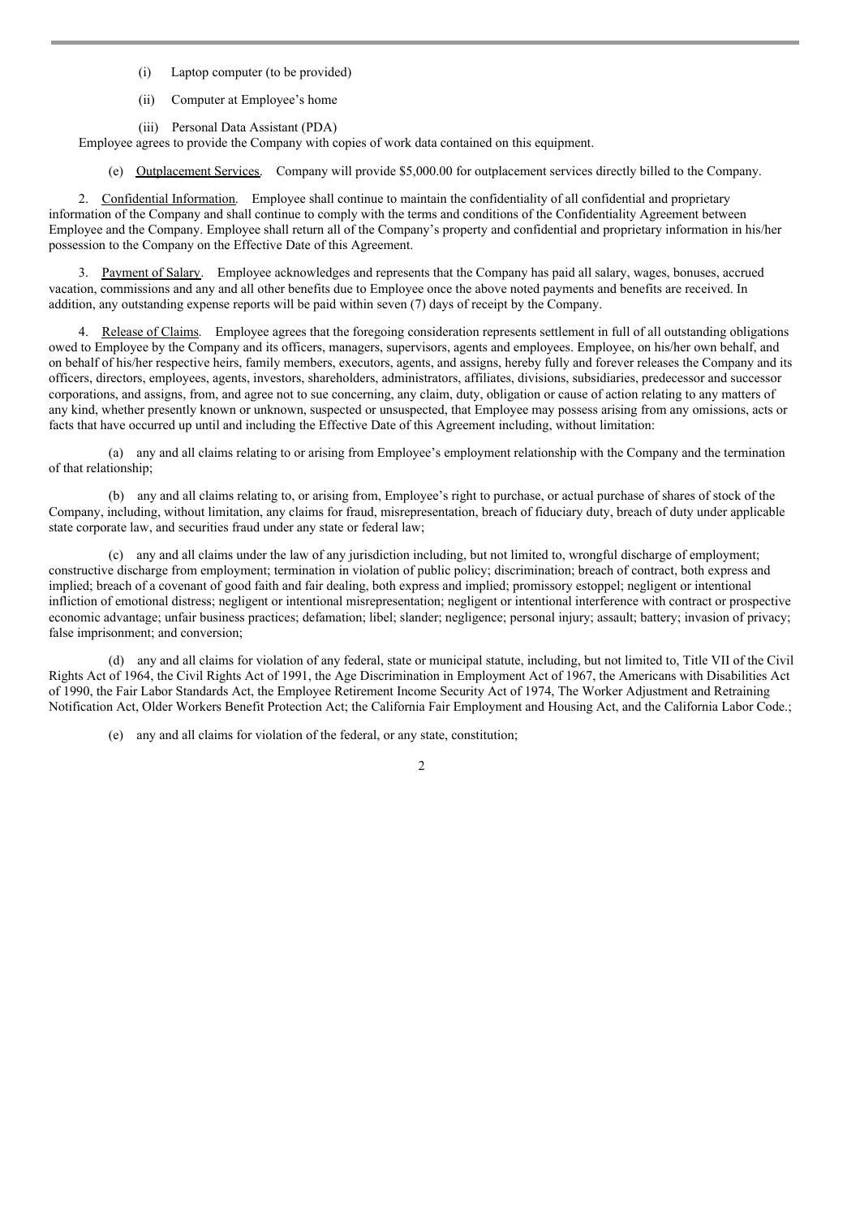(i) Laptop computer (to be provided)

(ii) Computer at Employee's home

(iii) Personal Data Assistant (PDA)

Employee agrees to provide the Company with copies of work data contained on this equipment.

(e) Outplacement Services. Company will provide $5,000.00 for outplacement services directly billed to the Company.

2. Confidential Information. Employee shall continue to maintain the confidentiality of all confidential and proprietary information of the Company and shall continue to comply with the terms and conditions of the Confidentiality Agreement between Employee and the Company. Employee shall return all of the Company's property and confidential and proprietary information in his/her possession to the Company on the Effective Date of this Agreement.

3. Payment of Salary. Employee acknowledges and represents that the Company has paid all salary, wages, bonuses, accrued vacation, commissions and any and all other benefits due to Employee once the above noted payments and benefits are received. In addition, any outstanding expense reports will be paid within seven (7) days of receipt by the Company.

4. Release of Claims. Employee agrees that the foregoing consideration represents settlement in full of all outstanding obligations owed to Employee by the Company and its officers, managers, supervisors, agents and employees. Employee, on his/her own behalf, and on behalf of his/her respective heirs, family members, executors, agents, and assigns, hereby fully and forever releases the Company and its officers, directors, employees, agents, investors, shareholders, administrators, affiliates, divisions, subsidiaries, predecessor and successor corporations, and assigns, from, and agree not to sue concerning, any claim, duty, obligation or cause of action relating to any matters of any kind, whether presently known or unknown, suspected or unsuspected, that Employee may possess arising from any omissions, acts or facts that have occurred up until and including the Effective Date of this Agreement including, without limitation:

(a) any and all claims relating to or arising from Employee's employment relationship with the Company and the termination of that relationship;

(b) any and all claims relating to, or arising from, Employee's right to purchase, or actual purchase of shares of stock of the Company, including, without limitation, any claims for fraud, misrepresentation, breach of fiduciary duty, breach of duty under applicable state corporate law, and securities fraud under any state or federal law;

(c) any and all claims under the law of any jurisdiction including, but not limited to, wrongful discharge of employment; constructive discharge from employment; termination in violation of public policy; discrimination; breach of contract, both express and implied; breach of a covenant of good faith and fair dealing, both express and implied; promissory estoppel; negligent or intentional infliction of emotional distress; negligent or intentional misrepresentation; negligent or intentional interference with contract or prospective economic advantage; unfair business practices; defamation; libel; slander; negligence; personal injury; assault; battery; invasion of privacy; false imprisonment; and conversion;

(d) any and all claims for violation of any federal, state or municipal statute, including, but not limited to, Title VII of the Civil Rights Act of 1964, the Civil Rights Act of 1991, the Age Discrimination in Employment Act of 1967, the Americans with Disabilities Act of 1990, the Fair Labor Standards Act, the Employee Retirement Income Security Act of 1974, The Worker Adjustment and Retraining Notification Act, Older Workers Benefit Protection Act; the California Fair Employment and Housing Act, and the California Labor Code.;

(e) any and all claims for violation of the federal, or any state, constitution;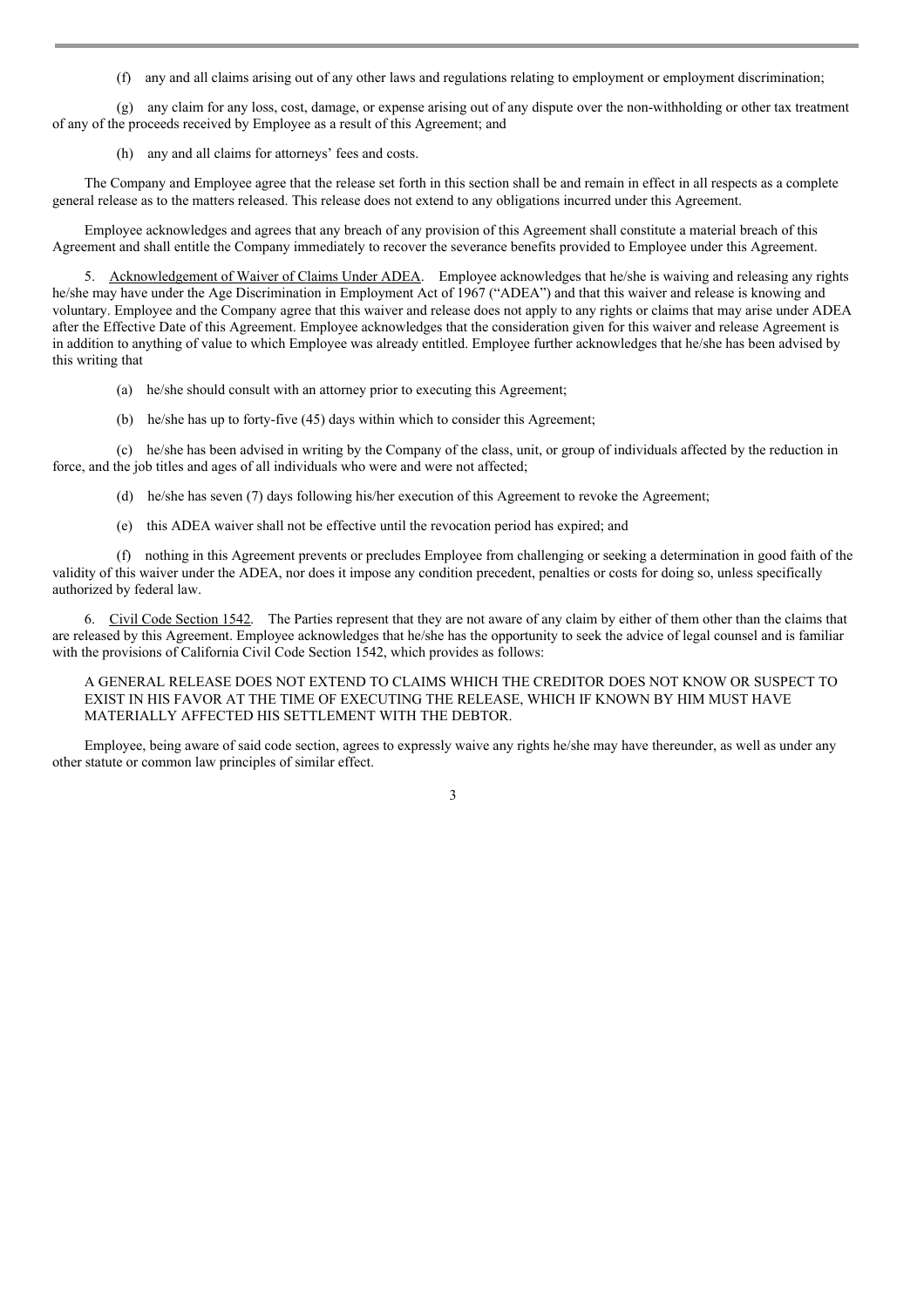(f) any and all claims arising out of any other laws and regulations relating to employment or employment discrimination;

(g) any claim for any loss, cost, damage, or expense arising out of any dispute over the non-withholding or other tax treatment of any of the proceeds received by Employee as a result of this Agreement; and

(h) any and all claims for attorneys' fees and costs.

The Company and Employee agree that the release set forth in this section shall be and remain in effect in all respects as a complete general release as to the matters released. This release does not extend to any obligations incurred under this Agreement.

Employee acknowledges and agrees that any breach of any provision of this Agreement shall constitute a material breach of this Agreement and shall entitle the Company immediately to recover the severance benefits provided to Employee under this Agreement.

5. Acknowledgement of Waiver of Claims Under ADEA. Employee acknowledges that he/she is waiving and releasing any rights he/she may have under the Age Discrimination in Employment Act of 1967 ("ADEA") and that this waiver and release is knowing and voluntary. Employee and the Company agree that this waiver and release does not apply to any rights or claims that may arise under ADEA after the Effective Date of this Agreement. Employee acknowledges that the consideration given for this waiver and release Agreement is in addition to anything of value to which Employee was already entitled. Employee further acknowledges that he/she has been advised by this writing that

(a) he/she should consult with an attorney prior to executing this Agreement;

(b) he/she has up to forty-five (45) days within which to consider this Agreement;

(c) he/she has been advised in writing by the Company of the class, unit, or group of individuals affected by the reduction in force, and the job titles and ages of all individuals who were and were not affected;

(d) he/she has seven (7) days following his/her execution of this Agreement to revoke the Agreement;

(e) this ADEA waiver shall not be effective until the revocation period has expired; and

(f) nothing in this Agreement prevents or precludes Employee from challenging or seeking a determination in good faith of the validity of this waiver under the ADEA, nor does it impose any condition precedent, penalties or costs for doing so, unless specifically authorized by federal law.

6. Civil Code Section 1542. The Parties represent that they are not aware of any claim by either of them other than the claims that are released by this Agreement. Employee acknowledges that he/she has the opportunity to seek the advice of legal counsel and is familiar with the provisions of California Civil Code Section 1542, which provides as follows:

A GENERAL RELEASE DOES NOT EXTEND TO CLAIMS WHICH THE CREDITOR DOES NOT KNOW OR SUSPECT TO EXIST IN HIS FAVOR AT THE TIME OF EXECUTING THE RELEASE, WHICH IF KNOWN BY HIM MUST HAVE MATERIALLY AFFECTED HIS SETTLEMENT WITH THE DEBTOR.

Employee, being aware of said code section, agrees to expressly waive any rights he/she may have thereunder, as well as under any other statute or common law principles of similar effect.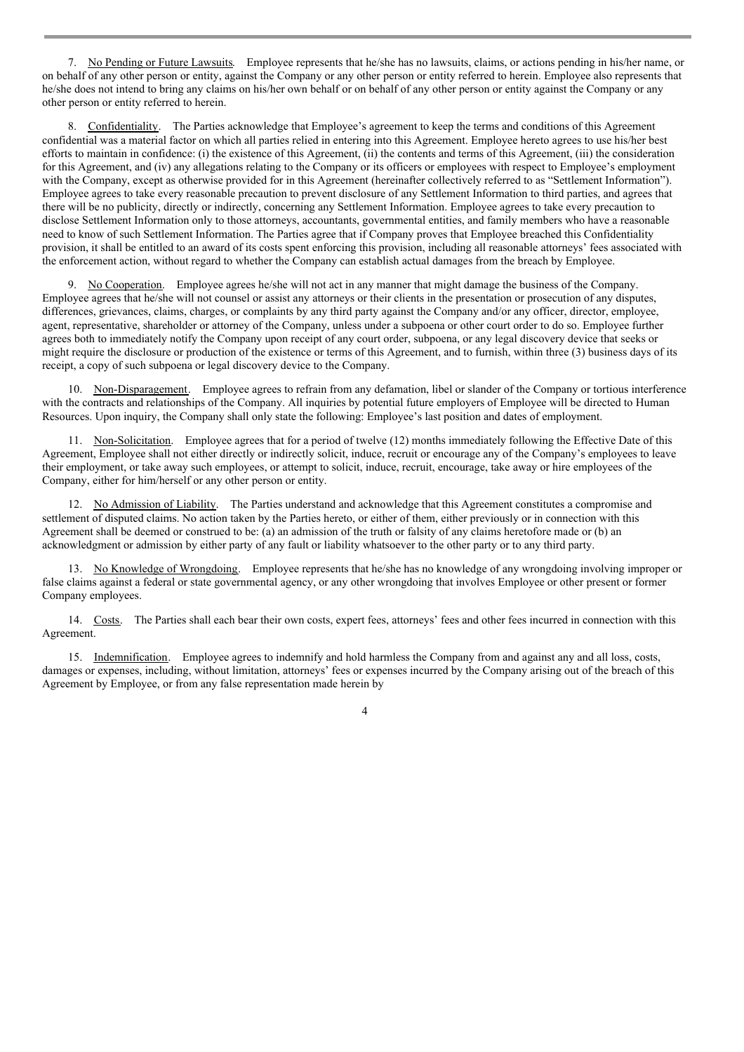7. No Pending or Future Lawsuits. Employee represents that he/she has no lawsuits, claims, or actions pending in his/her name, or on behalf of any other person or entity, against the Company or any other person or entity referred to herein. Employee also represents that he/she does not intend to bring any claims on his/her own behalf or on behalf of any other person or entity against the Company or any other person or entity referred to herein.

8. Confidentiality. The Parties acknowledge that Employee's agreement to keep the terms and conditions of this Agreement confidential was a material factor on which all parties relied in entering into this Agreement. Employee hereto agrees to use his/her best efforts to maintain in confidence: (i) the existence of this Agreement, (ii) the contents and terms of this Agreement, (iii) the consideration for this Agreement, and (iv) any allegations relating to the Company or its officers or employees with respect to Employee's employment with the Company, except as otherwise provided for in this Agreement (hereinafter collectively referred to as "Settlement Information"). Employee agrees to take every reasonable precaution to prevent disclosure of any Settlement Information to third parties, and agrees that there will be no publicity, directly or indirectly, concerning any Settlement Information. Employee agrees to take every precaution to disclose Settlement Information only to those attorneys, accountants, governmental entities, and family members who have a reasonable need to know of such Settlement Information. The Parties agree that if Company proves that Employee breached this Confidentiality provision, it shall be entitled to an award of its costs spent enforcing this provision, including all reasonable attorneys' fees associated with the enforcement action, without regard to whether the Company can establish actual damages from the breach by Employee.

9. No Cooperation. Employee agrees he/she will not act in any manner that might damage the business of the Company. Employee agrees that he/she will not counsel or assist any attorneys or their clients in the presentation or prosecution of any disputes, differences, grievances, claims, charges, or complaints by any third party against the Company and/or any officer, director, employee, agent, representative, shareholder or attorney of the Company, unless under a subpoena or other court order to do so. Employee further agrees both to immediately notify the Company upon receipt of any court order, subpoena, or any legal discovery device that seeks or might require the disclosure or production of the existence or terms of this Agreement, and to furnish, within three (3) business days of its receipt, a copy of such subpoena or legal discovery device to the Company.

10. Non-Disparagement. Employee agrees to refrain from any defamation, libel or slander of the Company or tortious interference with the contracts and relationships of the Company. All inquiries by potential future employers of Employee will be directed to Human Resources. Upon inquiry, the Company shall only state the following: Employee's last position and dates of employment.

11. Non-Solicitation. Employee agrees that for a period of twelve (12) months immediately following the Effective Date of this Agreement, Employee shall not either directly or indirectly solicit, induce, recruit or encourage any of the Company's employees to leave their employment, or take away such employees, or attempt to solicit, induce, recruit, encourage, take away or hire employees of the Company, either for him/herself or any other person or entity.

12. No Admission of Liability. The Parties understand and acknowledge that this Agreement constitutes a compromise and settlement of disputed claims. No action taken by the Parties hereto, or either of them, either previously or in connection with this Agreement shall be deemed or construed to be: (a) an admission of the truth or falsity of any claims heretofore made or (b) an acknowledgment or admission by either party of any fault or liability whatsoever to the other party or to any third party.

13. No Knowledge of Wrongdoing. Employee represents that he/she has no knowledge of any wrongdoing involving improper or false claims against a federal or state governmental agency, or any other wrongdoing that involves Employee or other present or former Company employees.

14. Costs. The Parties shall each bear their own costs, expert fees, attorneys' fees and other fees incurred in connection with this Agreement.

15. Indemnification. Employee agrees to indemnify and hold harmless the Company from and against any and all loss, costs, damages or expenses, including, without limitation, attorneys' fees or expenses incurred by the Company arising out of the breach of this Agreement by Employee, or from any false representation made herein by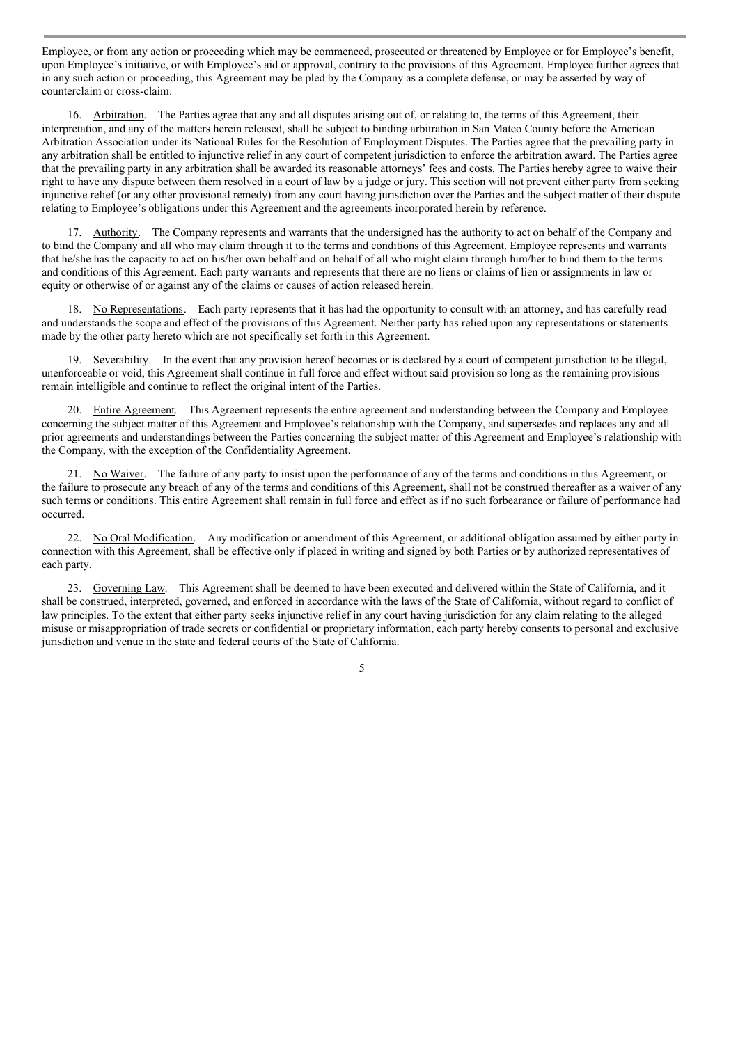Employee, or from any action or proceeding which may be commenced, prosecuted or threatened by Employee or for Employee's benefit, upon Employee's initiative, or with Employee's aid or approval, contrary to the provisions of this Agreement. Employee further agrees that in any such action or proceeding, this Agreement may be pled by the Company as a complete defense, or may be asserted by way of counterclaim or cross-claim.

16. Arbitration. The Parties agree that any and all disputes arising out of, or relating to, the terms of this Agreement, their interpretation, and any of the matters herein released, shall be subject to binding arbitration in San Mateo County before the American Arbitration Association under its National Rules for the Resolution of Employment Disputes. The Parties agree that the prevailing party in any arbitration shall be entitled to injunctive relief in any court of competent jurisdiction to enforce the arbitration award. The Parties agree that the prevailing party in any arbitration shall be awarded its reasonable attorneys' fees and costs. The Parties hereby agree to waive their right to have any dispute between them resolved in a court of law by a judge or jury. This section will not prevent either party from seeking injunctive relief (or any other provisional remedy) from any court having jurisdiction over the Parties and the subject matter of their dispute relating to Employee's obligations under this Agreement and the agreements incorporated herein by reference.

17. Authority. The Company represents and warrants that the undersigned has the authority to act on behalf of the Company and to bind the Company and all who may claim through it to the terms and conditions of this Agreement. Employee represents and warrants that he/she has the capacity to act on his/her own behalf and on behalf of all who might claim through him/her to bind them to the terms and conditions of this Agreement. Each party warrants and represents that there are no liens or claims of lien or assignments in law or equity or otherwise of or against any of the claims or causes of action released herein.

18. No Representations. Each party represents that it has had the opportunity to consult with an attorney, and has carefully read and understands the scope and effect of the provisions of this Agreement. Neither party has relied upon any representations or statements made by the other party hereto which are not specifically set forth in this Agreement.

19. Severability. In the event that any provision hereof becomes or is declared by a court of competent jurisdiction to be illegal, unenforceable or void, this Agreement shall continue in full force and effect without said provision so long as the remaining provisions remain intelligible and continue to reflect the original intent of the Parties.

20. Entire Agreement. This Agreement represents the entire agreement and understanding between the Company and Employee concerning the subject matter of this Agreement and Employee's relationship with the Company, and supersedes and replaces any and all prior agreements and understandings between the Parties concerning the subject matter of this Agreement and Employee's relationship with the Company, with the exception of the Confidentiality Agreement.

21. No Waiver. The failure of any party to insist upon the performance of any of the terms and conditions in this Agreement, or the failure to prosecute any breach of any of the terms and conditions of this Agreement, shall not be construed thereafter as a waiver of any such terms or conditions. This entire Agreement shall remain in full force and effect as if no such forbearance or failure of performance had occurred.

22. No Oral Modification. Any modification or amendment of this Agreement, or additional obligation assumed by either party in connection with this Agreement, shall be effective only if placed in writing and signed by both Parties or by authorized representatives of each party.

23. Governing Law. This Agreement shall be deemed to have been executed and delivered within the State of California, and it shall be construed, interpreted, governed, and enforced in accordance with the laws of the State of California, without regard to conflict of law principles. To the extent that either party seeks injunctive relief in any court having jurisdiction for any claim relating to the alleged misuse or misappropriation of trade secrets or confidential or proprietary information, each party hereby consents to personal and exclusive jurisdiction and venue in the state and federal courts of the State of California.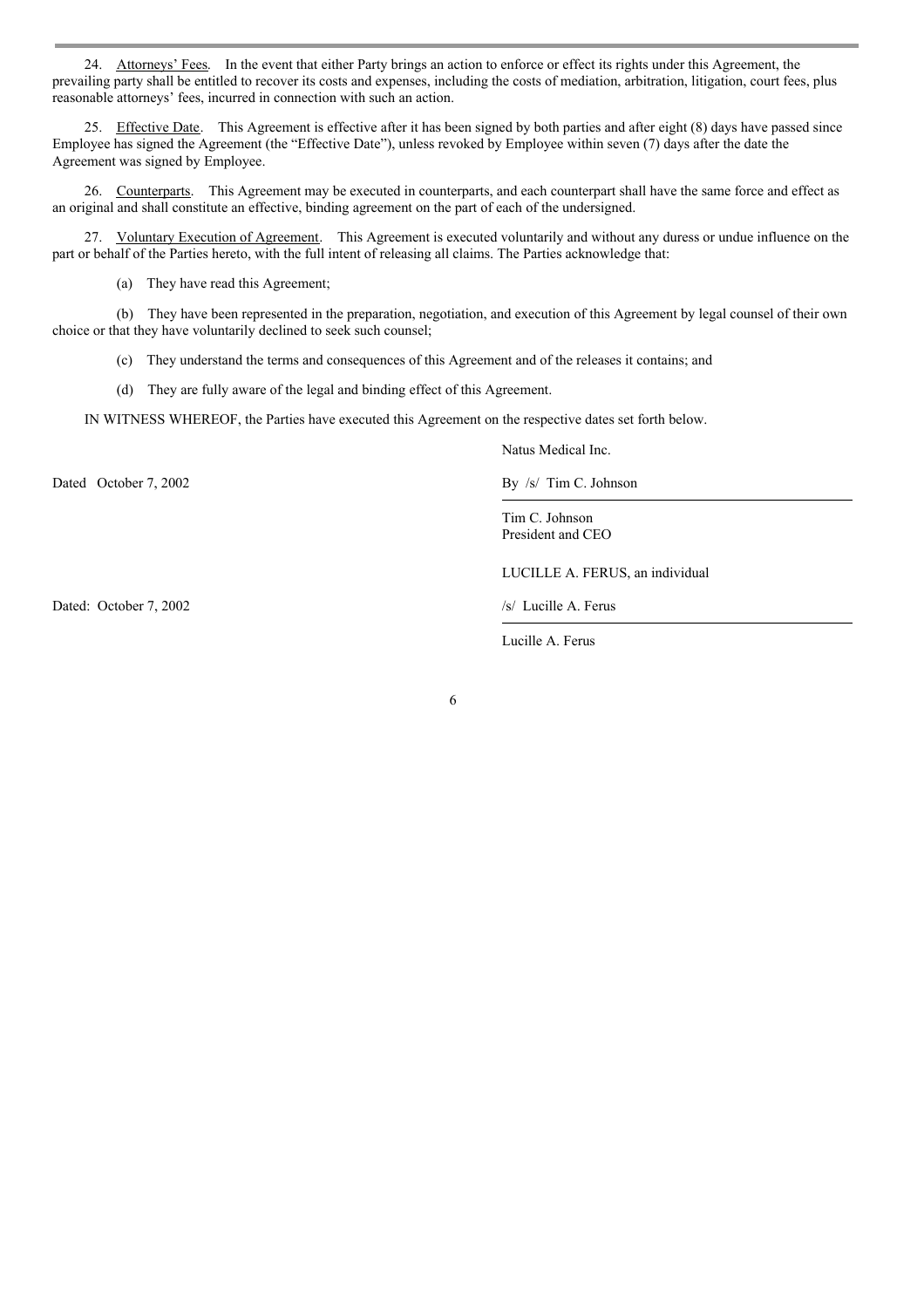24. Attorneys' Fees. In the event that either Party brings an action to enforce or effect its rights under this Agreement, the prevailing party shall be entitled to recover its costs and expenses, including the costs of mediation, arbitration, litigation, court fees, plus reasonable attorneys' fees, incurred in connection with such an action.

25. Effective Date. This Agreement is effective after it has been signed by both parties and after eight (8) days have passed since Employee has signed the Agreement (the "Effective Date"), unless revoked by Employee within seven (7) days after the date the Agreement was signed by Employee.

26. Counterparts. This Agreement may be executed in counterparts, and each counterpart shall have the same force and effect as an original and shall constitute an effective, binding agreement on the part of each of the undersigned.

27. Voluntary Execution of Agreement. This Agreement is executed voluntarily and without any duress or undue influence on the part or behalf of the Parties hereto, with the full intent of releasing all claims. The Parties acknowledge that:

(a) They have read this Agreement;

(b) They have been represented in the preparation, negotiation, and execution of this Agreement by legal counsel of their own choice or that they have voluntarily declined to seek such counsel;

(c) They understand the terms and consequences of this Agreement and of the releases it contains; and

(d) They are fully aware of the legal and binding effect of this Agreement.

IN WITNESS WHEREOF, the Parties have executed this Agreement on the respective dates set forth below.

Natus Medical Inc.

Dated October 7, 2002

By /s/ Tim C. Johnson

Tim C. Johnson
President and CEO

LUCILLE A. FERUS, an individual

Dated: October 7, 2002

/s/ Lucille A. Ferus

Lucille A. Ferus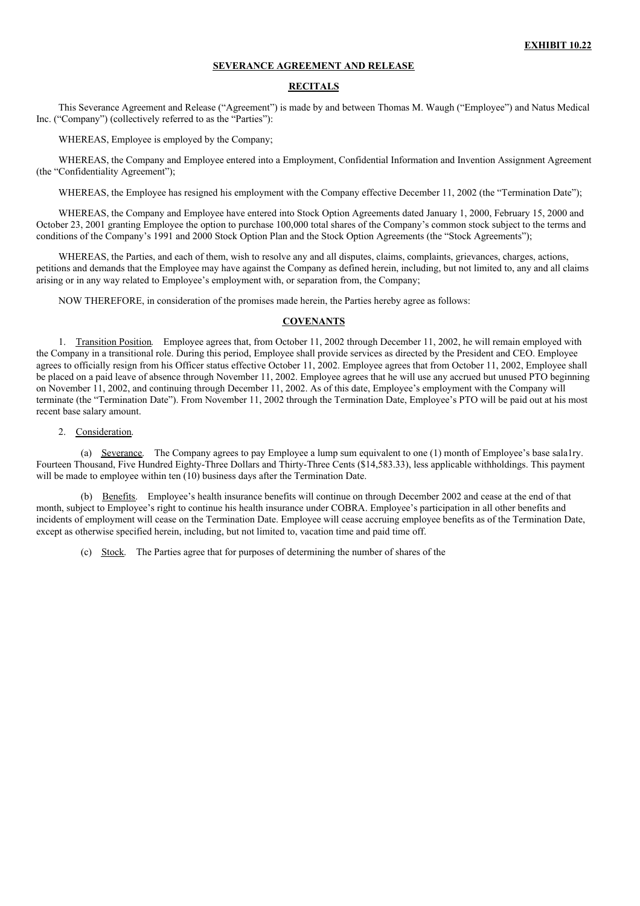**EXHIBIT 10.22**

**SEVERANCE AGREEMENT AND RELEASE**

**RECITALS**

This Severance Agreement and Release ("Agreement") is made by and between Thomas M. Waugh ("Employee") and Natus Medical Inc. ("Company") (collectively referred to as the "Parties"):

WHEREAS, Employee is employed by the Company;

WHEREAS, the Company and Employee entered into a Employment, Confidential Information and Invention Assignment Agreement (the "Confidentiality Agreement");

WHEREAS, the Employee has resigned his employment with the Company effective December 11, 2002 (the "Termination Date");

WHEREAS, the Company and Employee have entered into Stock Option Agreements dated January 1, 2000, February 15, 2000 and October 23, 2001 granting Employee the option to purchase 100,000 total shares of the Company's common stock subject to the terms and conditions of the Company's 1991 and 2000 Stock Option Plan and the Stock Option Agreements (the "Stock Agreements");

WHEREAS, the Parties, and each of them, wish to resolve any and all disputes, claims, complaints, grievances, charges, actions, petitions and demands that the Employee may have against the Company as defined herein, including, but not limited to, any and all claims arising or in any way related to Employee's employment with, or separation from, the Company;

NOW THEREFORE, in consideration of the promises made herein, the Parties hereby agree as follows:

**COVENANTS**

1. Transition Position. Employee agrees that, from October 11, 2002 through December 11, 2002, he will remain employed with the Company in a transitional role. During this period, Employee shall provide services as directed by the President and CEO. Employee agrees to officially resign from his Officer status effective October 11, 2002. Employee agrees that from October 11, 2002, Employee shall be placed on a paid leave of absence through November 11, 2002. Employee agrees that he will use any accrued but unused PTO beginning on November 11, 2002, and continuing through December 11, 2002. As of this date, Employee's employment with the Company will terminate (the "Termination Date"). From November 11, 2002 through the Termination Date, Employee's PTO will be paid out at his most recent base salary amount.

2. Consideration.

(a) Severance. The Company agrees to pay Employee a lump sum equivalent to one (1) month of Employee's base sala1ry. Fourteen Thousand, Five Hundred Eighty-Three Dollars and Thirty-Three Cents ($14,583.33), less applicable withholdings. This payment will be made to employee within ten (10) business days after the Termination Date.

(b) Benefits. Employee's health insurance benefits will continue on through December 2002 and cease at the end of that month, subject to Employee's right to continue his health insurance under COBRA. Employee's participation in all other benefits and incidents of employment will cease on the Termination Date. Employee will cease accruing employee benefits as of the Termination Date, except as otherwise specified herein, including, but not limited to, vacation time and paid time off.

(c) Stock. The Parties agree that for purposes of determining the number of shares of the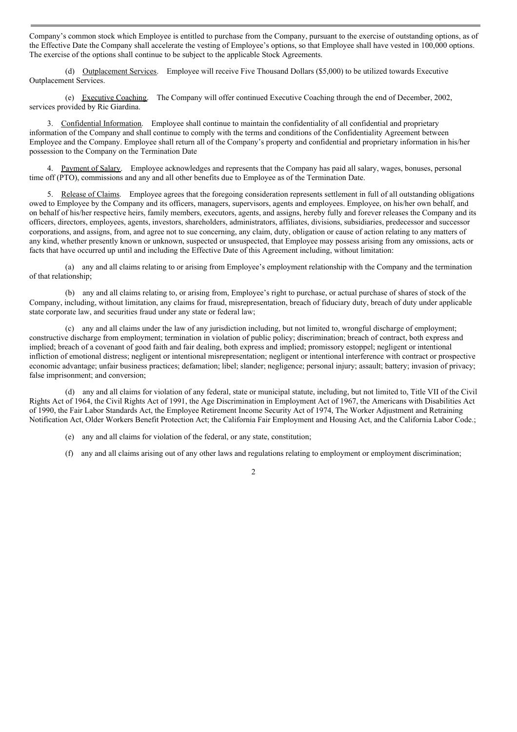Company's common stock which Employee is entitled to purchase from the Company, pursuant to the exercise of outstanding options, as of the Effective Date the Company shall accelerate the vesting of Employee's options, so that Employee shall have vested in 100,000 options. The exercise of the options shall continue to be subject to the applicable Stock Agreements.

(d) Outplacement Services. Employee will receive Five Thousand Dollars ($5,000) to be utilized towards Executive Outplacement Services.

(e) Executive Coaching. The Company will offer continued Executive Coaching through the end of December, 2002, services provided by Ric Giardina.

3. Confidential Information. Employee shall continue to maintain the confidentiality of all confidential and proprietary information of the Company and shall continue to comply with the terms and conditions of the Confidentiality Agreement between Employee and the Company. Employee shall return all of the Company's property and confidential and proprietary information in his/her possession to the Company on the Termination Date

4. Payment of Salary. Employee acknowledges and represents that the Company has paid all salary, wages, bonuses, personal time off (PTO), commissions and any and all other benefits due to Employee as of the Termination Date.

5. Release of Claims. Employee agrees that the foregoing consideration represents settlement in full of all outstanding obligations owed to Employee by the Company and its officers, managers, supervisors, agents and employees. Employee, on his/her own behalf, and on behalf of his/her respective heirs, family members, executors, agents, and assigns, hereby fully and forever releases the Company and its officers, directors, employees, agents, investors, shareholders, administrators, affiliates, divisions, subsidiaries, predecessor and successor corporations, and assigns, from, and agree not to sue concerning, any claim, duty, obligation or cause of action relating to any matters of any kind, whether presently known or unknown, suspected or unsuspected, that Employee may possess arising from any omissions, acts or facts that have occurred up until and including the Effective Date of this Agreement including, without limitation:

(a) any and all claims relating to or arising from Employee's employment relationship with the Company and the termination of that relationship;

(b) any and all claims relating to, or arising from, Employee's right to purchase, or actual purchase of shares of stock of the Company, including, without limitation, any claims for fraud, misrepresentation, breach of fiduciary duty, breach of duty under applicable state corporate law, and securities fraud under any state or federal law;

(c) any and all claims under the law of any jurisdiction including, but not limited to, wrongful discharge of employment; constructive discharge from employment; termination in violation of public policy; discrimination; breach of contract, both express and implied; breach of a covenant of good faith and fair dealing, both express and implied; promissory estoppel; negligent or intentional infliction of emotional distress; negligent or intentional misrepresentation; negligent or intentional interference with contract or prospective economic advantage; unfair business practices; defamation; libel; slander; negligence; personal injury; assault; battery; invasion of privacy; false imprisonment; and conversion;

(d) any and all claims for violation of any federal, state or municipal statute, including, but not limited to, Title VII of the Civil Rights Act of 1964, the Civil Rights Act of 1991, the Age Discrimination in Employment Act of 1967, the Americans with Disabilities Act of 1990, the Fair Labor Standards Act, the Employee Retirement Income Security Act of 1974, The Worker Adjustment and Retraining Notification Act, Older Workers Benefit Protection Act; the California Fair Employment and Housing Act, and the California Labor Code.;

(e) any and all claims for violation of the federal, or any state, constitution;

(f) any and all claims arising out of any other laws and regulations relating to employment or employment discrimination;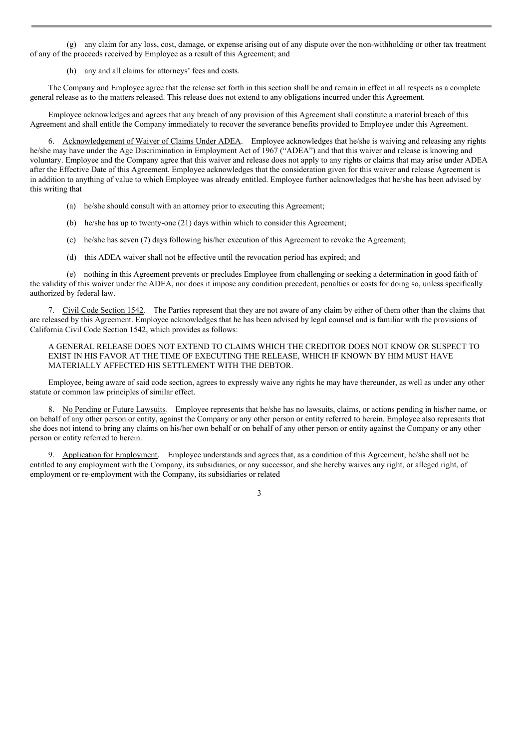(g) any claim for any loss, cost, damage, or expense arising out of any dispute over the non-withholding or other tax treatment of any of the proceeds received by Employee as a result of this Agreement; and

(h) any and all claims for attorneys' fees and costs.

The Company and Employee agree that the release set forth in this section shall be and remain in effect in all respects as a complete general release as to the matters released. This release does not extend to any obligations incurred under this Agreement.

Employee acknowledges and agrees that any breach of any provision of this Agreement shall constitute a material breach of this Agreement and shall entitle the Company immediately to recover the severance benefits provided to Employee under this Agreement.

6. Acknowledgement of Waiver of Claims Under ADEA. Employee acknowledges that he/she is waiving and releasing any rights he/she may have under the Age Discrimination in Employment Act of 1967 ("ADEA") and that this waiver and release is knowing and voluntary. Employee and the Company agree that this waiver and release does not apply to any rights or claims that may arise under ADEA after the Effective Date of this Agreement. Employee acknowledges that the consideration given for this waiver and release Agreement is in addition to anything of value to which Employee was already entitled. Employee further acknowledges that he/she has been advised by this writing that

(a) he/she should consult with an attorney prior to executing this Agreement;

(b) he/she has up to twenty-one (21) days within which to consider this Agreement;

(c) he/she has seven (7) days following his/her execution of this Agreement to revoke the Agreement;

(d) this ADEA waiver shall not be effective until the revocation period has expired; and

(e) nothing in this Agreement prevents or precludes Employee from challenging or seeking a determination in good faith of the validity of this waiver under the ADEA, nor does it impose any condition precedent, penalties or costs for doing so, unless specifically authorized by federal law.

7. Civil Code Section 1542. The Parties represent that they are not aware of any claim by either of them other than the claims that are released by this Agreement. Employee acknowledges that he has been advised by legal counsel and is familiar with the provisions of California Civil Code Section 1542, which provides as follows:

A GENERAL RELEASE DOES NOT EXTEND TO CLAIMS WHICH THE CREDITOR DOES NOT KNOW OR SUSPECT TO EXIST IN HIS FAVOR AT THE TIME OF EXECUTING THE RELEASE, WHICH IF KNOWN BY HIM MUST HAVE MATERIALLY AFFECTED HIS SETTLEMENT WITH THE DEBTOR.

Employee, being aware of said code section, agrees to expressly waive any rights he may have thereunder, as well as under any other statute or common law principles of similar effect.

8. No Pending or Future Lawsuits. Employee represents that he/she has no lawsuits, claims, or actions pending in his/her name, or on behalf of any other person or entity, against the Company or any other person or entity referred to herein. Employee also represents that she does not intend to bring any claims on his/her own behalf or on behalf of any other person or entity against the Company or any other person or entity referred to herein.

9. Application for Employment. Employee understands and agrees that, as a condition of this Agreement, he/she shall not be entitled to any employment with the Company, its subsidiaries, or any successor, and she hereby waives any right, or alleged right, of employment or re-employment with the Company, its subsidiaries or related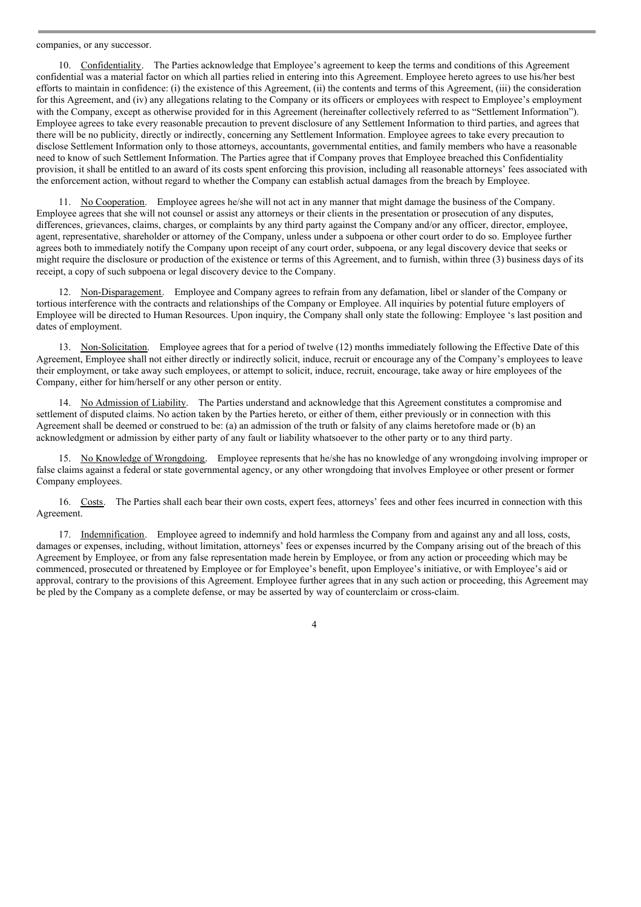companies, or any successor.

10. Confidentiality. The Parties acknowledge that Employee's agreement to keep the terms and conditions of this Agreement confidential was a material factor on which all parties relied in entering into this Agreement. Employee hereto agrees to use his/her best efforts to maintain in confidence: (i) the existence of this Agreement, (ii) the contents and terms of this Agreement, (iii) the consideration for this Agreement, and (iv) any allegations relating to the Company or its officers or employees with respect to Employee's employment with the Company, except as otherwise provided for in this Agreement (hereinafter collectively referred to as "Settlement Information"). Employee agrees to take every reasonable precaution to prevent disclosure of any Settlement Information to third parties, and agrees that there will be no publicity, directly or indirectly, concerning any Settlement Information. Employee agrees to take every precaution to disclose Settlement Information only to those attorneys, accountants, governmental entities, and family members who have a reasonable need to know of such Settlement Information. The Parties agree that if Company proves that Employee breached this Confidentiality provision, it shall be entitled to an award of its costs spent enforcing this provision, including all reasonable attorneys' fees associated with the enforcement action, without regard to whether the Company can establish actual damages from the breach by Employee.

11. No Cooperation. Employee agrees he/she will not act in any manner that might damage the business of the Company. Employee agrees that she will not counsel or assist any attorneys or their clients in the presentation or prosecution of any disputes, differences, grievances, claims, charges, or complaints by any third party against the Company and/or any officer, director, employee, agent, representative, shareholder or attorney of the Company, unless under a subpoena or other court order to do so. Employee further agrees both to immediately notify the Company upon receipt of any court order, subpoena, or any legal discovery device that seeks or might require the disclosure or production of the existence or terms of this Agreement, and to furnish, within three (3) business days of its receipt, a copy of such subpoena or legal discovery device to the Company.

12. Non-Disparagement. Employee and Company agrees to refrain from any defamation, libel or slander of the Company or tortious interference with the contracts and relationships of the Company or Employee. All inquiries by potential future employers of Employee will be directed to Human Resources. Upon inquiry, the Company shall only state the following: Employee 's last position and dates of employment.

13. Non-Solicitation. Employee agrees that for a period of twelve (12) months immediately following the Effective Date of this Agreement, Employee shall not either directly or indirectly solicit, induce, recruit or encourage any of the Company's employees to leave their employment, or take away such employees, or attempt to solicit, induce, recruit, encourage, take away or hire employees of the Company, either for him/herself or any other person or entity.

14. No Admission of Liability. The Parties understand and acknowledge that this Agreement constitutes a compromise and settlement of disputed claims. No action taken by the Parties hereto, or either of them, either previously or in connection with this Agreement shall be deemed or construed to be: (a) an admission of the truth or falsity of any claims heretofore made or (b) an acknowledgment or admission by either party of any fault or liability whatsoever to the other party or to any third party.

15. No Knowledge of Wrongdoing. Employee represents that he/she has no knowledge of any wrongdoing involving improper or false claims against a federal or state governmental agency, or any other wrongdoing that involves Employee or other present or former Company employees.

16. Costs. The Parties shall each bear their own costs, expert fees, attorneys' fees and other fees incurred in connection with this Agreement.

17. Indemnification. Employee agreed to indemnify and hold harmless the Company from and against any and all loss, costs, damages or expenses, including, without limitation, attorneys' fees or expenses incurred by the Company arising out of the breach of this Agreement by Employee, or from any false representation made herein by Employee, or from any action or proceeding which may be commenced, prosecuted or threatened by Employee or for Employee's benefit, upon Employee's initiative, or with Employee's aid or approval, contrary to the provisions of this Agreement. Employee further agrees that in any such action or proceeding, this Agreement may be pled by the Company as a complete defense, or may be asserted by way of counterclaim or cross-claim.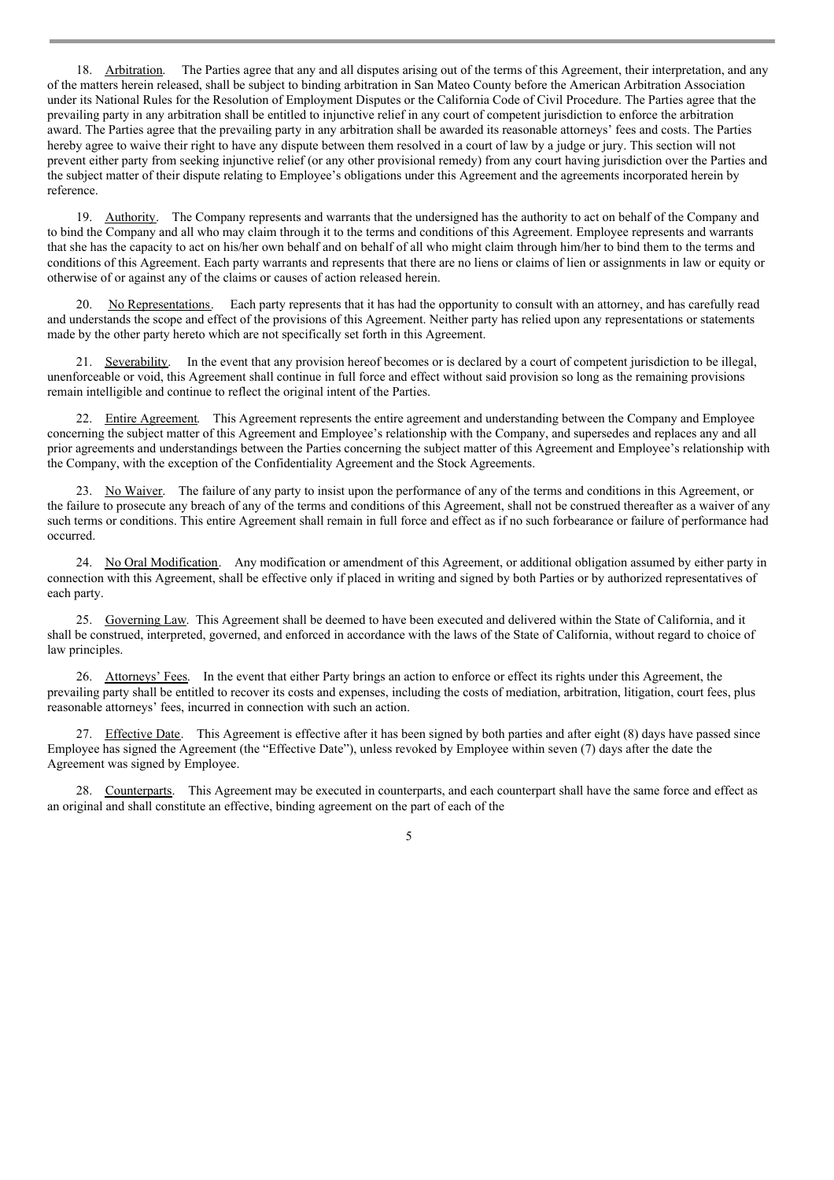18. Arbitration. The Parties agree that any and all disputes arising out of the terms of this Agreement, their interpretation, and any of the matters herein released, shall be subject to binding arbitration in San Mateo County before the American Arbitration Association under its National Rules for the Resolution of Employment Disputes or the California Code of Civil Procedure. The Parties agree that the prevailing party in any arbitration shall be entitled to injunctive relief in any court of competent jurisdiction to enforce the arbitration award. The Parties agree that the prevailing party in any arbitration shall be awarded its reasonable attorneys' fees and costs. The Parties hereby agree to waive their right to have any dispute between them resolved in a court of law by a judge or jury. This section will not prevent either party from seeking injunctive relief (or any other provisional remedy) from any court having jurisdiction over the Parties and the subject matter of their dispute relating to Employee's obligations under this Agreement and the agreements incorporated herein by reference.

19. Authority. The Company represents and warrants that the undersigned has the authority to act on behalf of the Company and to bind the Company and all who may claim through it to the terms and conditions of this Agreement. Employee represents and warrants that she has the capacity to act on his/her own behalf and on behalf of all who might claim through him/her to bind them to the terms and conditions of this Agreement. Each party warrants and represents that there are no liens or claims of lien or assignments in law or equity or otherwise of or against any of the claims or causes of action released herein.

20. No Representations. Each party represents that it has had the opportunity to consult with an attorney, and has carefully read and understands the scope and effect of the provisions of this Agreement. Neither party has relied upon any representations or statements made by the other party hereto which are not specifically set forth in this Agreement.

21. Severability. In the event that any provision hereof becomes or is declared by a court of competent jurisdiction to be illegal, unenforceable or void, this Agreement shall continue in full force and effect without said provision so long as the remaining provisions remain intelligible and continue to reflect the original intent of the Parties.

22. Entire Agreement. This Agreement represents the entire agreement and understanding between the Company and Employee concerning the subject matter of this Agreement and Employee's relationship with the Company, and supersedes and replaces any and all prior agreements and understandings between the Parties concerning the subject matter of this Agreement and Employee's relationship with the Company, with the exception of the Confidentiality Agreement and the Stock Agreements.

23. No Waiver. The failure of any party to insist upon the performance of any of the terms and conditions in this Agreement, or the failure to prosecute any breach of any of the terms and conditions of this Agreement, shall not be construed thereafter as a waiver of any such terms or conditions. This entire Agreement shall remain in full force and effect as if no such forbearance or failure of performance had occurred.

24. No Oral Modification. Any modification or amendment of this Agreement, or additional obligation assumed by either party in connection with this Agreement, shall be effective only if placed in writing and signed by both Parties or by authorized representatives of each party.

25. Governing Law. This Agreement shall be deemed to have been executed and delivered within the State of California, and it shall be construed, interpreted, governed, and enforced in accordance with the laws of the State of California, without regard to choice of law principles.

26. Attorneys' Fees. In the event that either Party brings an action to enforce or effect its rights under this Agreement, the prevailing party shall be entitled to recover its costs and expenses, including the costs of mediation, arbitration, litigation, court fees, plus reasonable attorneys' fees, incurred in connection with such an action.

27. Effective Date. This Agreement is effective after it has been signed by both parties and after eight (8) days have passed since Employee has signed the Agreement (the "Effective Date"), unless revoked by Employee within seven (7) days after the date the Agreement was signed by Employee.

28. Counterparts. This Agreement may be executed in counterparts, and each counterpart shall have the same force and effect as an original and shall constitute an effective, binding agreement on the part of each of the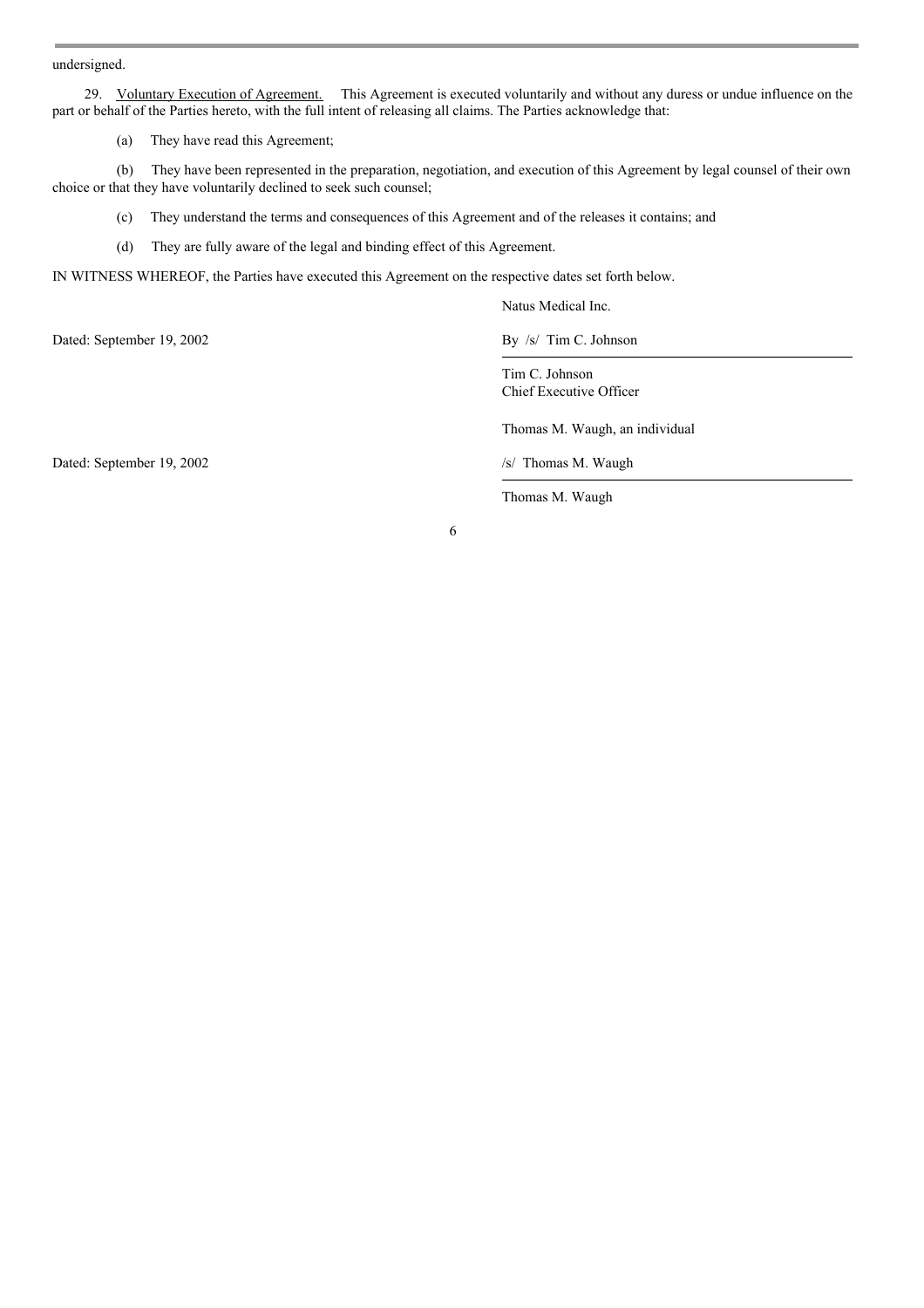undersigned.

29. Voluntary Execution of Agreement. This Agreement is executed voluntarily and without any duress or undue influence on the part or behalf of the Parties hereto, with the full intent of releasing all claims. The Parties acknowledge that:

(a) They have read this Agreement;

(b) They have been represented in the preparation, negotiation, and execution of this Agreement by legal counsel of their own choice or that they have voluntarily declined to seek such counsel;

(c) They understand the terms and consequences of this Agreement and of the releases it contains; and

(d) They are fully aware of the legal and binding effect of this Agreement.

IN WITNESS WHEREOF, the Parties have executed this Agreement on the respective dates set forth below.

Natus Medical Inc.

Dated: September 19, 2002

By /s/ Tim C. Johnson

Tim C. Johnson
Chief Executive Officer

Thomas M. Waugh, an individual

Dated: September 19, 2002

/s/ Thomas M. Waugh

Thomas M. Waugh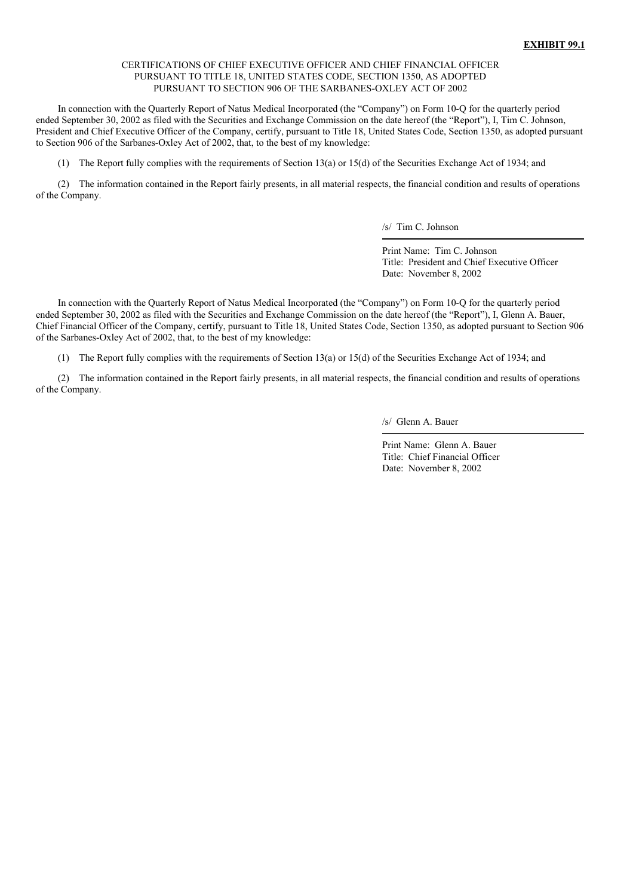**EXHIBIT 99.1**

CERTIFICATIONS OF CHIEF EXECUTIVE OFFICER AND CHIEF FINANCIAL OFFICER PURSUANT TO TITLE 18, UNITED STATES CODE, SECTION 1350, AS ADOPTED PURSUANT TO SECTION 906 OF THE SARBANES-OXLEY ACT OF 2002

In connection with the Quarterly Report of Natus Medical Incorporated (the "Company") on Form 10-Q for the quarterly period ended September 30, 2002 as filed with the Securities and Exchange Commission on the date hereof (the "Report"), I, Tim C. Johnson, President and Chief Executive Officer of the Company, certify, pursuant to Title 18, United States Code, Section 1350, as adopted pursuant to Section 906 of the Sarbanes-Oxley Act of 2002, that, to the best of my knowledge:

(1) The Report fully complies with the requirements of Section 13(a) or 15(d) of the Securities Exchange Act of 1934; and

(2) The information contained in the Report fairly presents, in all material respects, the financial condition and results of operations of the Company.

/s/ Tim C. Johnson

Print Name: Tim C. Johnson
Title: President and Chief Executive Officer
Date: November 8, 2002

In connection with the Quarterly Report of Natus Medical Incorporated (the "Company") on Form 10-Q for the quarterly period ended September 30, 2002 as filed with the Securities and Exchange Commission on the date hereof (the "Report"), I, Glenn A. Bauer, Chief Financial Officer of the Company, certify, pursuant to Title 18, United States Code, Section 1350, as adopted pursuant to Section 906 of the Sarbanes-Oxley Act of 2002, that, to the best of my knowledge:

(1) The Report fully complies with the requirements of Section 13(a) or 15(d) of the Securities Exchange Act of 1934; and

(2) The information contained in the Report fairly presents, in all material respects, the financial condition and results of operations of the Company.

/s/ Glenn A. Bauer

Print Name: Glenn A. Bauer
Title: Chief Financial Officer
Date: November 8, 2002